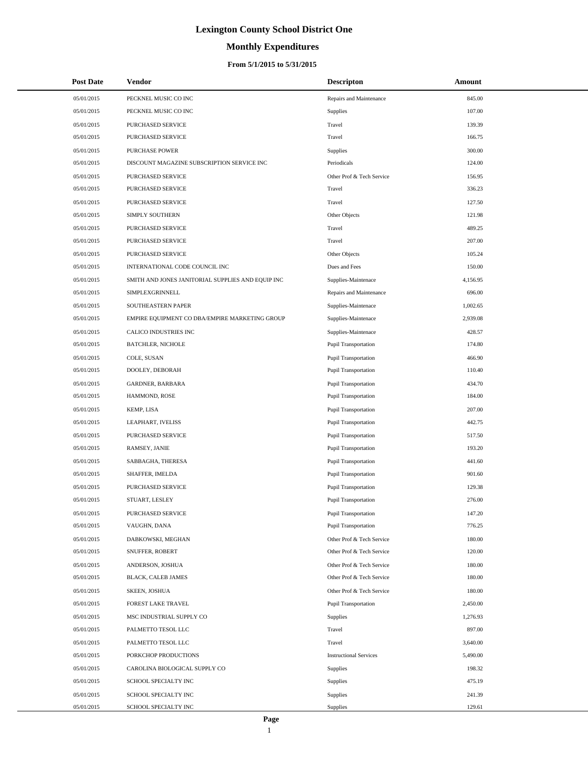# Lexington County School District One

## Monthly Expenditures

### From 5/1/2015 to 5/31/2015

| Post Date | Vendor | Descripton | Amount |
|---|---|---|---|
| 05/01/2015 | PECKNEL MUSIC CO INC | Repairs and Maintenance | 845.00 |
| 05/01/2015 | PECKNEL MUSIC CO INC | Supplies | 107.00 |
| 05/01/2015 | PURCHASED SERVICE | Travel | 139.39 |
| 05/01/2015 | PURCHASED SERVICE | Travel | 166.75 |
| 05/01/2015 | PURCHASE POWER | Supplies | 300.00 |
| 05/01/2015 | DISCOUNT MAGAZINE SUBSCRIPTION SERVICE INC | Periodicals | 124.00 |
| 05/01/2015 | PURCHASED SERVICE | Other Prof & Tech Service | 156.95 |
| 05/01/2015 | PURCHASED SERVICE | Travel | 336.23 |
| 05/01/2015 | PURCHASED SERVICE | Travel | 127.50 |
| 05/01/2015 | SIMPLY SOUTHERN | Other Objects | 121.98 |
| 05/01/2015 | PURCHASED SERVICE | Travel | 489.25 |
| 05/01/2015 | PURCHASED SERVICE | Travel | 207.00 |
| 05/01/2015 | PURCHASED SERVICE | Other Objects | 105.24 |
| 05/01/2015 | INTERNATIONAL CODE COUNCIL INC | Dues and Fees | 150.00 |
| 05/01/2015 | SMITH AND JONES JANITORIAL SUPPLIES AND EQUIP INC | Supplies-Maintenace | 4,156.95 |
| 05/01/2015 | SIMPLEXGRINNELL | Repairs and Maintenance | 696.00 |
| 05/01/2015 | SOUTHEASTERN PAPER | Supplies-Maintenace | 1,002.65 |
| 05/01/2015 | EMPIRE EQUIPMENT CO DBA/EMPIRE MARKETING GROUP | Supplies-Maintenace | 2,939.08 |
| 05/01/2015 | CALICO INDUSTRIES INC | Supplies-Maintenace | 428.57 |
| 05/01/2015 | BATCHLER, NICHOLE | Pupil Transportation | 174.80 |
| 05/01/2015 | COLE, SUSAN | Pupil Transportation | 466.90 |
| 05/01/2015 | DOOLEY, DEBORAH | Pupil Transportation | 110.40 |
| 05/01/2015 | GARDNER, BARBARA | Pupil Transportation | 434.70 |
| 05/01/2015 | HAMMOND, ROSE | Pupil Transportation | 184.00 |
| 05/01/2015 | KEMP, LISA | Pupil Transportation | 207.00 |
| 05/01/2015 | LEAPHART, IVELISS | Pupil Transportation | 442.75 |
| 05/01/2015 | PURCHASED SERVICE | Pupil Transportation | 517.50 |
| 05/01/2015 | RAMSEY, JANIE | Pupil Transportation | 193.20 |
| 05/01/2015 | SABBAGHA, THERESA | Pupil Transportation | 441.60 |
| 05/01/2015 | SHAFFER, IMELDA | Pupil Transportation | 901.60 |
| 05/01/2015 | PURCHASED SERVICE | Pupil Transportation | 129.38 |
| 05/01/2015 | STUART, LESLEY | Pupil Transportation | 276.00 |
| 05/01/2015 | PURCHASED SERVICE | Pupil Transportation | 147.20 |
| 05/01/2015 | VAUGHN, DANA | Pupil Transportation | 776.25 |
| 05/01/2015 | DABKOWSKI, MEGHAN | Other Prof & Tech Service | 180.00 |
| 05/01/2015 | SNUFFER, ROBERT | Other Prof & Tech Service | 120.00 |
| 05/01/2015 | ANDERSON, JOSHUA | Other Prof & Tech Service | 180.00 |
| 05/01/2015 | BLACK, CALEB JAMES | Other Prof & Tech Service | 180.00 |
| 05/01/2015 | SKEEN, JOSHUA | Other Prof & Tech Service | 180.00 |
| 05/01/2015 | FOREST LAKE TRAVEL | Pupil Transportation | 2,450.00 |
| 05/01/2015 | MSC INDUSTRIAL SUPPLY CO | Supplies | 1,276.93 |
| 05/01/2015 | PALMETTO TESOL LLC | Travel | 897.00 |
| 05/01/2015 | PALMETTO TESOL LLC | Travel | 3,640.00 |
| 05/01/2015 | PORKCHOP PRODUCTIONS | Instructional Services | 5,490.00 |
| 05/01/2015 | CAROLINA BIOLOGICAL SUPPLY CO | Supplies | 198.32 |
| 05/01/2015 | SCHOOL SPECIALTY INC | Supplies | 475.19 |
| 05/01/2015 | SCHOOL SPECIALTY INC | Supplies | 241.39 |
| 05/01/2015 | SCHOOL SPECIALTY INC | Supplies | 129.61 |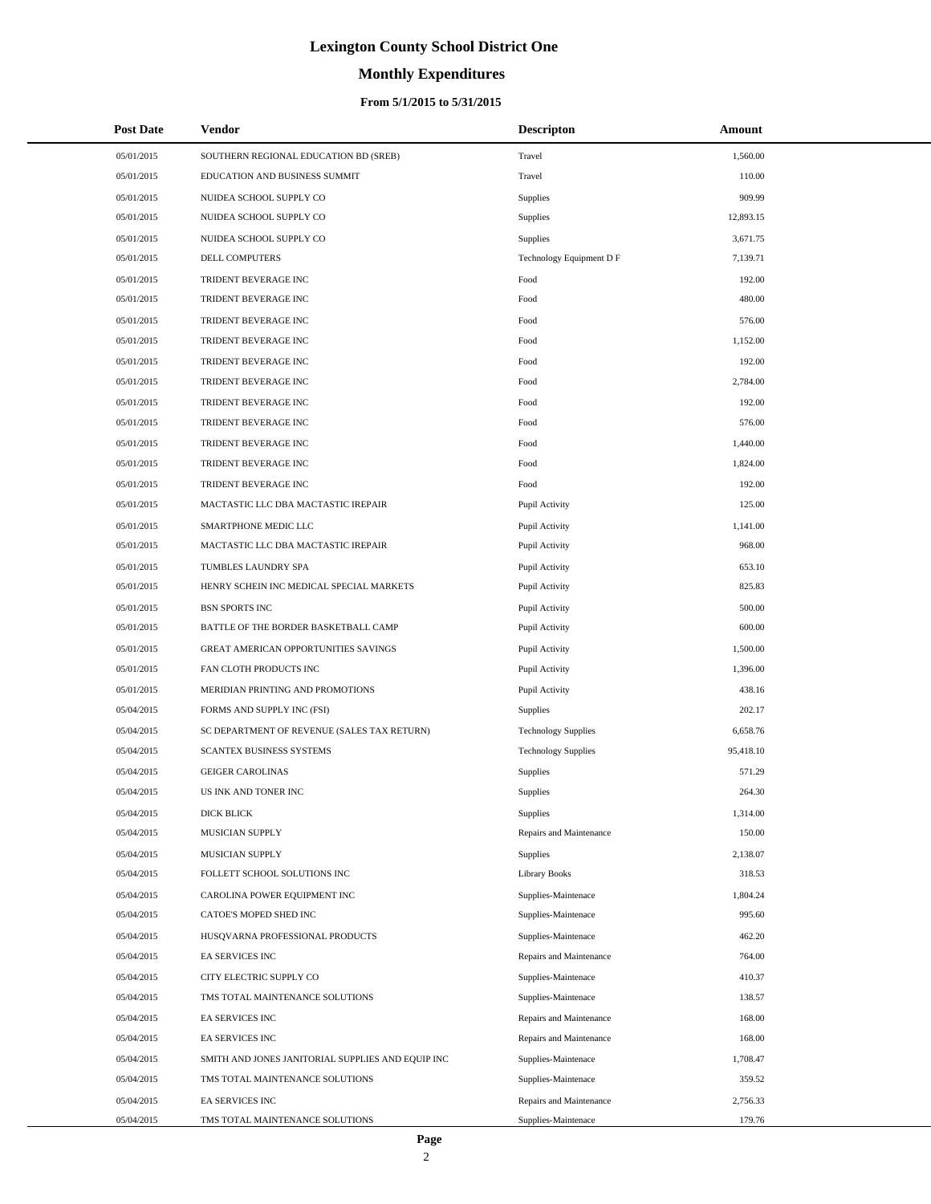# Lexington County School District One

## Monthly Expenditures

### From 5/1/2015 to 5/31/2015

| Post Date | Vendor | Descripton | Amount |
|---|---|---|---|
| 05/01/2015 | SOUTHERN REGIONAL EDUCATION BD (SREB) | Travel | 1,560.00 |
| 05/01/2015 | EDUCATION AND BUSINESS SUMMIT | Travel | 110.00 |
| 05/01/2015 | NUIDEA SCHOOL SUPPLY CO | Supplies | 909.99 |
| 05/01/2015 | NUIDEA SCHOOL SUPPLY CO | Supplies | 12,893.15 |
| 05/01/2015 | NUIDEA SCHOOL SUPPLY CO | Supplies | 3,671.75 |
| 05/01/2015 | DELL COMPUTERS | Technology Equipment D F | 7,139.71 |
| 05/01/2015 | TRIDENT BEVERAGE INC | Food | 192.00 |
| 05/01/2015 | TRIDENT BEVERAGE INC | Food | 480.00 |
| 05/01/2015 | TRIDENT BEVERAGE INC | Food | 576.00 |
| 05/01/2015 | TRIDENT BEVERAGE INC | Food | 1,152.00 |
| 05/01/2015 | TRIDENT BEVERAGE INC | Food | 192.00 |
| 05/01/2015 | TRIDENT BEVERAGE INC | Food | 2,784.00 |
| 05/01/2015 | TRIDENT BEVERAGE INC | Food | 192.00 |
| 05/01/2015 | TRIDENT BEVERAGE INC | Food | 576.00 |
| 05/01/2015 | TRIDENT BEVERAGE INC | Food | 1,440.00 |
| 05/01/2015 | TRIDENT BEVERAGE INC | Food | 1,824.00 |
| 05/01/2015 | TRIDENT BEVERAGE INC | Food | 192.00 |
| 05/01/2015 | MACTASTIC LLC DBA MACTASTIC IREPAIR | Pupil Activity | 125.00 |
| 05/01/2015 | SMARTPHONE MEDIC LLC | Pupil Activity | 1,141.00 |
| 05/01/2015 | MACTASTIC LLC DBA MACTASTIC IREPAIR | Pupil Activity | 968.00 |
| 05/01/2015 | TUMBLES LAUNDRY SPA | Pupil Activity | 653.10 |
| 05/01/2015 | HENRY SCHEIN INC MEDICAL SPECIAL MARKETS | Pupil Activity | 825.83 |
| 05/01/2015 | BSN SPORTS INC | Pupil Activity | 500.00 |
| 05/01/2015 | BATTLE OF THE BORDER BASKETBALL CAMP | Pupil Activity | 600.00 |
| 05/01/2015 | GREAT AMERICAN OPPORTUNITIES SAVINGS | Pupil Activity | 1,500.00 |
| 05/01/2015 | FAN CLOTH PRODUCTS INC | Pupil Activity | 1,396.00 |
| 05/01/2015 | MERIDIAN PRINTING AND PROMOTIONS | Pupil Activity | 438.16 |
| 05/04/2015 | FORMS AND SUPPLY INC (FSI) | Supplies | 202.17 |
| 05/04/2015 | SC DEPARTMENT OF REVENUE (SALES TAX RETURN) | Technology Supplies | 6,658.76 |
| 05/04/2015 | SCANTEX BUSINESS SYSTEMS | Technology Supplies | 95,418.10 |
| 05/04/2015 | GEIGER CAROLINAS | Supplies | 571.29 |
| 05/04/2015 | US INK AND TONER INC | Supplies | 264.30 |
| 05/04/2015 | DICK BLICK | Supplies | 1,314.00 |
| 05/04/2015 | MUSICIAN SUPPLY | Repairs and Maintenance | 150.00 |
| 05/04/2015 | MUSICIAN SUPPLY | Supplies | 2,138.07 |
| 05/04/2015 | FOLLETT SCHOOL SOLUTIONS INC | Library Books | 318.53 |
| 05/04/2015 | CAROLINA POWER EQUIPMENT INC | Supplies-Maintenace | 1,804.24 |
| 05/04/2015 | CATOE'S MOPED SHED INC | Supplies-Maintenace | 995.60 |
| 05/04/2015 | HUSQVARNA PROFESSIONAL PRODUCTS | Supplies-Maintenace | 462.20 |
| 05/04/2015 | EA SERVICES INC | Repairs and Maintenance | 764.00 |
| 05/04/2015 | CITY ELECTRIC SUPPLY CO | Supplies-Maintenace | 410.37 |
| 05/04/2015 | TMS TOTAL MAINTENANCE SOLUTIONS | Supplies-Maintenace | 138.57 |
| 05/04/2015 | EA SERVICES INC | Repairs and Maintenance | 168.00 |
| 05/04/2015 | EA SERVICES INC | Repairs and Maintenance | 168.00 |
| 05/04/2015 | SMITH AND JONES JANITORIAL SUPPLIES AND EQUIP INC | Supplies-Maintenace | 1,708.47 |
| 05/04/2015 | TMS TOTAL MAINTENANCE SOLUTIONS | Supplies-Maintenace | 359.52 |
| 05/04/2015 | EA SERVICES INC | Repairs and Maintenance | 2,756.33 |
| 05/04/2015 | TMS TOTAL MAINTENANCE SOLUTIONS | Supplies-Maintenace | 179.76 |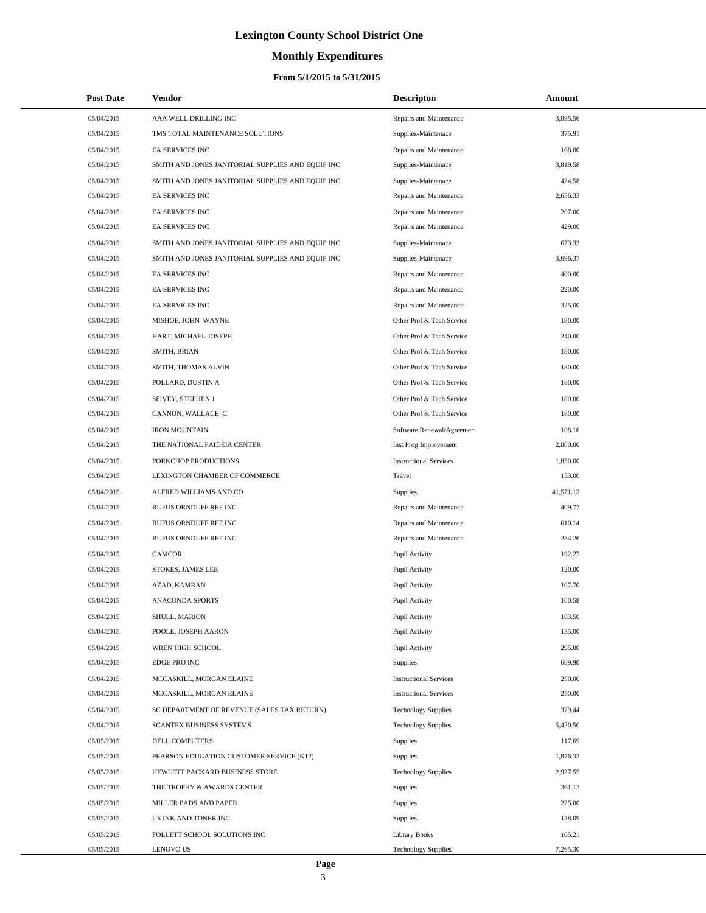# Lexington County School District One

## Monthly Expenditures

### From 5/1/2015 to 5/31/2015

| Post Date | Vendor | Descripton | Amount |
|---|---|---|---|
| 05/04/2015 | AAA WELL DRILLING INC | Repairs and Maintenance | 3,095.56 |
| 05/04/2015 | TMS TOTAL MAINTENANCE SOLUTIONS | Supplies-Maintenace | 375.91 |
| 05/04/2015 | EA SERVICES INC | Repairs and Maintenance | 168.00 |
| 05/04/2015 | SMITH AND JONES JANITORIAL SUPPLIES AND EQUIP INC | Supplies-Maintenace | 3,819.58 |
| 05/04/2015 | SMITH AND JONES JANITORIAL SUPPLIES AND EQUIP INC | Supplies-Maintenace | 424.58 |
| 05/04/2015 | EA SERVICES INC | Repairs and Maintenance | 2,656.33 |
| 05/04/2015 | EA SERVICES INC | Repairs and Maintenance | 207.00 |
| 05/04/2015 | EA SERVICES INC | Repairs and Maintenance | 429.00 |
| 05/04/2015 | SMITH AND JONES JANITORIAL SUPPLIES AND EQUIP INC | Supplies-Maintenace | 673.33 |
| 05/04/2015 | SMITH AND JONES JANITORIAL SUPPLIES AND EQUIP INC | Supplies-Maintenace | 3,696.37 |
| 05/04/2015 | EA SERVICES INC | Repairs and Maintenance | 400.00 |
| 05/04/2015 | EA SERVICES INC | Repairs and Maintenance | 220.00 |
| 05/04/2015 | EA SERVICES INC | Repairs and Maintenance | 325.00 |
| 05/04/2015 | MISHOE, JOHN WAYNE | Other Prof & Tech Service | 180.00 |
| 05/04/2015 | HART, MICHAEL JOSEPH | Other Prof & Tech Service | 240.00 |
| 05/04/2015 | SMITH, BRIAN | Other Prof & Tech Service | 180.00 |
| 05/04/2015 | SMITH, THOMAS ALVIN | Other Prof & Tech Service | 180.00 |
| 05/04/2015 | POLLARD, DUSTIN A | Other Prof & Tech Service | 180.00 |
| 05/04/2015 | SPIVEY, STEPHEN J | Other Prof & Tech Service | 180.00 |
| 05/04/2015 | CANNON, WALLACE C | Other Prof & Tech Service | 180.00 |
| 05/04/2015 | IRON MOUNTAIN | Software Renewal/Agreemen | 108.16 |
| 05/04/2015 | THE NATIONAL PAIDEIA CENTER | Inst Prog Improvement | 2,000.00 |
| 05/04/2015 | PORKCHOP PRODUCTIONS | Instructional Services | 1,830.00 |
| 05/04/2015 | LEXINGTON CHAMBER OF COMMERCE | Travel | 153.00 |
| 05/04/2015 | ALFRED WILLIAMS AND CO | Supplies | 41,571.12 |
| 05/04/2015 | RUFUS ORNDUFF REF INC | Repairs and Maintenance | 409.77 |
| 05/04/2015 | RUFUS ORNDUFF REF INC | Repairs and Maintenance | 610.14 |
| 05/04/2015 | RUFUS ORNDUFF REF INC | Repairs and Maintenance | 284.26 |
| 05/04/2015 | CAMCOR | Pupil Activity | 192.27 |
| 05/04/2015 | STOKES, JAMES LEE | Pupil Activity | 120.00 |
| 05/04/2015 | AZAD, KAMRAN | Pupil Activity | 107.70 |
| 05/04/2015 | ANACONDA SPORTS | Pupil Activity | 100.58 |
| 05/04/2015 | SHULL, MARION | Pupil Activity | 103.50 |
| 05/04/2015 | POOLE, JOSEPH AARON | Pupil Activity | 135.00 |
| 05/04/2015 | WREN HIGH SCHOOL | Pupil Activity | 295.00 |
| 05/04/2015 | EDGE PRO INC | Supplies | 609.90 |
| 05/04/2015 | MCCASKILL, MORGAN ELAINE | Instructional Services | 250.00 |
| 05/04/2015 | MCCASKILL, MORGAN ELAINE | Instructional Services | 250.00 |
| 05/04/2015 | SC DEPARTMENT OF REVENUE (SALES TAX RETURN) | Technology Supplies | 379.44 |
| 05/04/2015 | SCANTEX BUSINESS SYSTEMS | Technology Supplies | 5,420.50 |
| 05/05/2015 | DELL COMPUTERS | Supplies | 117.69 |
| 05/05/2015 | PEARSON EDUCATION CUSTOMER SERVICE (K12) | Supplies | 1,876.33 |
| 05/05/2015 | HEWLETT PACKARD BUSINESS STORE | Technology Supplies | 2,927.55 |
| 05/05/2015 | THE TROPHY & AWARDS CENTER | Supplies | 361.13 |
| 05/05/2015 | MILLER PADS AND PAPER | Supplies | 225.00 |
| 05/05/2015 | US INK AND TONER INC | Supplies | 128.09 |
| 05/05/2015 | FOLLETT SCHOOL SOLUTIONS INC | Library Books | 105.21 |
| 05/05/2015 | LENOVO US | Technology Supplies | 7,265.30 |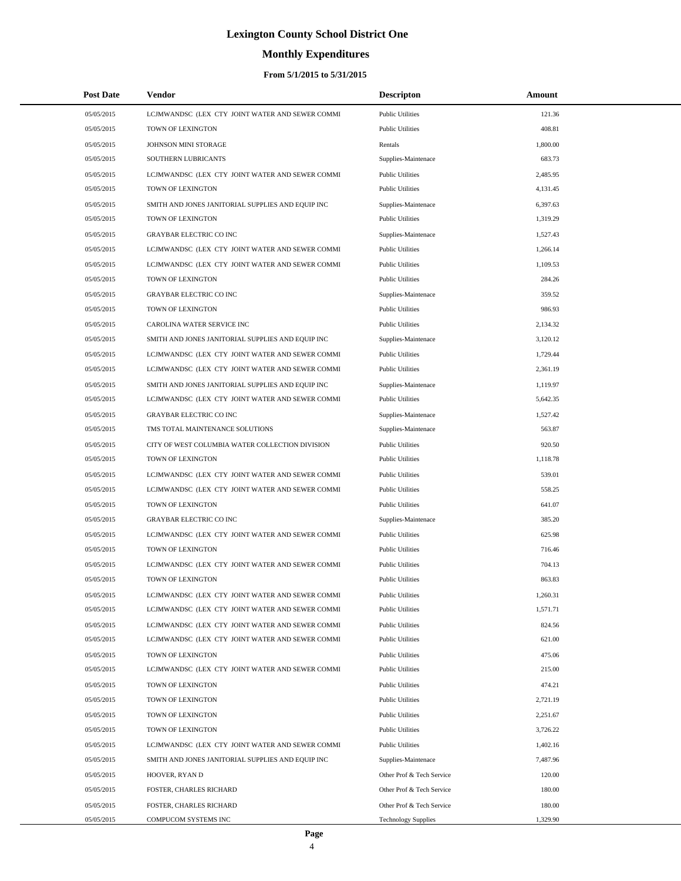# Lexington County School District One

## Monthly Expenditures

### From 5/1/2015 to 5/31/2015

| Post Date | Vendor | Descripton | Amount |
|---|---|---|---|
| 05/05/2015 | LCJMWANDSC (LEX CTY JOINT WATER AND SEWER COMMI | Public Utilities | 121.36 |
| 05/05/2015 | TOWN OF LEXINGTON | Public Utilities | 408.81 |
| 05/05/2015 | JOHNSON MINI STORAGE | Rentals | 1,800.00 |
| 05/05/2015 | SOUTHERN LUBRICANTS | Supplies-Maintenace | 683.73 |
| 05/05/2015 | LCJMWANDSC (LEX CTY JOINT WATER AND SEWER COMMI | Public Utilities | 2,485.95 |
| 05/05/2015 | TOWN OF LEXINGTON | Public Utilities | 4,131.45 |
| 05/05/2015 | SMITH AND JONES JANITORIAL SUPPLIES AND EQUIP INC | Supplies-Maintenace | 6,397.63 |
| 05/05/2015 | TOWN OF LEXINGTON | Public Utilities | 1,319.29 |
| 05/05/2015 | GRAYBAR ELECTRIC CO INC | Supplies-Maintenace | 1,527.43 |
| 05/05/2015 | LCJMWANDSC (LEX CTY JOINT WATER AND SEWER COMMI | Public Utilities | 1,266.14 |
| 05/05/2015 | LCJMWANDSC (LEX CTY JOINT WATER AND SEWER COMMI | Public Utilities | 1,109.53 |
| 05/05/2015 | TOWN OF LEXINGTON | Public Utilities | 284.26 |
| 05/05/2015 | GRAYBAR ELECTRIC CO INC | Supplies-Maintenace | 359.52 |
| 05/05/2015 | TOWN OF LEXINGTON | Public Utilities | 986.93 |
| 05/05/2015 | CAROLINA WATER SERVICE INC | Public Utilities | 2,134.32 |
| 05/05/2015 | SMITH AND JONES JANITORIAL SUPPLIES AND EQUIP INC | Supplies-Maintenace | 3,120.12 |
| 05/05/2015 | LCJMWANDSC (LEX CTY JOINT WATER AND SEWER COMMI | Public Utilities | 1,729.44 |
| 05/05/2015 | LCJMWANDSC (LEX CTY JOINT WATER AND SEWER COMMI | Public Utilities | 2,361.19 |
| 05/05/2015 | SMITH AND JONES JANITORIAL SUPPLIES AND EQUIP INC | Supplies-Maintenace | 1,119.97 |
| 05/05/2015 | LCJMWANDSC (LEX CTY JOINT WATER AND SEWER COMMI | Public Utilities | 5,642.35 |
| 05/05/2015 | GRAYBAR ELECTRIC CO INC | Supplies-Maintenace | 1,527.42 |
| 05/05/2015 | TMS TOTAL MAINTENANCE SOLUTIONS | Supplies-Maintenace | 563.87 |
| 05/05/2015 | CITY OF WEST COLUMBIA WATER COLLECTION DIVISION | Public Utilities | 920.50 |
| 05/05/2015 | TOWN OF LEXINGTON | Public Utilities | 1,118.78 |
| 05/05/2015 | LCJMWANDSC (LEX CTY JOINT WATER AND SEWER COMMI | Public Utilities | 539.01 |
| 05/05/2015 | LCJMWANDSC (LEX CTY JOINT WATER AND SEWER COMMI | Public Utilities | 558.25 |
| 05/05/2015 | TOWN OF LEXINGTON | Public Utilities | 641.07 |
| 05/05/2015 | GRAYBAR ELECTRIC CO INC | Supplies-Maintenace | 385.20 |
| 05/05/2015 | LCJMWANDSC (LEX CTY JOINT WATER AND SEWER COMMI | Public Utilities | 625.98 |
| 05/05/2015 | TOWN OF LEXINGTON | Public Utilities | 716.46 |
| 05/05/2015 | LCJMWANDSC (LEX CTY JOINT WATER AND SEWER COMMI | Public Utilities | 704.13 |
| 05/05/2015 | TOWN OF LEXINGTON | Public Utilities | 863.83 |
| 05/05/2015 | LCJMWANDSC (LEX CTY JOINT WATER AND SEWER COMMI | Public Utilities | 1,260.31 |
| 05/05/2015 | LCJMWANDSC (LEX CTY JOINT WATER AND SEWER COMMI | Public Utilities | 1,571.71 |
| 05/05/2015 | LCJMWANDSC (LEX CTY JOINT WATER AND SEWER COMMI | Public Utilities | 824.56 |
| 05/05/2015 | LCJMWANDSC (LEX CTY JOINT WATER AND SEWER COMMI | Public Utilities | 621.00 |
| 05/05/2015 | TOWN OF LEXINGTON | Public Utilities | 475.06 |
| 05/05/2015 | LCJMWANDSC (LEX CTY JOINT WATER AND SEWER COMMI | Public Utilities | 215.00 |
| 05/05/2015 | TOWN OF LEXINGTON | Public Utilities | 474.21 |
| 05/05/2015 | TOWN OF LEXINGTON | Public Utilities | 2,721.19 |
| 05/05/2015 | TOWN OF LEXINGTON | Public Utilities | 2,251.67 |
| 05/05/2015 | TOWN OF LEXINGTON | Public Utilities | 3,726.22 |
| 05/05/2015 | LCJMWANDSC (LEX CTY JOINT WATER AND SEWER COMMI | Public Utilities | 1,402.16 |
| 05/05/2015 | SMITH AND JONES JANITORIAL SUPPLIES AND EQUIP INC | Supplies-Maintenace | 7,487.96 |
| 05/05/2015 | HOOVER, RYAN D | Other Prof & Tech Service | 120.00 |
| 05/05/2015 | FOSTER, CHARLES RICHARD | Other Prof & Tech Service | 180.00 |
| 05/05/2015 | FOSTER, CHARLES RICHARD | Other Prof & Tech Service | 180.00 |
| 05/05/2015 | COMPUCOM SYSTEMS INC | Technology Supplies | 1,329.90 |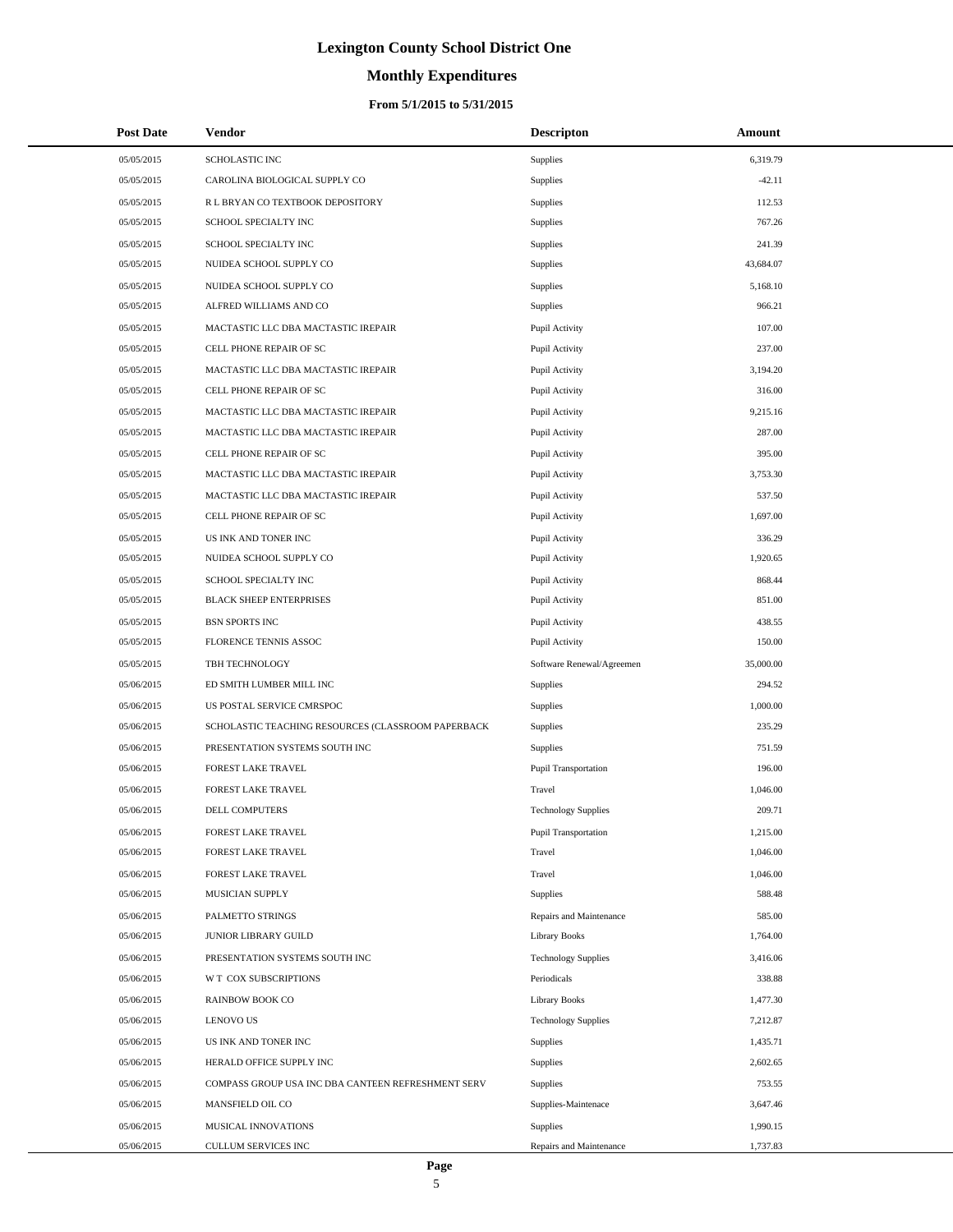# Lexington County School District One

## Monthly Expenditures

### From 5/1/2015 to 5/31/2015

| Post Date | Vendor | Descripton | Amount |
|---|---|---|---|
| 05/05/2015 | SCHOLASTIC INC | Supplies | 6,319.79 |
| 05/05/2015 | CAROLINA BIOLOGICAL SUPPLY CO | Supplies | -42.11 |
| 05/05/2015 | R L BRYAN CO TEXTBOOK DEPOSITORY | Supplies | 112.53 |
| 05/05/2015 | SCHOOL SPECIALTY INC | Supplies | 767.26 |
| 05/05/2015 | SCHOOL SPECIALTY INC | Supplies | 241.39 |
| 05/05/2015 | NUIDEA SCHOOL SUPPLY CO | Supplies | 43,684.07 |
| 05/05/2015 | NUIDEA SCHOOL SUPPLY CO | Supplies | 5,168.10 |
| 05/05/2015 | ALFRED WILLIAMS AND CO | Supplies | 966.21 |
| 05/05/2015 | MACTASTIC LLC DBA MACTASTIC IREPAIR | Pupil Activity | 107.00 |
| 05/05/2015 | CELL PHONE REPAIR OF SC | Pupil Activity | 237.00 |
| 05/05/2015 | MACTASTIC LLC DBA MACTASTIC IREPAIR | Pupil Activity | 3,194.20 |
| 05/05/2015 | CELL PHONE REPAIR OF SC | Pupil Activity | 316.00 |
| 05/05/2015 | MACTASTIC LLC DBA MACTASTIC IREPAIR | Pupil Activity | 9,215.16 |
| 05/05/2015 | MACTASTIC LLC DBA MACTASTIC IREPAIR | Pupil Activity | 287.00 |
| 05/05/2015 | CELL PHONE REPAIR OF SC | Pupil Activity | 395.00 |
| 05/05/2015 | MACTASTIC LLC DBA MACTASTIC IREPAIR | Pupil Activity | 3,753.30 |
| 05/05/2015 | MACTASTIC LLC DBA MACTASTIC IREPAIR | Pupil Activity | 537.50 |
| 05/05/2015 | CELL PHONE REPAIR OF SC | Pupil Activity | 1,697.00 |
| 05/05/2015 | US INK AND TONER INC | Pupil Activity | 336.29 |
| 05/05/2015 | NUIDEA SCHOOL SUPPLY CO | Pupil Activity | 1,920.65 |
| 05/05/2015 | SCHOOL SPECIALTY INC | Pupil Activity | 868.44 |
| 05/05/2015 | BLACK SHEEP ENTERPRISES | Pupil Activity | 851.00 |
| 05/05/2015 | BSN SPORTS INC | Pupil Activity | 438.55 |
| 05/05/2015 | FLORENCE TENNIS ASSOC | Pupil Activity | 150.00 |
| 05/05/2015 | TBH TECHNOLOGY | Software Renewal/Agreemen | 35,000.00 |
| 05/06/2015 | ED SMITH LUMBER MILL INC | Supplies | 294.52 |
| 05/06/2015 | US POSTAL SERVICE CMRSPOC | Supplies | 1,000.00 |
| 05/06/2015 | SCHOLASTIC TEACHING RESOURCES (CLASSROOM PAPERBACK | Supplies | 235.29 |
| 05/06/2015 | PRESENTATION SYSTEMS SOUTH INC | Supplies | 751.59 |
| 05/06/2015 | FOREST LAKE TRAVEL | Pupil Transportation | 196.00 |
| 05/06/2015 | FOREST LAKE TRAVEL | Travel | 1,046.00 |
| 05/06/2015 | DELL COMPUTERS | Technology Supplies | 209.71 |
| 05/06/2015 | FOREST LAKE TRAVEL | Pupil Transportation | 1,215.00 |
| 05/06/2015 | FOREST LAKE TRAVEL | Travel | 1,046.00 |
| 05/06/2015 | FOREST LAKE TRAVEL | Travel | 1,046.00 |
| 05/06/2015 | MUSICIAN SUPPLY | Supplies | 588.48 |
| 05/06/2015 | PALMETTO STRINGS | Repairs and Maintenance | 585.00 |
| 05/06/2015 | JUNIOR LIBRARY GUILD | Library Books | 1,764.00 |
| 05/06/2015 | PRESENTATION SYSTEMS SOUTH INC | Technology Supplies | 3,416.06 |
| 05/06/2015 | W T COX SUBSCRIPTIONS | Periodicals | 338.88 |
| 05/06/2015 | RAINBOW BOOK CO | Library Books | 1,477.30 |
| 05/06/2015 | LENOVO US | Technology Supplies | 7,212.87 |
| 05/06/2015 | US INK AND TONER INC | Supplies | 1,435.71 |
| 05/06/2015 | HERALD OFFICE SUPPLY INC | Supplies | 2,602.65 |
| 05/06/2015 | COMPASS GROUP USA INC DBA CANTEEN REFRESHMENT SERV | Supplies | 753.55 |
| 05/06/2015 | MANSFIELD OIL CO | Supplies-Maintenace | 3,647.46 |
| 05/06/2015 | MUSICAL INNOVATIONS | Supplies | 1,990.15 |
| 05/06/2015 | CULLUM SERVICES INC | Repairs and Maintenance | 1,737.83 |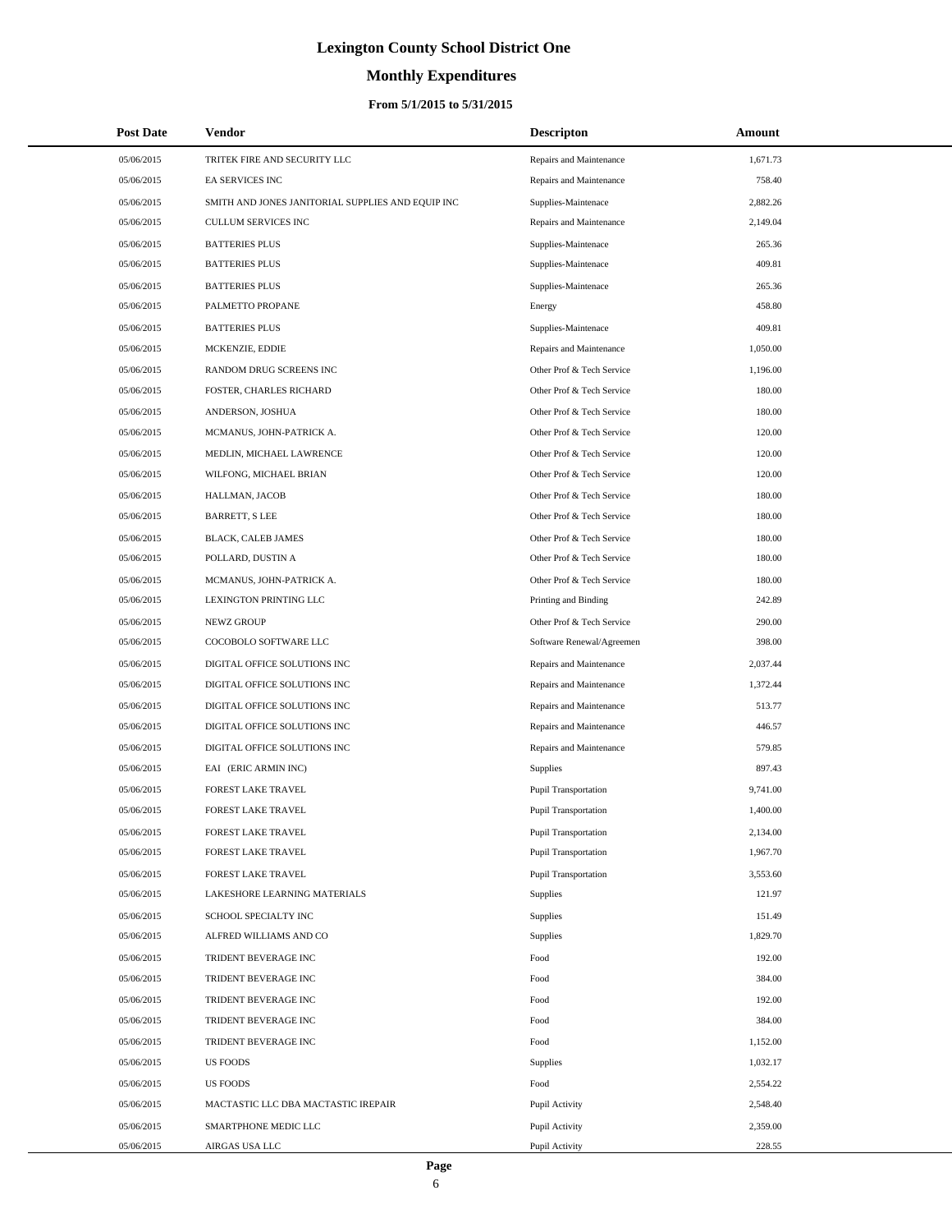# Lexington County School District One

## Monthly Expenditures

### From 5/1/2015 to 5/31/2015

| Post Date | Vendor | Descripton | Amount |
|---|---|---|---|
| 05/06/2015 | TRITEK FIRE AND SECURITY LLC | Repairs and Maintenance | 1,671.73 |
| 05/06/2015 | EA SERVICES INC | Repairs and Maintenance | 758.40 |
| 05/06/2015 | SMITH AND JONES JANITORIAL SUPPLIES AND EQUIP INC | Supplies-Maintenace | 2,882.26 |
| 05/06/2015 | CULLUM SERVICES INC | Repairs and Maintenance | 2,149.04 |
| 05/06/2015 | BATTERIES PLUS | Supplies-Maintenace | 265.36 |
| 05/06/2015 | BATTERIES PLUS | Supplies-Maintenace | 409.81 |
| 05/06/2015 | BATTERIES PLUS | Supplies-Maintenace | 265.36 |
| 05/06/2015 | PALMETTO PROPANE | Energy | 458.80 |
| 05/06/2015 | BATTERIES PLUS | Supplies-Maintenace | 409.81 |
| 05/06/2015 | MCKENZIE, EDDIE | Repairs and Maintenance | 1,050.00 |
| 05/06/2015 | RANDOM DRUG SCREENS INC | Other Prof & Tech Service | 1,196.00 |
| 05/06/2015 | FOSTER, CHARLES RICHARD | Other Prof & Tech Service | 180.00 |
| 05/06/2015 | ANDERSON, JOSHUA | Other Prof & Tech Service | 180.00 |
| 05/06/2015 | MCMANUS, JOHN-PATRICK A. | Other Prof & Tech Service | 120.00 |
| 05/06/2015 | MEDLIN, MICHAEL LAWRENCE | Other Prof & Tech Service | 120.00 |
| 05/06/2015 | WILFONG, MICHAEL BRIAN | Other Prof & Tech Service | 120.00 |
| 05/06/2015 | HALLMAN, JACOB | Other Prof & Tech Service | 180.00 |
| 05/06/2015 | BARRETT, S LEE | Other Prof & Tech Service | 180.00 |
| 05/06/2015 | BLACK, CALEB JAMES | Other Prof & Tech Service | 180.00 |
| 05/06/2015 | POLLARD, DUSTIN A | Other Prof & Tech Service | 180.00 |
| 05/06/2015 | MCMANUS, JOHN-PATRICK A. | Other Prof & Tech Service | 180.00 |
| 05/06/2015 | LEXINGTON PRINTING LLC | Printing and Binding | 242.89 |
| 05/06/2015 | NEWZ GROUP | Other Prof & Tech Service | 290.00 |
| 05/06/2015 | COCOBOLO SOFTWARE LLC | Software Renewal/Agreemen | 398.00 |
| 05/06/2015 | DIGITAL OFFICE SOLUTIONS INC | Repairs and Maintenance | 2,037.44 |
| 05/06/2015 | DIGITAL OFFICE SOLUTIONS INC | Repairs and Maintenance | 1,372.44 |
| 05/06/2015 | DIGITAL OFFICE SOLUTIONS INC | Repairs and Maintenance | 513.77 |
| 05/06/2015 | DIGITAL OFFICE SOLUTIONS INC | Repairs and Maintenance | 446.57 |
| 05/06/2015 | DIGITAL OFFICE SOLUTIONS INC | Repairs and Maintenance | 579.85 |
| 05/06/2015 | EAI (ERIC ARMIN INC) | Supplies | 897.43 |
| 05/06/2015 | FOREST LAKE TRAVEL | Pupil Transportation | 9,741.00 |
| 05/06/2015 | FOREST LAKE TRAVEL | Pupil Transportation | 1,400.00 |
| 05/06/2015 | FOREST LAKE TRAVEL | Pupil Transportation | 2,134.00 |
| 05/06/2015 | FOREST LAKE TRAVEL | Pupil Transportation | 1,967.70 |
| 05/06/2015 | FOREST LAKE TRAVEL | Pupil Transportation | 3,553.60 |
| 05/06/2015 | LAKESHORE LEARNING MATERIALS | Supplies | 121.97 |
| 05/06/2015 | SCHOOL SPECIALTY INC | Supplies | 151.49 |
| 05/06/2015 | ALFRED WILLIAMS AND CO | Supplies | 1,829.70 |
| 05/06/2015 | TRIDENT BEVERAGE INC | Food | 192.00 |
| 05/06/2015 | TRIDENT BEVERAGE INC | Food | 384.00 |
| 05/06/2015 | TRIDENT BEVERAGE INC | Food | 192.00 |
| 05/06/2015 | TRIDENT BEVERAGE INC | Food | 384.00 |
| 05/06/2015 | TRIDENT BEVERAGE INC | Food | 1,152.00 |
| 05/06/2015 | US FOODS | Supplies | 1,032.17 |
| 05/06/2015 | US FOODS | Food | 2,554.22 |
| 05/06/2015 | MACTASTIC LLC DBA MACTASTIC IREPAIR | Pupil Activity | 2,548.40 |
| 05/06/2015 | SMARTPHONE MEDIC LLC | Pupil Activity | 2,359.00 |
| 05/06/2015 | AIRGAS USA LLC | Pupil Activity | 228.55 |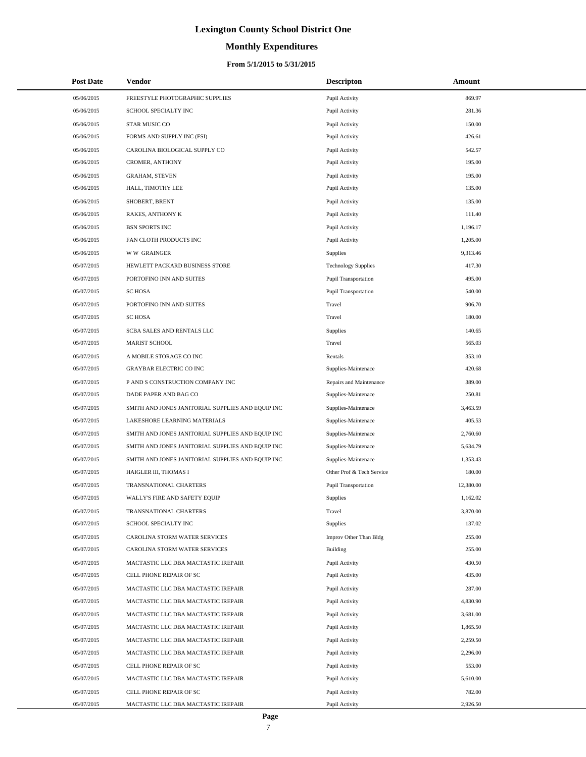# Lexington County School District One

## Monthly Expenditures

### From 5/1/2015 to 5/31/2015

| Post Date | Vendor | Descripton | Amount |
|---|---|---|---|
| 05/06/2015 | FREESTYLE PHOTOGRAPHIC SUPPLIES | Pupil Activity | 869.97 |
| 05/06/2015 | SCHOOL SPECIALTY INC | Pupil Activity | 281.36 |
| 05/06/2015 | STAR MUSIC CO | Pupil Activity | 150.00 |
| 05/06/2015 | FORMS AND SUPPLY INC (FSI) | Pupil Activity | 426.61 |
| 05/06/2015 | CAROLINA BIOLOGICAL SUPPLY CO | Pupil Activity | 542.57 |
| 05/06/2015 | CROMER, ANTHONY | Pupil Activity | 195.00 |
| 05/06/2015 | GRAHAM, STEVEN | Pupil Activity | 195.00 |
| 05/06/2015 | HALL, TIMOTHY LEE | Pupil Activity | 135.00 |
| 05/06/2015 | SHOBERT, BRENT | Pupil Activity | 135.00 |
| 05/06/2015 | RAKES, ANTHONY K | Pupil Activity | 111.40 |
| 05/06/2015 | BSN SPORTS INC | Pupil Activity | 1,196.17 |
| 05/06/2015 | FAN CLOTH PRODUCTS INC | Pupil Activity | 1,205.00 |
| 05/06/2015 | W W GRAINGER | Supplies | 9,313.46 |
| 05/07/2015 | HEWLETT PACKARD BUSINESS STORE | Technology Supplies | 417.30 |
| 05/07/2015 | PORTOFINO INN AND SUITES | Pupil Transportation | 495.00 |
| 05/07/2015 | SC HOSA | Pupil Transportation | 540.00 |
| 05/07/2015 | PORTOFINO INN AND SUITES | Travel | 906.70 |
| 05/07/2015 | SC HOSA | Travel | 180.00 |
| 05/07/2015 | SCBA SALES AND RENTALS LLC | Supplies | 140.65 |
| 05/07/2015 | MARIST SCHOOL | Travel | 565.03 |
| 05/07/2015 | A MOBILE STORAGE CO INC | Rentals | 353.10 |
| 05/07/2015 | GRAYBAR ELECTRIC CO INC | Supplies-Maintenace | 420.68 |
| 05/07/2015 | P AND S CONSTRUCTION COMPANY INC | Repairs and Maintenance | 389.00 |
| 05/07/2015 | DADE PAPER AND BAG CO | Supplies-Maintenace | 250.81 |
| 05/07/2015 | SMITH AND JONES JANITORIAL SUPPLIES AND EQUIP INC | Supplies-Maintenace | 3,463.59 |
| 05/07/2015 | LAKESHORE LEARNING MATERIALS | Supplies-Maintenace | 405.53 |
| 05/07/2015 | SMITH AND JONES JANITORIAL SUPPLIES AND EQUIP INC | Supplies-Maintenace | 2,760.60 |
| 05/07/2015 | SMITH AND JONES JANITORIAL SUPPLIES AND EQUIP INC | Supplies-Maintenace | 5,634.79 |
| 05/07/2015 | SMITH AND JONES JANITORIAL SUPPLIES AND EQUIP INC | Supplies-Maintenace | 1,353.43 |
| 05/07/2015 | HAIGLER III, THOMAS I | Other Prof & Tech Service | 180.00 |
| 05/07/2015 | TRANSNATIONAL CHARTERS | Pupil Transportation | 12,380.00 |
| 05/07/2015 | WALLY'S FIRE AND SAFETY EQUIP | Supplies | 1,162.02 |
| 05/07/2015 | TRANSNATIONAL CHARTERS | Travel | 3,870.00 |
| 05/07/2015 | SCHOOL SPECIALTY INC | Supplies | 137.02 |
| 05/07/2015 | CAROLINA STORM WATER SERVICES | Improv Other Than Bldg | 255.00 |
| 05/07/2015 | CAROLINA STORM WATER SERVICES | Building | 255.00 |
| 05/07/2015 | MACTASTIC LLC DBA MACTASTIC IREPAIR | Pupil Activity | 430.50 |
| 05/07/2015 | CELL PHONE REPAIR OF SC | Pupil Activity | 435.00 |
| 05/07/2015 | MACTASTIC LLC DBA MACTASTIC IREPAIR | Pupil Activity | 287.00 |
| 05/07/2015 | MACTASTIC LLC DBA MACTASTIC IREPAIR | Pupil Activity | 4,830.90 |
| 05/07/2015 | MACTASTIC LLC DBA MACTASTIC IREPAIR | Pupil Activity | 3,681.00 |
| 05/07/2015 | MACTASTIC LLC DBA MACTASTIC IREPAIR | Pupil Activity | 1,865.50 |
| 05/07/2015 | MACTASTIC LLC DBA MACTASTIC IREPAIR | Pupil Activity | 2,259.50 |
| 05/07/2015 | MACTASTIC LLC DBA MACTASTIC IREPAIR | Pupil Activity | 2,296.00 |
| 05/07/2015 | CELL PHONE REPAIR OF SC | Pupil Activity | 553.00 |
| 05/07/2015 | MACTASTIC LLC DBA MACTASTIC IREPAIR | Pupil Activity | 5,610.00 |
| 05/07/2015 | CELL PHONE REPAIR OF SC | Pupil Activity | 782.00 |
| 05/07/2015 | MACTASTIC LLC DBA MACTASTIC IREPAIR | Pupil Activity | 2,926.50 |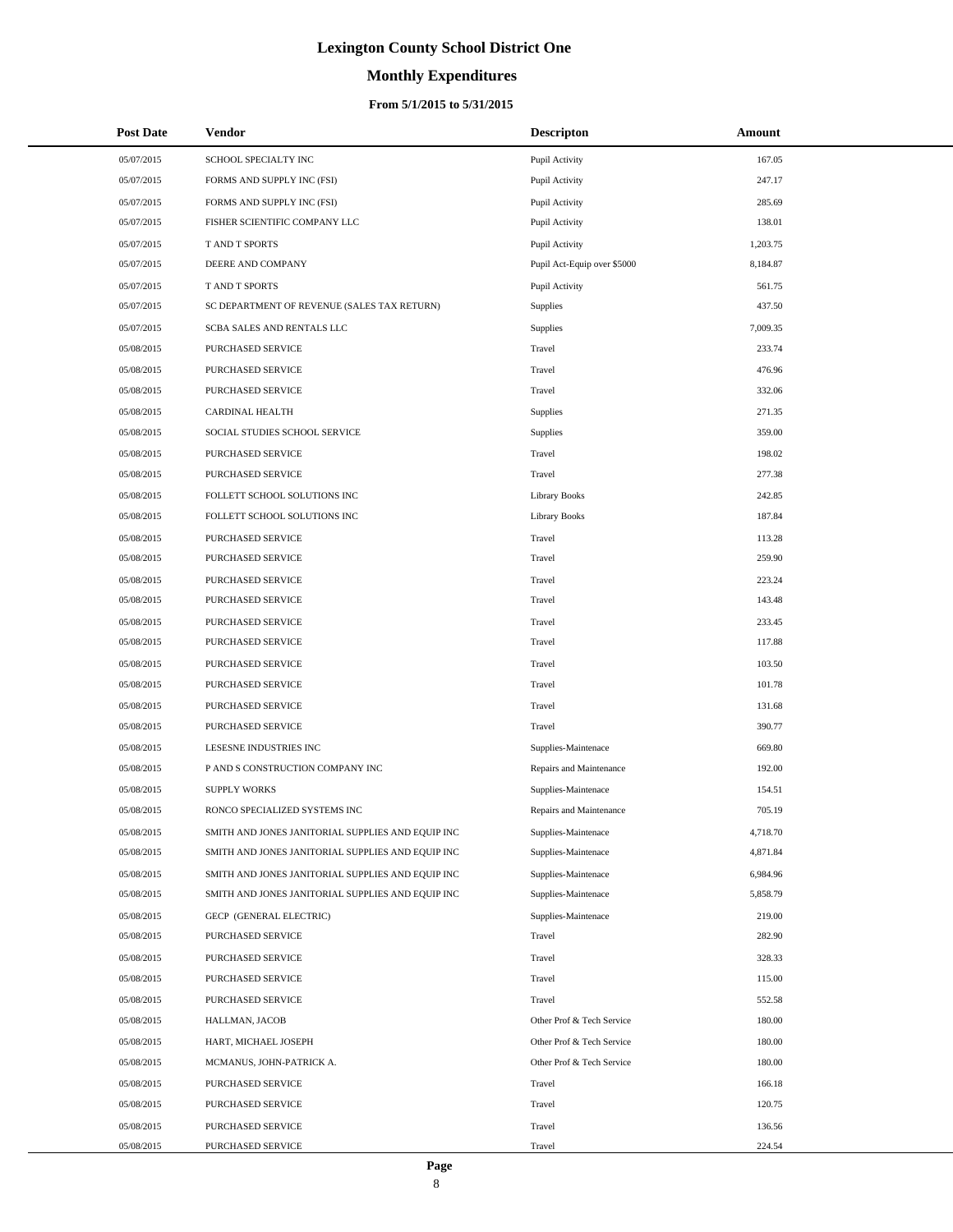# Lexington County School District One

## Monthly Expenditures

### From 5/1/2015 to 5/31/2015

| Post Date | Vendor | Descripton | Amount |
|---|---|---|---|
| 05/07/2015 | SCHOOL SPECIALTY INC | Pupil Activity | 167.05 |
| 05/07/2015 | FORMS AND SUPPLY INC (FSI) | Pupil Activity | 247.17 |
| 05/07/2015 | FORMS AND SUPPLY INC (FSI) | Pupil Activity | 285.69 |
| 05/07/2015 | FISHER SCIENTIFIC COMPANY LLC | Pupil Activity | 138.01 |
| 05/07/2015 | T AND T SPORTS | Pupil Activity | 1,203.75 |
| 05/07/2015 | DEERE AND COMPANY | Pupil Act-Equip over $5000 | 8,184.87 |
| 05/07/2015 | T AND T SPORTS | Pupil Activity | 561.75 |
| 05/07/2015 | SC DEPARTMENT OF REVENUE (SALES TAX RETURN) | Supplies | 437.50 |
| 05/07/2015 | SCBA SALES AND RENTALS LLC | Supplies | 7,009.35 |
| 05/08/2015 | PURCHASED SERVICE | Travel | 233.74 |
| 05/08/2015 | PURCHASED SERVICE | Travel | 476.96 |
| 05/08/2015 | PURCHASED SERVICE | Travel | 332.06 |
| 05/08/2015 | CARDINAL HEALTH | Supplies | 271.35 |
| 05/08/2015 | SOCIAL STUDIES SCHOOL SERVICE | Supplies | 359.00 |
| 05/08/2015 | PURCHASED SERVICE | Travel | 198.02 |
| 05/08/2015 | PURCHASED SERVICE | Travel | 277.38 |
| 05/08/2015 | FOLLETT SCHOOL SOLUTIONS INC | Library Books | 242.85 |
| 05/08/2015 | FOLLETT SCHOOL SOLUTIONS INC | Library Books | 187.84 |
| 05/08/2015 | PURCHASED SERVICE | Travel | 113.28 |
| 05/08/2015 | PURCHASED SERVICE | Travel | 259.90 |
| 05/08/2015 | PURCHASED SERVICE | Travel | 223.24 |
| 05/08/2015 | PURCHASED SERVICE | Travel | 143.48 |
| 05/08/2015 | PURCHASED SERVICE | Travel | 233.45 |
| 05/08/2015 | PURCHASED SERVICE | Travel | 117.88 |
| 05/08/2015 | PURCHASED SERVICE | Travel | 103.50 |
| 05/08/2015 | PURCHASED SERVICE | Travel | 101.78 |
| 05/08/2015 | PURCHASED SERVICE | Travel | 131.68 |
| 05/08/2015 | PURCHASED SERVICE | Travel | 390.77 |
| 05/08/2015 | LESESNE INDUSTRIES INC | Supplies-Maintenace | 669.80 |
| 05/08/2015 | P AND S CONSTRUCTION COMPANY INC | Repairs and Maintenance | 192.00 |
| 05/08/2015 | SUPPLY WORKS | Supplies-Maintenace | 154.51 |
| 05/08/2015 | RONCO SPECIALIZED SYSTEMS INC | Repairs and Maintenance | 705.19 |
| 05/08/2015 | SMITH AND JONES JANITORIAL SUPPLIES AND EQUIP INC | Supplies-Maintenace | 4,718.70 |
| 05/08/2015 | SMITH AND JONES JANITORIAL SUPPLIES AND EQUIP INC | Supplies-Maintenace | 4,871.84 |
| 05/08/2015 | SMITH AND JONES JANITORIAL SUPPLIES AND EQUIP INC | Supplies-Maintenace | 6,984.96 |
| 05/08/2015 | SMITH AND JONES JANITORIAL SUPPLIES AND EQUIP INC | Supplies-Maintenace | 5,858.79 |
| 05/08/2015 | GECP (GENERAL ELECTRIC) | Supplies-Maintenace | 219.00 |
| 05/08/2015 | PURCHASED SERVICE | Travel | 282.90 |
| 05/08/2015 | PURCHASED SERVICE | Travel | 328.33 |
| 05/08/2015 | PURCHASED SERVICE | Travel | 115.00 |
| 05/08/2015 | PURCHASED SERVICE | Travel | 552.58 |
| 05/08/2015 | HALLMAN, JACOB | Other Prof & Tech Service | 180.00 |
| 05/08/2015 | HART, MICHAEL JOSEPH | Other Prof & Tech Service | 180.00 |
| 05/08/2015 | MCMANUS, JOHN-PATRICK A. | Other Prof & Tech Service | 180.00 |
| 05/08/2015 | PURCHASED SERVICE | Travel | 166.18 |
| 05/08/2015 | PURCHASED SERVICE | Travel | 120.75 |
| 05/08/2015 | PURCHASED SERVICE | Travel | 136.56 |
| 05/08/2015 | PURCHASED SERVICE | Travel | 224.54 |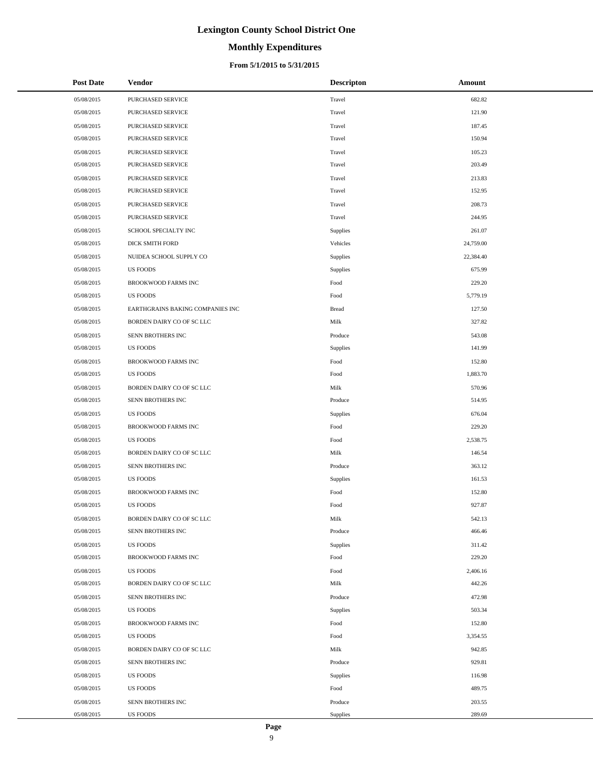# Lexington County School District One

## Monthly Expenditures

### From 5/1/2015 to 5/31/2015

| Post Date | Vendor | Descripton | Amount |
|---|---|---|---|
| 05/08/2015 | PURCHASED SERVICE | Travel | 682.82 |
| 05/08/2015 | PURCHASED SERVICE | Travel | 121.90 |
| 05/08/2015 | PURCHASED SERVICE | Travel | 187.45 |
| 05/08/2015 | PURCHASED SERVICE | Travel | 150.94 |
| 05/08/2015 | PURCHASED SERVICE | Travel | 105.23 |
| 05/08/2015 | PURCHASED SERVICE | Travel | 203.49 |
| 05/08/2015 | PURCHASED SERVICE | Travel | 213.83 |
| 05/08/2015 | PURCHASED SERVICE | Travel | 152.95 |
| 05/08/2015 | PURCHASED SERVICE | Travel | 208.73 |
| 05/08/2015 | PURCHASED SERVICE | Travel | 244.95 |
| 05/08/2015 | SCHOOL SPECIALTY INC | Supplies | 261.07 |
| 05/08/2015 | DICK SMITH FORD | Vehicles | 24,759.00 |
| 05/08/2015 | NUIDEA SCHOOL SUPPLY CO | Supplies | 22,384.40 |
| 05/08/2015 | US FOODS | Supplies | 675.99 |
| 05/08/2015 | BROOKWOOD FARMS INC | Food | 229.20 |
| 05/08/2015 | US FOODS | Food | 5,779.19 |
| 05/08/2015 | EARTHGRAINS BAKING COMPANIES INC | Bread | 127.50 |
| 05/08/2015 | BORDEN DAIRY CO OF SC LLC | Milk | 327.82 |
| 05/08/2015 | SENN BROTHERS INC | Produce | 543.08 |
| 05/08/2015 | US FOODS | Supplies | 141.99 |
| 05/08/2015 | BROOKWOOD FARMS INC | Food | 152.80 |
| 05/08/2015 | US FOODS | Food | 1,883.70 |
| 05/08/2015 | BORDEN DAIRY CO OF SC LLC | Milk | 570.96 |
| 05/08/2015 | SENN BROTHERS INC | Produce | 514.95 |
| 05/08/2015 | US FOODS | Supplies | 676.04 |
| 05/08/2015 | BROOKWOOD FARMS INC | Food | 229.20 |
| 05/08/2015 | US FOODS | Food | 2,538.75 |
| 05/08/2015 | BORDEN DAIRY CO OF SC LLC | Milk | 146.54 |
| 05/08/2015 | SENN BROTHERS INC | Produce | 363.12 |
| 05/08/2015 | US FOODS | Supplies | 161.53 |
| 05/08/2015 | BROOKWOOD FARMS INC | Food | 152.80 |
| 05/08/2015 | US FOODS | Food | 927.87 |
| 05/08/2015 | BORDEN DAIRY CO OF SC LLC | Milk | 542.13 |
| 05/08/2015 | SENN BROTHERS INC | Produce | 466.46 |
| 05/08/2015 | US FOODS | Supplies | 311.42 |
| 05/08/2015 | BROOKWOOD FARMS INC | Food | 229.20 |
| 05/08/2015 | US FOODS | Food | 2,406.16 |
| 05/08/2015 | BORDEN DAIRY CO OF SC LLC | Milk | 442.26 |
| 05/08/2015 | SENN BROTHERS INC | Produce | 472.98 |
| 05/08/2015 | US FOODS | Supplies | 503.34 |
| 05/08/2015 | BROOKWOOD FARMS INC | Food | 152.80 |
| 05/08/2015 | US FOODS | Food | 3,354.55 |
| 05/08/2015 | BORDEN DAIRY CO OF SC LLC | Milk | 942.85 |
| 05/08/2015 | SENN BROTHERS INC | Produce | 929.81 |
| 05/08/2015 | US FOODS | Supplies | 116.98 |
| 05/08/2015 | US FOODS | Food | 489.75 |
| 05/08/2015 | SENN BROTHERS INC | Produce | 203.55 |
| 05/08/2015 | US FOODS | Supplies | 289.69 |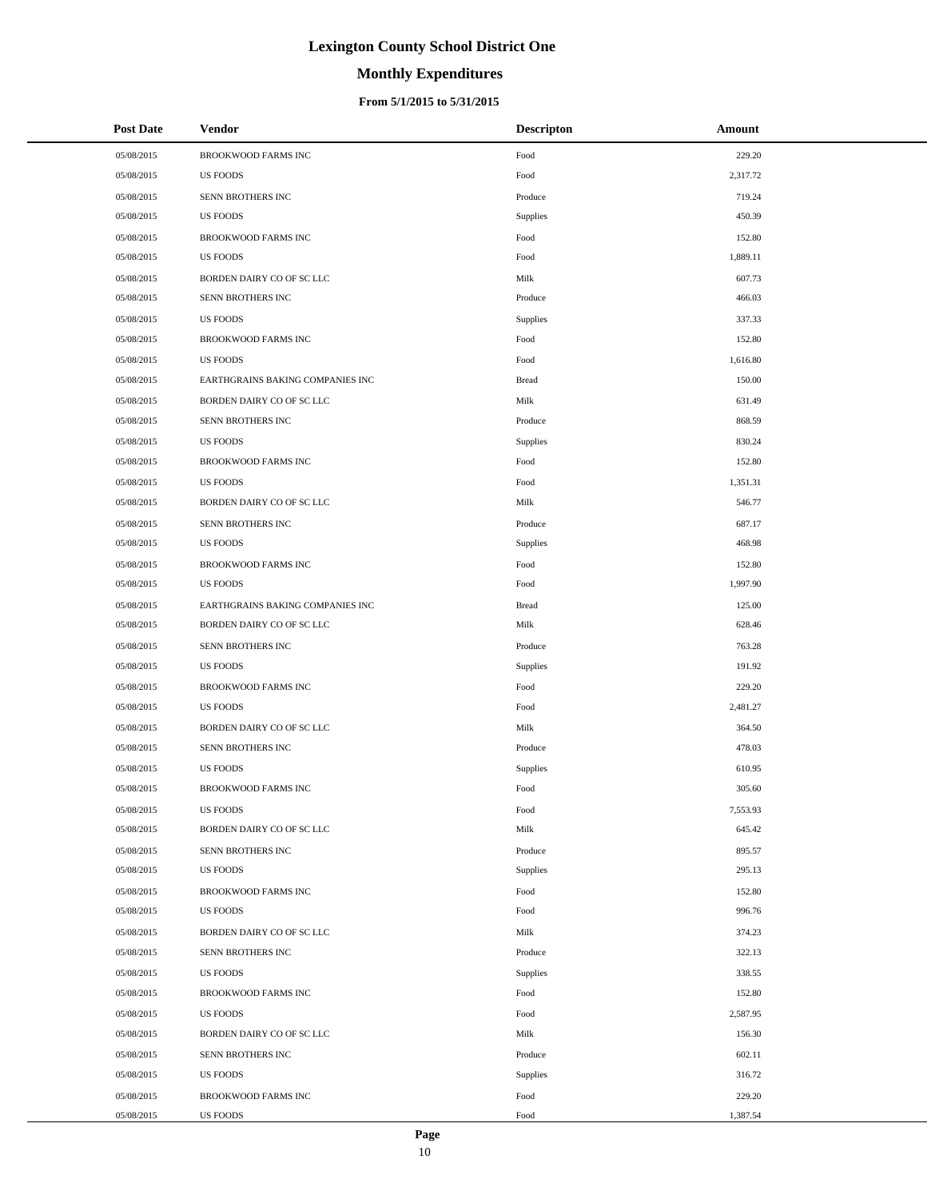# Lexington County School District One

## Monthly Expenditures

### From 5/1/2015 to 5/31/2015

| Post Date | Vendor | Descripton | Amount |
|---|---|---|---|
| 05/08/2015 | BROOKWOOD FARMS INC | Food | 229.20 |
| 05/08/2015 | US FOODS | Food | 2,317.72 |
| 05/08/2015 | SENN BROTHERS INC | Produce | 719.24 |
| 05/08/2015 | US FOODS | Supplies | 450.39 |
| 05/08/2015 | BROOKWOOD FARMS INC | Food | 152.80 |
| 05/08/2015 | US FOODS | Food | 1,889.11 |
| 05/08/2015 | BORDEN DAIRY CO OF SC LLC | Milk | 607.73 |
| 05/08/2015 | SENN BROTHERS INC | Produce | 466.03 |
| 05/08/2015 | US FOODS | Supplies | 337.33 |
| 05/08/2015 | BROOKWOOD FARMS INC | Food | 152.80 |
| 05/08/2015 | US FOODS | Food | 1,616.80 |
| 05/08/2015 | EARTHGRAINS BAKING COMPANIES INC | Bread | 150.00 |
| 05/08/2015 | BORDEN DAIRY CO OF SC LLC | Milk | 631.49 |
| 05/08/2015 | SENN BROTHERS INC | Produce | 868.59 |
| 05/08/2015 | US FOODS | Supplies | 830.24 |
| 05/08/2015 | BROOKWOOD FARMS INC | Food | 152.80 |
| 05/08/2015 | US FOODS | Food | 1,351.31 |
| 05/08/2015 | BORDEN DAIRY CO OF SC LLC | Milk | 546.77 |
| 05/08/2015 | SENN BROTHERS INC | Produce | 687.17 |
| 05/08/2015 | US FOODS | Supplies | 468.98 |
| 05/08/2015 | BROOKWOOD FARMS INC | Food | 152.80 |
| 05/08/2015 | US FOODS | Food | 1,997.90 |
| 05/08/2015 | EARTHGRAINS BAKING COMPANIES INC | Bread | 125.00 |
| 05/08/2015 | BORDEN DAIRY CO OF SC LLC | Milk | 628.46 |
| 05/08/2015 | SENN BROTHERS INC | Produce | 763.28 |
| 05/08/2015 | US FOODS | Supplies | 191.92 |
| 05/08/2015 | BROOKWOOD FARMS INC | Food | 229.20 |
| 05/08/2015 | US FOODS | Food | 2,481.27 |
| 05/08/2015 | BORDEN DAIRY CO OF SC LLC | Milk | 364.50 |
| 05/08/2015 | SENN BROTHERS INC | Produce | 478.03 |
| 05/08/2015 | US FOODS | Supplies | 610.95 |
| 05/08/2015 | BROOKWOOD FARMS INC | Food | 305.60 |
| 05/08/2015 | US FOODS | Food | 7,553.93 |
| 05/08/2015 | BORDEN DAIRY CO OF SC LLC | Milk | 645.42 |
| 05/08/2015 | SENN BROTHERS INC | Produce | 895.57 |
| 05/08/2015 | US FOODS | Supplies | 295.13 |
| 05/08/2015 | BROOKWOOD FARMS INC | Food | 152.80 |
| 05/08/2015 | US FOODS | Food | 996.76 |
| 05/08/2015 | BORDEN DAIRY CO OF SC LLC | Milk | 374.23 |
| 05/08/2015 | SENN BROTHERS INC | Produce | 322.13 |
| 05/08/2015 | US FOODS | Supplies | 338.55 |
| 05/08/2015 | BROOKWOOD FARMS INC | Food | 152.80 |
| 05/08/2015 | US FOODS | Food | 2,587.95 |
| 05/08/2015 | BORDEN DAIRY CO OF SC LLC | Milk | 156.30 |
| 05/08/2015 | SENN BROTHERS INC | Produce | 602.11 |
| 05/08/2015 | US FOODS | Supplies | 316.72 |
| 05/08/2015 | BROOKWOOD FARMS INC | Food | 229.20 |
| 05/08/2015 | US FOODS | Food | 1,387.54 |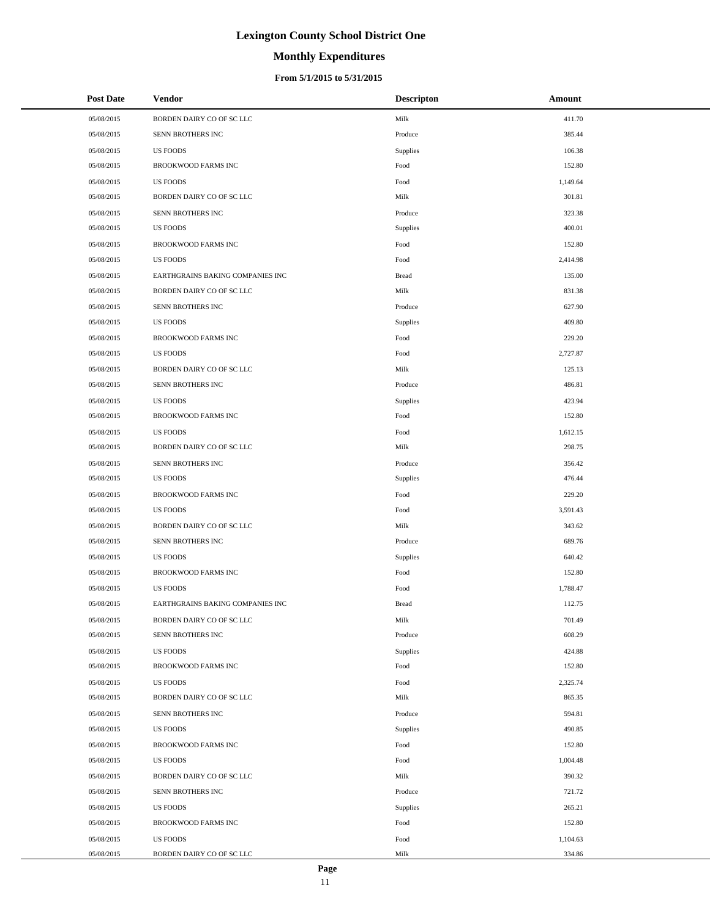# Lexington County School District One

## Monthly Expenditures

### From 5/1/2015 to 5/31/2015

| Post Date | Vendor | Descripton | Amount |
|---|---|---|---|
| 05/08/2015 | BORDEN DAIRY CO OF SC LLC | Milk | 411.70 |
| 05/08/2015 | SENN BROTHERS INC | Produce | 385.44 |
| 05/08/2015 | US FOODS | Supplies | 106.38 |
| 05/08/2015 | BROOKWOOD FARMS INC | Food | 152.80 |
| 05/08/2015 | US FOODS | Food | 1,149.64 |
| 05/08/2015 | BORDEN DAIRY CO OF SC LLC | Milk | 301.81 |
| 05/08/2015 | SENN BROTHERS INC | Produce | 323.38 |
| 05/08/2015 | US FOODS | Supplies | 400.01 |
| 05/08/2015 | BROOKWOOD FARMS INC | Food | 152.80 |
| 05/08/2015 | US FOODS | Food | 2,414.98 |
| 05/08/2015 | EARTHGRAINS BAKING COMPANIES INC | Bread | 135.00 |
| 05/08/2015 | BORDEN DAIRY CO OF SC LLC | Milk | 831.38 |
| 05/08/2015 | SENN BROTHERS INC | Produce | 627.90 |
| 05/08/2015 | US FOODS | Supplies | 409.80 |
| 05/08/2015 | BROOKWOOD FARMS INC | Food | 229.20 |
| 05/08/2015 | US FOODS | Food | 2,727.87 |
| 05/08/2015 | BORDEN DAIRY CO OF SC LLC | Milk | 125.13 |
| 05/08/2015 | SENN BROTHERS INC | Produce | 486.81 |
| 05/08/2015 | US FOODS | Supplies | 423.94 |
| 05/08/2015 | BROOKWOOD FARMS INC | Food | 152.80 |
| 05/08/2015 | US FOODS | Food | 1,612.15 |
| 05/08/2015 | BORDEN DAIRY CO OF SC LLC | Milk | 298.75 |
| 05/08/2015 | SENN BROTHERS INC | Produce | 356.42 |
| 05/08/2015 | US FOODS | Supplies | 476.44 |
| 05/08/2015 | BROOKWOOD FARMS INC | Food | 229.20 |
| 05/08/2015 | US FOODS | Food | 3,591.43 |
| 05/08/2015 | BORDEN DAIRY CO OF SC LLC | Milk | 343.62 |
| 05/08/2015 | SENN BROTHERS INC | Produce | 689.76 |
| 05/08/2015 | US FOODS | Supplies | 640.42 |
| 05/08/2015 | BROOKWOOD FARMS INC | Food | 152.80 |
| 05/08/2015 | US FOODS | Food | 1,788.47 |
| 05/08/2015 | EARTHGRAINS BAKING COMPANIES INC | Bread | 112.75 |
| 05/08/2015 | BORDEN DAIRY CO OF SC LLC | Milk | 701.49 |
| 05/08/2015 | SENN BROTHERS INC | Produce | 608.29 |
| 05/08/2015 | US FOODS | Supplies | 424.88 |
| 05/08/2015 | BROOKWOOD FARMS INC | Food | 152.80 |
| 05/08/2015 | US FOODS | Food | 2,325.74 |
| 05/08/2015 | BORDEN DAIRY CO OF SC LLC | Milk | 865.35 |
| 05/08/2015 | SENN BROTHERS INC | Produce | 594.81 |
| 05/08/2015 | US FOODS | Supplies | 490.85 |
| 05/08/2015 | BROOKWOOD FARMS INC | Food | 152.80 |
| 05/08/2015 | US FOODS | Food | 1,004.48 |
| 05/08/2015 | BORDEN DAIRY CO OF SC LLC | Milk | 390.32 |
| 05/08/2015 | SENN BROTHERS INC | Produce | 721.72 |
| 05/08/2015 | US FOODS | Supplies | 265.21 |
| 05/08/2015 | BROOKWOOD FARMS INC | Food | 152.80 |
| 05/08/2015 | US FOODS | Food | 1,104.63 |
| 05/08/2015 | BORDEN DAIRY CO OF SC LLC | Milk | 334.86 |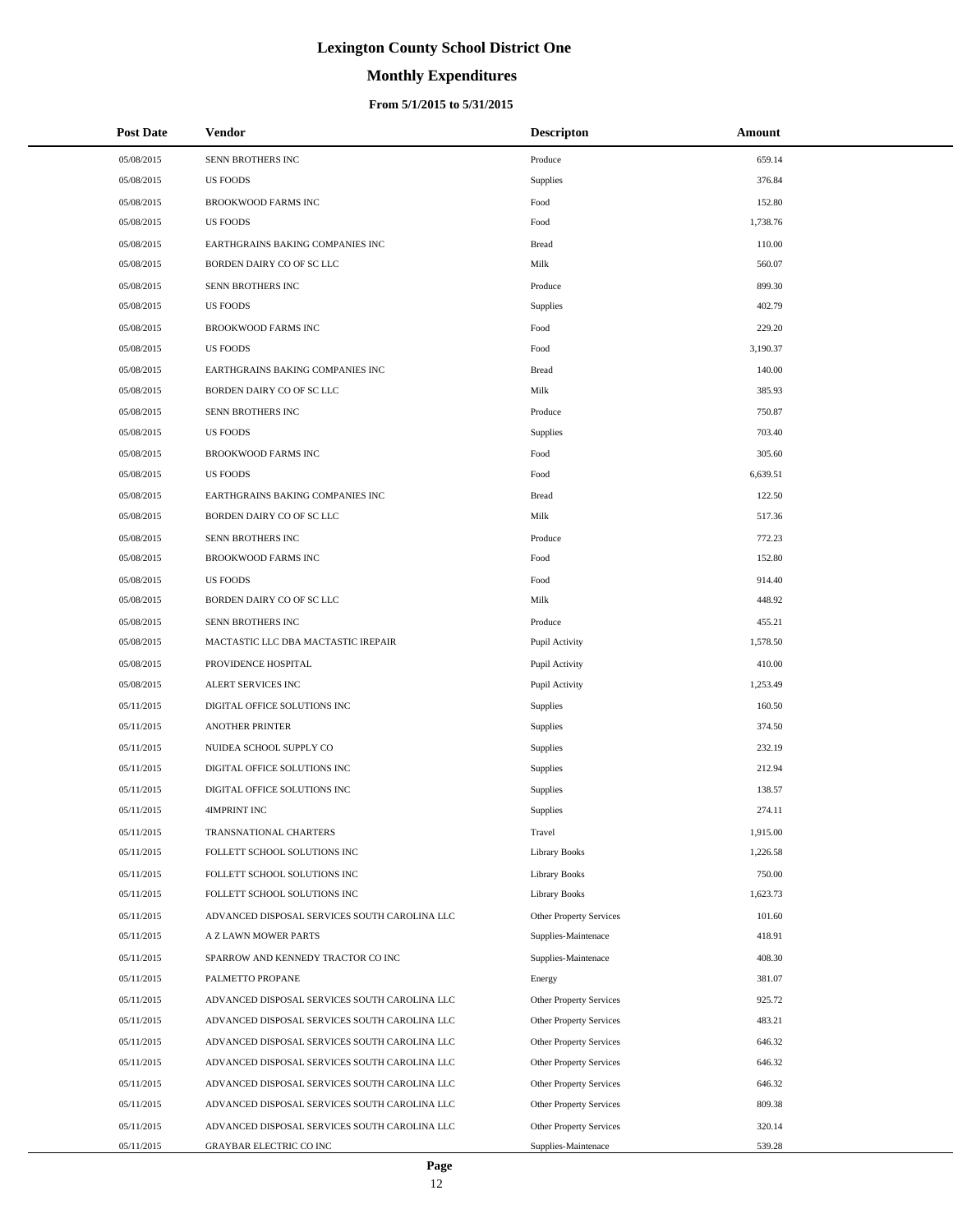# Lexington County School District One

## Monthly Expenditures

### From 5/1/2015 to 5/31/2015

| Post Date | Vendor | Descripton | Amount |
|---|---|---|---|
| 05/08/2015 | SENN BROTHERS INC | Produce | 659.14 |
| 05/08/2015 | US FOODS | Supplies | 376.84 |
| 05/08/2015 | BROOKWOOD FARMS INC | Food | 152.80 |
| 05/08/2015 | US FOODS | Food | 1,738.76 |
| 05/08/2015 | EARTHGRAINS BAKING COMPANIES INC | Bread | 110.00 |
| 05/08/2015 | BORDEN DAIRY CO OF SC LLC | Milk | 560.07 |
| 05/08/2015 | SENN BROTHERS INC | Produce | 899.30 |
| 05/08/2015 | US FOODS | Supplies | 402.79 |
| 05/08/2015 | BROOKWOOD FARMS INC | Food | 229.20 |
| 05/08/2015 | US FOODS | Food | 3,190.37 |
| 05/08/2015 | EARTHGRAINS BAKING COMPANIES INC | Bread | 140.00 |
| 05/08/2015 | BORDEN DAIRY CO OF SC LLC | Milk | 385.93 |
| 05/08/2015 | SENN BROTHERS INC | Produce | 750.87 |
| 05/08/2015 | US FOODS | Supplies | 703.40 |
| 05/08/2015 | BROOKWOOD FARMS INC | Food | 305.60 |
| 05/08/2015 | US FOODS | Food | 6,639.51 |
| 05/08/2015 | EARTHGRAINS BAKING COMPANIES INC | Bread | 122.50 |
| 05/08/2015 | BORDEN DAIRY CO OF SC LLC | Milk | 517.36 |
| 05/08/2015 | SENN BROTHERS INC | Produce | 772.23 |
| 05/08/2015 | BROOKWOOD FARMS INC | Food | 152.80 |
| 05/08/2015 | US FOODS | Food | 914.40 |
| 05/08/2015 | BORDEN DAIRY CO OF SC LLC | Milk | 448.92 |
| 05/08/2015 | SENN BROTHERS INC | Produce | 455.21 |
| 05/08/2015 | MACTASTIC LLC DBA MACTASTIC IREPAIR | Pupil Activity | 1,578.50 |
| 05/08/2015 | PROVIDENCE HOSPITAL | Pupil Activity | 410.00 |
| 05/08/2015 | ALERT SERVICES INC | Pupil Activity | 1,253.49 |
| 05/11/2015 | DIGITAL OFFICE SOLUTIONS INC | Supplies | 160.50 |
| 05/11/2015 | ANOTHER PRINTER | Supplies | 374.50 |
| 05/11/2015 | NUIDEA SCHOOL SUPPLY CO | Supplies | 232.19 |
| 05/11/2015 | DIGITAL OFFICE SOLUTIONS INC | Supplies | 212.94 |
| 05/11/2015 | DIGITAL OFFICE SOLUTIONS INC | Supplies | 138.57 |
| 05/11/2015 | 4IMPRINT INC | Supplies | 274.11 |
| 05/11/2015 | TRANSNATIONAL CHARTERS | Travel | 1,915.00 |
| 05/11/2015 | FOLLETT SCHOOL SOLUTIONS INC | Library Books | 1,226.58 |
| 05/11/2015 | FOLLETT SCHOOL SOLUTIONS INC | Library Books | 750.00 |
| 05/11/2015 | FOLLETT SCHOOL SOLUTIONS INC | Library Books | 1,623.73 |
| 05/11/2015 | ADVANCED DISPOSAL SERVICES SOUTH CAROLINA LLC | Other Property Services | 101.60 |
| 05/11/2015 | A Z LAWN MOWER PARTS | Supplies-Maintenace | 418.91 |
| 05/11/2015 | SPARROW AND KENNEDY TRACTOR CO INC | Supplies-Maintenace | 408.30 |
| 05/11/2015 | PALMETTO PROPANE | Energy | 381.07 |
| 05/11/2015 | ADVANCED DISPOSAL SERVICES SOUTH CAROLINA LLC | Other Property Services | 925.72 |
| 05/11/2015 | ADVANCED DISPOSAL SERVICES SOUTH CAROLINA LLC | Other Property Services | 483.21 |
| 05/11/2015 | ADVANCED DISPOSAL SERVICES SOUTH CAROLINA LLC | Other Property Services | 646.32 |
| 05/11/2015 | ADVANCED DISPOSAL SERVICES SOUTH CAROLINA LLC | Other Property Services | 646.32 |
| 05/11/2015 | ADVANCED DISPOSAL SERVICES SOUTH CAROLINA LLC | Other Property Services | 646.32 |
| 05/11/2015 | ADVANCED DISPOSAL SERVICES SOUTH CAROLINA LLC | Other Property Services | 809.38 |
| 05/11/2015 | ADVANCED DISPOSAL SERVICES SOUTH CAROLINA LLC | Other Property Services | 320.14 |
| 05/11/2015 | GRAYBAR ELECTRIC CO INC | Supplies-Maintenace | 539.28 |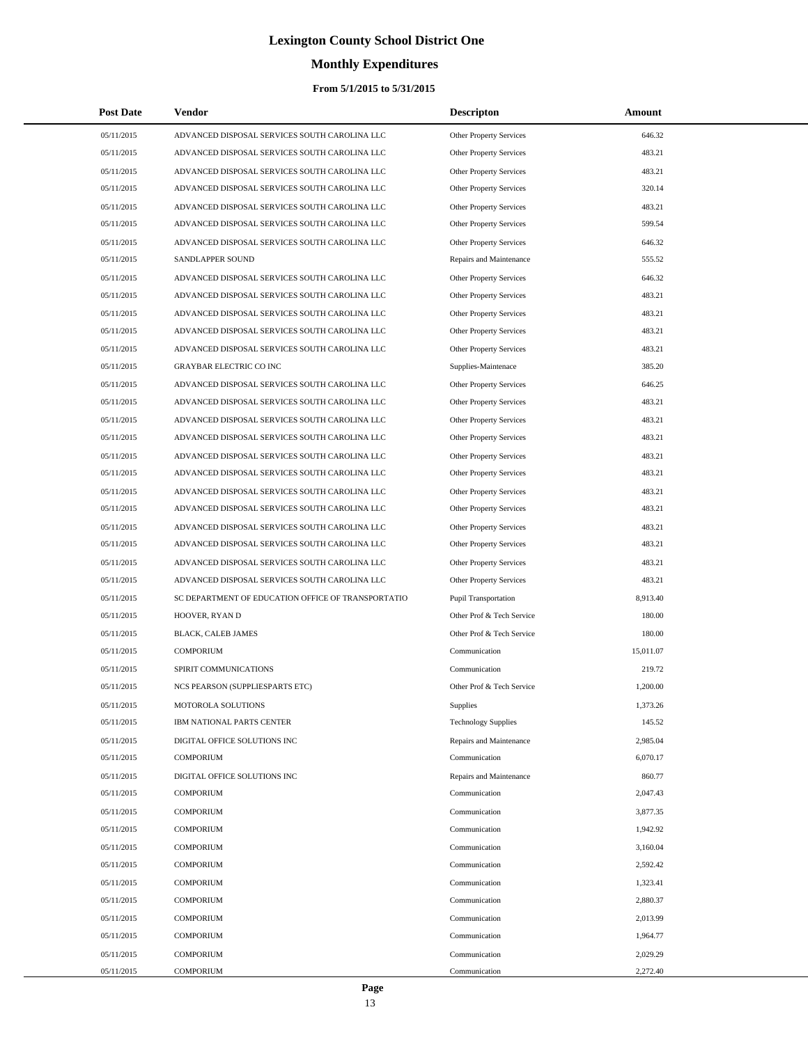# Lexington County School District One

## Monthly Expenditures

### From 5/1/2015 to 5/31/2015

| Post Date | Vendor | Descripton | Amount |
|---|---|---|---|
| 05/11/2015 | ADVANCED DISPOSAL SERVICES SOUTH CAROLINA LLC | Other Property Services | 646.32 |
| 05/11/2015 | ADVANCED DISPOSAL SERVICES SOUTH CAROLINA LLC | Other Property Services | 483.21 |
| 05/11/2015 | ADVANCED DISPOSAL SERVICES SOUTH CAROLINA LLC | Other Property Services | 483.21 |
| 05/11/2015 | ADVANCED DISPOSAL SERVICES SOUTH CAROLINA LLC | Other Property Services | 320.14 |
| 05/11/2015 | ADVANCED DISPOSAL SERVICES SOUTH CAROLINA LLC | Other Property Services | 483.21 |
| 05/11/2015 | ADVANCED DISPOSAL SERVICES SOUTH CAROLINA LLC | Other Property Services | 599.54 |
| 05/11/2015 | ADVANCED DISPOSAL SERVICES SOUTH CAROLINA LLC | Other Property Services | 646.32 |
| 05/11/2015 | SANDLAPPER SOUND | Repairs and Maintenance | 555.52 |
| 05/11/2015 | ADVANCED DISPOSAL SERVICES SOUTH CAROLINA LLC | Other Property Services | 646.32 |
| 05/11/2015 | ADVANCED DISPOSAL SERVICES SOUTH CAROLINA LLC | Other Property Services | 483.21 |
| 05/11/2015 | ADVANCED DISPOSAL SERVICES SOUTH CAROLINA LLC | Other Property Services | 483.21 |
| 05/11/2015 | ADVANCED DISPOSAL SERVICES SOUTH CAROLINA LLC | Other Property Services | 483.21 |
| 05/11/2015 | ADVANCED DISPOSAL SERVICES SOUTH CAROLINA LLC | Other Property Services | 483.21 |
| 05/11/2015 | GRAYBAR ELECTRIC CO INC | Supplies-Maintenace | 385.20 |
| 05/11/2015 | ADVANCED DISPOSAL SERVICES SOUTH CAROLINA LLC | Other Property Services | 646.25 |
| 05/11/2015 | ADVANCED DISPOSAL SERVICES SOUTH CAROLINA LLC | Other Property Services | 483.21 |
| 05/11/2015 | ADVANCED DISPOSAL SERVICES SOUTH CAROLINA LLC | Other Property Services | 483.21 |
| 05/11/2015 | ADVANCED DISPOSAL SERVICES SOUTH CAROLINA LLC | Other Property Services | 483.21 |
| 05/11/2015 | ADVANCED DISPOSAL SERVICES SOUTH CAROLINA LLC | Other Property Services | 483.21 |
| 05/11/2015 | ADVANCED DISPOSAL SERVICES SOUTH CAROLINA LLC | Other Property Services | 483.21 |
| 05/11/2015 | ADVANCED DISPOSAL SERVICES SOUTH CAROLINA LLC | Other Property Services | 483.21 |
| 05/11/2015 | ADVANCED DISPOSAL SERVICES SOUTH CAROLINA LLC | Other Property Services | 483.21 |
| 05/11/2015 | ADVANCED DISPOSAL SERVICES SOUTH CAROLINA LLC | Other Property Services | 483.21 |
| 05/11/2015 | ADVANCED DISPOSAL SERVICES SOUTH CAROLINA LLC | Other Property Services | 483.21 |
| 05/11/2015 | ADVANCED DISPOSAL SERVICES SOUTH CAROLINA LLC | Other Property Services | 483.21 |
| 05/11/2015 | ADVANCED DISPOSAL SERVICES SOUTH CAROLINA LLC | Other Property Services | 483.21 |
| 05/11/2015 | SC DEPARTMENT OF EDUCATION OFFICE OF TRANSPORTATIO | Pupil Transportation | 8,913.40 |
| 05/11/2015 | HOOVER, RYAN D | Other Prof & Tech Service | 180.00 |
| 05/11/2015 | BLACK, CALEB JAMES | Other Prof & Tech Service | 180.00 |
| 05/11/2015 | COMPORIUM | Communication | 15,011.07 |
| 05/11/2015 | SPIRIT COMMUNICATIONS | Communication | 219.72 |
| 05/11/2015 | NCS PEARSON (SUPPLIESPARTS ETC) | Other Prof & Tech Service | 1,200.00 |
| 05/11/2015 | MOTOROLA SOLUTIONS | Supplies | 1,373.26 |
| 05/11/2015 | IBM NATIONAL PARTS CENTER | Technology Supplies | 145.52 |
| 05/11/2015 | DIGITAL OFFICE SOLUTIONS INC | Repairs and Maintenance | 2,985.04 |
| 05/11/2015 | COMPORIUM | Communication | 6,070.17 |
| 05/11/2015 | DIGITAL OFFICE SOLUTIONS INC | Repairs and Maintenance | 860.77 |
| 05/11/2015 | COMPORIUM | Communication | 2,047.43 |
| 05/11/2015 | COMPORIUM | Communication | 3,877.35 |
| 05/11/2015 | COMPORIUM | Communication | 1,942.92 |
| 05/11/2015 | COMPORIUM | Communication | 3,160.04 |
| 05/11/2015 | COMPORIUM | Communication | 2,592.42 |
| 05/11/2015 | COMPORIUM | Communication | 1,323.41 |
| 05/11/2015 | COMPORIUM | Communication | 2,880.37 |
| 05/11/2015 | COMPORIUM | Communication | 2,013.99 |
| 05/11/2015 | COMPORIUM | Communication | 1,964.77 |
| 05/11/2015 | COMPORIUM | Communication | 2,029.29 |
| 05/11/2015 | COMPORIUM | Communication | 2,272.40 |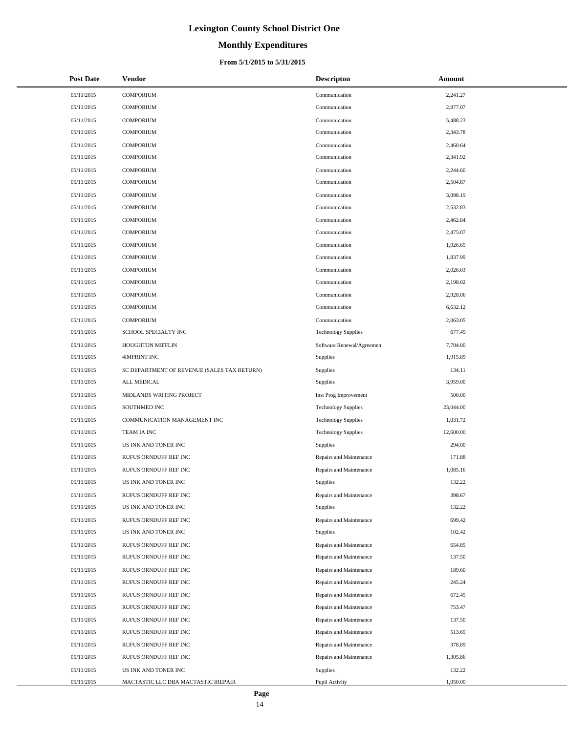# Lexington County School District One

## Monthly Expenditures

### From 5/1/2015 to 5/31/2015

| Post Date | Vendor | Descripton | Amount |
|---|---|---|---|
| 05/11/2015 | COMPORIUM | Communication | 2,241.27 |
| 05/11/2015 | COMPORIUM | Communication | 2,877.07 |
| 05/11/2015 | COMPORIUM | Communication | 5,488.23 |
| 05/11/2015 | COMPORIUM | Communication | 2,343.78 |
| 05/11/2015 | COMPORIUM | Communication | 2,460.64 |
| 05/11/2015 | COMPORIUM | Communication | 2,341.92 |
| 05/11/2015 | COMPORIUM | Communication | 2,244.60 |
| 05/11/2015 | COMPORIUM | Communication | 2,504.87 |
| 05/11/2015 | COMPORIUM | Communication | 3,098.19 |
| 05/11/2015 | COMPORIUM | Communication | 2,532.83 |
| 05/11/2015 | COMPORIUM | Communication | 2,462.84 |
| 05/11/2015 | COMPORIUM | Communication | 2,475.07 |
| 05/11/2015 | COMPORIUM | Communication | 1,926.65 |
| 05/11/2015 | COMPORIUM | Communication | 1,837.99 |
| 05/11/2015 | COMPORIUM | Communication | 2,026.03 |
| 05/11/2015 | COMPORIUM | Communication | 2,198.02 |
| 05/11/2015 | COMPORIUM | Communication | 2,928.06 |
| 05/11/2015 | COMPORIUM | Communication | 6,632.12 |
| 05/11/2015 | COMPORIUM | Communication | 2,063.05 |
| 05/11/2015 | SCHOOL SPECIALTY INC | Technology Supplies | 677.49 |
| 05/11/2015 | HOUGHTON MIFFLIN | Software Renewal/Agreemen | 7,704.00 |
| 05/11/2015 | 4IMPRINT INC | Supplies | 1,915.89 |
| 05/11/2015 | SC DEPARTMENT OF REVENUE (SALES TAX RETURN) | Supplies | 134.11 |
| 05/11/2015 | ALL MEDICAL | Supplies | 3,959.00 |
| 05/11/2015 | MIDLANDS WRITING PROJECT | Inst Prog Improvement | 500.00 |
| 05/11/2015 | SOUTHMED INC | Technology Supplies | 23,044.00 |
| 05/11/2015 | COMMUNICATION MANAGEMENT INC | Technology Supplies | 1,031.72 |
| 05/11/2015 | TEAM IA INC | Technology Supplies | 12,600.00 |
| 05/11/2015 | US INK AND TONER INC | Supplies | 294.00 |
| 05/11/2015 | RUFUS ORNDUFF REF INC | Repairs and Maintenance | 171.88 |
| 05/11/2015 | RUFUS ORNDUFF REF INC | Repairs and Maintenance | 1,085.16 |
| 05/11/2015 | US INK AND TONER INC | Supplies | 132.22 |
| 05/11/2015 | RUFUS ORNDUFF REF INC | Repairs and Maintenance | 398.67 |
| 05/11/2015 | US INK AND TONER INC | Supplies | 132.22 |
| 05/11/2015 | RUFUS ORNDUFF REF INC | Repairs and Maintenance | 699.42 |
| 05/11/2015 | US INK AND TONER INC | Supplies | 102.42 |
| 05/11/2015 | RUFUS ORNDUFF REF INC | Repairs and Maintenance | 654.85 |
| 05/11/2015 | RUFUS ORNDUFF REF INC | Repairs and Maintenance | 137.50 |
| 05/11/2015 | RUFUS ORNDUFF REF INC | Repairs and Maintenance | 189.60 |
| 05/11/2015 | RUFUS ORNDUFF REF INC | Repairs and Maintenance | 245.24 |
| 05/11/2015 | RUFUS ORNDUFF REF INC | Repairs and Maintenance | 672.45 |
| 05/11/2015 | RUFUS ORNDUFF REF INC | Repairs and Maintenance | 753.47 |
| 05/11/2015 | RUFUS ORNDUFF REF INC | Repairs and Maintenance | 137.50 |
| 05/11/2015 | RUFUS ORNDUFF REF INC | Repairs and Maintenance | 513.65 |
| 05/11/2015 | RUFUS ORNDUFF REF INC | Repairs and Maintenance | 378.89 |
| 05/11/2015 | RUFUS ORNDUFF REF INC | Repairs and Maintenance | 1,305.86 |
| 05/11/2015 | US INK AND TONER INC | Supplies | 132.22 |
| 05/11/2015 | MACTASTIC LLC DBA MACTASTIC IREPAIR | Pupil Activity | 1,050.00 |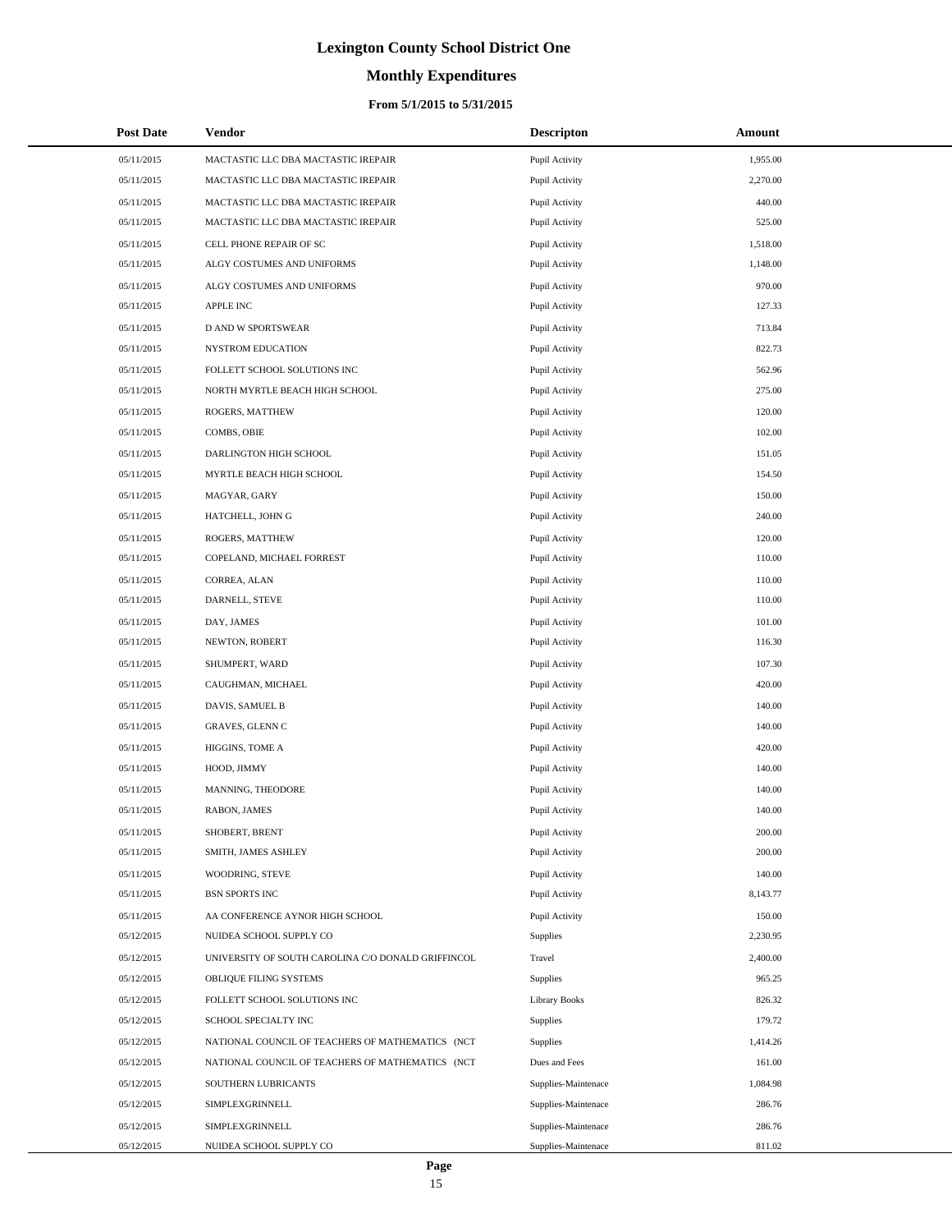# Lexington County School District One

## Monthly Expenditures

### From 5/1/2015 to 5/31/2015

| Post Date | Vendor | Descripton | Amount |
|---|---|---|---|
| 05/11/2015 | MACTASTIC LLC DBA MACTASTIC IREPAIR | Pupil Activity | 1,955.00 |
| 05/11/2015 | MACTASTIC LLC DBA MACTASTIC IREPAIR | Pupil Activity | 2,270.00 |
| 05/11/2015 | MACTASTIC LLC DBA MACTASTIC IREPAIR | Pupil Activity | 440.00 |
| 05/11/2015 | MACTASTIC LLC DBA MACTASTIC IREPAIR | Pupil Activity | 525.00 |
| 05/11/2015 | CELL PHONE REPAIR OF SC | Pupil Activity | 1,518.00 |
| 05/11/2015 | ALGY COSTUMES AND UNIFORMS | Pupil Activity | 1,148.00 |
| 05/11/2015 | ALGY COSTUMES AND UNIFORMS | Pupil Activity | 970.00 |
| 05/11/2015 | APPLE INC | Pupil Activity | 127.33 |
| 05/11/2015 | D AND W SPORTSWEAR | Pupil Activity | 713.84 |
| 05/11/2015 | NYSTROM EDUCATION | Pupil Activity | 822.73 |
| 05/11/2015 | FOLLETT SCHOOL SOLUTIONS INC | Pupil Activity | 562.96 |
| 05/11/2015 | NORTH MYRTLE BEACH HIGH SCHOOL | Pupil Activity | 275.00 |
| 05/11/2015 | ROGERS, MATTHEW | Pupil Activity | 120.00 |
| 05/11/2015 | COMBS, OBIE | Pupil Activity | 102.00 |
| 05/11/2015 | DARLINGTON HIGH SCHOOL | Pupil Activity | 151.05 |
| 05/11/2015 | MYRTLE BEACH HIGH SCHOOL | Pupil Activity | 154.50 |
| 05/11/2015 | MAGYAR, GARY | Pupil Activity | 150.00 |
| 05/11/2015 | HATCHELL, JOHN G | Pupil Activity | 240.00 |
| 05/11/2015 | ROGERS, MATTHEW | Pupil Activity | 120.00 |
| 05/11/2015 | COPELAND, MICHAEL FORREST | Pupil Activity | 110.00 |
| 05/11/2015 | CORREA, ALAN | Pupil Activity | 110.00 |
| 05/11/2015 | DARNELL, STEVE | Pupil Activity | 110.00 |
| 05/11/2015 | DAY, JAMES | Pupil Activity | 101.00 |
| 05/11/2015 | NEWTON, ROBERT | Pupil Activity | 116.30 |
| 05/11/2015 | SHUMPERT, WARD | Pupil Activity | 107.30 |
| 05/11/2015 | CAUGHMAN, MICHAEL | Pupil Activity | 420.00 |
| 05/11/2015 | DAVIS, SAMUEL B | Pupil Activity | 140.00 |
| 05/11/2015 | GRAVES, GLENN C | Pupil Activity | 140.00 |
| 05/11/2015 | HIGGINS, TOME A | Pupil Activity | 420.00 |
| 05/11/2015 | HOOD, JIMMY | Pupil Activity | 140.00 |
| 05/11/2015 | MANNING, THEODORE | Pupil Activity | 140.00 |
| 05/11/2015 | RABON, JAMES | Pupil Activity | 140.00 |
| 05/11/2015 | SHOBERT, BRENT | Pupil Activity | 200.00 |
| 05/11/2015 | SMITH, JAMES ASHLEY | Pupil Activity | 200.00 |
| 05/11/2015 | WOODRING, STEVE | Pupil Activity | 140.00 |
| 05/11/2015 | BSN SPORTS INC | Pupil Activity | 8,143.77 |
| 05/11/2015 | AA CONFERENCE AYNOR HIGH SCHOOL | Pupil Activity | 150.00 |
| 05/12/2015 | NUIDEA SCHOOL SUPPLY CO | Supplies | 2,230.95 |
| 05/12/2015 | UNIVERSITY OF SOUTH CAROLINA C/O DONALD GRIFFINCOL | Travel | 2,400.00 |
| 05/12/2015 | OBLIQUE FILING SYSTEMS | Supplies | 965.25 |
| 05/12/2015 | FOLLETT SCHOOL SOLUTIONS INC | Library Books | 826.32 |
| 05/12/2015 | SCHOOL SPECIALTY INC | Supplies | 179.72 |
| 05/12/2015 | NATIONAL COUNCIL OF TEACHERS OF MATHEMATICS (NCT | Supplies | 1,414.26 |
| 05/12/2015 | NATIONAL COUNCIL OF TEACHERS OF MATHEMATICS (NCT | Dues and Fees | 161.00 |
| 05/12/2015 | SOUTHERN LUBRICANTS | Supplies-Maintenace | 1,084.98 |
| 05/12/2015 | SIMPLEXGRINNELL | Supplies-Maintenace | 286.76 |
| 05/12/2015 | SIMPLEXGRINNELL | Supplies-Maintenace | 286.76 |
| 05/12/2015 | NUIDEA SCHOOL SUPPLY CO | Supplies-Maintenace | 811.02 |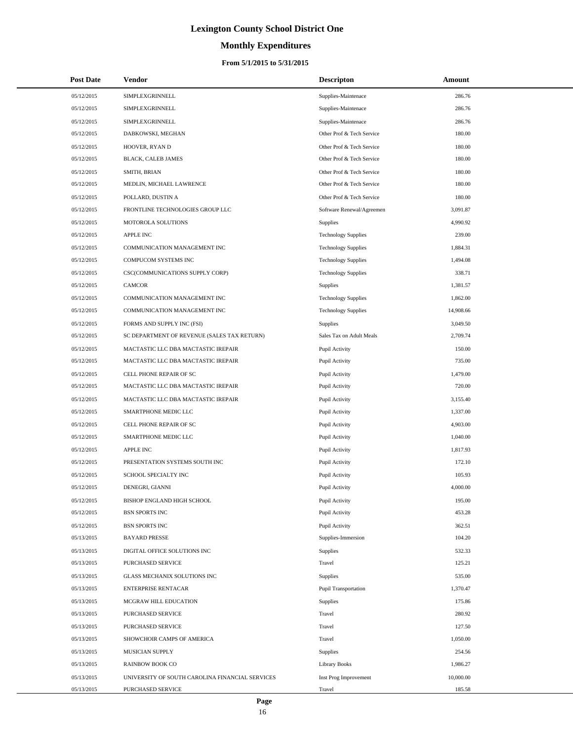# Lexington County School District One

## Monthly Expenditures

### From 5/1/2015 to 5/31/2015

| Post Date | Vendor | Descripton | Amount |
|---|---|---|---|
| 05/12/2015 | SIMPLEXGRINNELL | Supplies-Maintenace | 286.76 |
| 05/12/2015 | SIMPLEXGRINNELL | Supplies-Maintenace | 286.76 |
| 05/12/2015 | SIMPLEXGRINNELL | Supplies-Maintenace | 286.76 |
| 05/12/2015 | DABKOWSKI, MEGHAN | Other Prof & Tech Service | 180.00 |
| 05/12/2015 | HOOVER, RYAN D | Other Prof & Tech Service | 180.00 |
| 05/12/2015 | BLACK, CALEB JAMES | Other Prof & Tech Service | 180.00 |
| 05/12/2015 | SMITH, BRIAN | Other Prof & Tech Service | 180.00 |
| 05/12/2015 | MEDLIN, MICHAEL LAWRENCE | Other Prof & Tech Service | 180.00 |
| 05/12/2015 | POLLARD, DUSTIN A | Other Prof & Tech Service | 180.00 |
| 05/12/2015 | FRONTLINE TECHNOLOGIES GROUP LLC | Software Renewal/Agreemen | 3,091.87 |
| 05/12/2015 | MOTOROLA SOLUTIONS | Supplies | 4,990.92 |
| 05/12/2015 | APPLE INC | Technology Supplies | 239.00 |
| 05/12/2015 | COMMUNICATION MANAGEMENT INC | Technology Supplies | 1,884.31 |
| 05/12/2015 | COMPUCOM SYSTEMS INC | Technology Supplies | 1,494.08 |
| 05/12/2015 | CSC(COMMUNICATIONS SUPPLY CORP) | Technology Supplies | 338.71 |
| 05/12/2015 | CAMCOR | Supplies | 1,381.57 |
| 05/12/2015 | COMMUNICATION MANAGEMENT INC | Technology Supplies | 1,862.00 |
| 05/12/2015 | COMMUNICATION MANAGEMENT INC | Technology Supplies | 14,908.66 |
| 05/12/2015 | FORMS AND SUPPLY INC (FSI) | Supplies | 3,049.50 |
| 05/12/2015 | SC DEPARTMENT OF REVENUE (SALES TAX RETURN) | Sales Tax on Adult Meals | 2,709.74 |
| 05/12/2015 | MACTASTIC LLC DBA MACTASTIC IREPAIR | Pupil Activity | 150.00 |
| 05/12/2015 | MACTASTIC LLC DBA MACTASTIC IREPAIR | Pupil Activity | 735.00 |
| 05/12/2015 | CELL PHONE REPAIR OF SC | Pupil Activity | 1,479.00 |
| 05/12/2015 | MACTASTIC LLC DBA MACTASTIC IREPAIR | Pupil Activity | 720.00 |
| 05/12/2015 | MACTASTIC LLC DBA MACTASTIC IREPAIR | Pupil Activity | 3,155.40 |
| 05/12/2015 | SMARTPHONE MEDIC LLC | Pupil Activity | 1,337.00 |
| 05/12/2015 | CELL PHONE REPAIR OF SC | Pupil Activity | 4,903.00 |
| 05/12/2015 | SMARTPHONE MEDIC LLC | Pupil Activity | 1,040.00 |
| 05/12/2015 | APPLE INC | Pupil Activity | 1,817.93 |
| 05/12/2015 | PRESENTATION SYSTEMS SOUTH INC | Pupil Activity | 172.10 |
| 05/12/2015 | SCHOOL SPECIALTY INC | Pupil Activity | 105.93 |
| 05/12/2015 | DENEGRI, GIANNI | Pupil Activity | 4,000.00 |
| 05/12/2015 | BISHOP ENGLAND HIGH SCHOOL | Pupil Activity | 195.00 |
| 05/12/2015 | BSN SPORTS INC | Pupil Activity | 453.28 |
| 05/12/2015 | BSN SPORTS INC | Pupil Activity | 362.51 |
| 05/13/2015 | BAYARD PRESSE | Supplies-Immersion | 104.20 |
| 05/13/2015 | DIGITAL OFFICE SOLUTIONS INC | Supplies | 532.33 |
| 05/13/2015 | PURCHASED SERVICE | Travel | 125.21 |
| 05/13/2015 | GLASS MECHANIX SOLUTIONS INC | Supplies | 535.00 |
| 05/13/2015 | ENTERPRISE RENTACAR | Pupil Transportation | 1,370.47 |
| 05/13/2015 | MCGRAW HILL EDUCATION | Supplies | 175.86 |
| 05/13/2015 | PURCHASED SERVICE | Travel | 280.92 |
| 05/13/2015 | PURCHASED SERVICE | Travel | 127.50 |
| 05/13/2015 | SHOWCHOIR CAMPS OF AMERICA | Travel | 1,050.00 |
| 05/13/2015 | MUSICIAN SUPPLY | Supplies | 254.56 |
| 05/13/2015 | RAINBOW BOOK CO | Library Books | 1,986.27 |
| 05/13/2015 | UNIVERSITY OF SOUTH CAROLINA FINANCIAL SERVICES | Inst Prog Improvement | 10,000.00 |
| 05/13/2015 | PURCHASED SERVICE | Travel | 185.58 |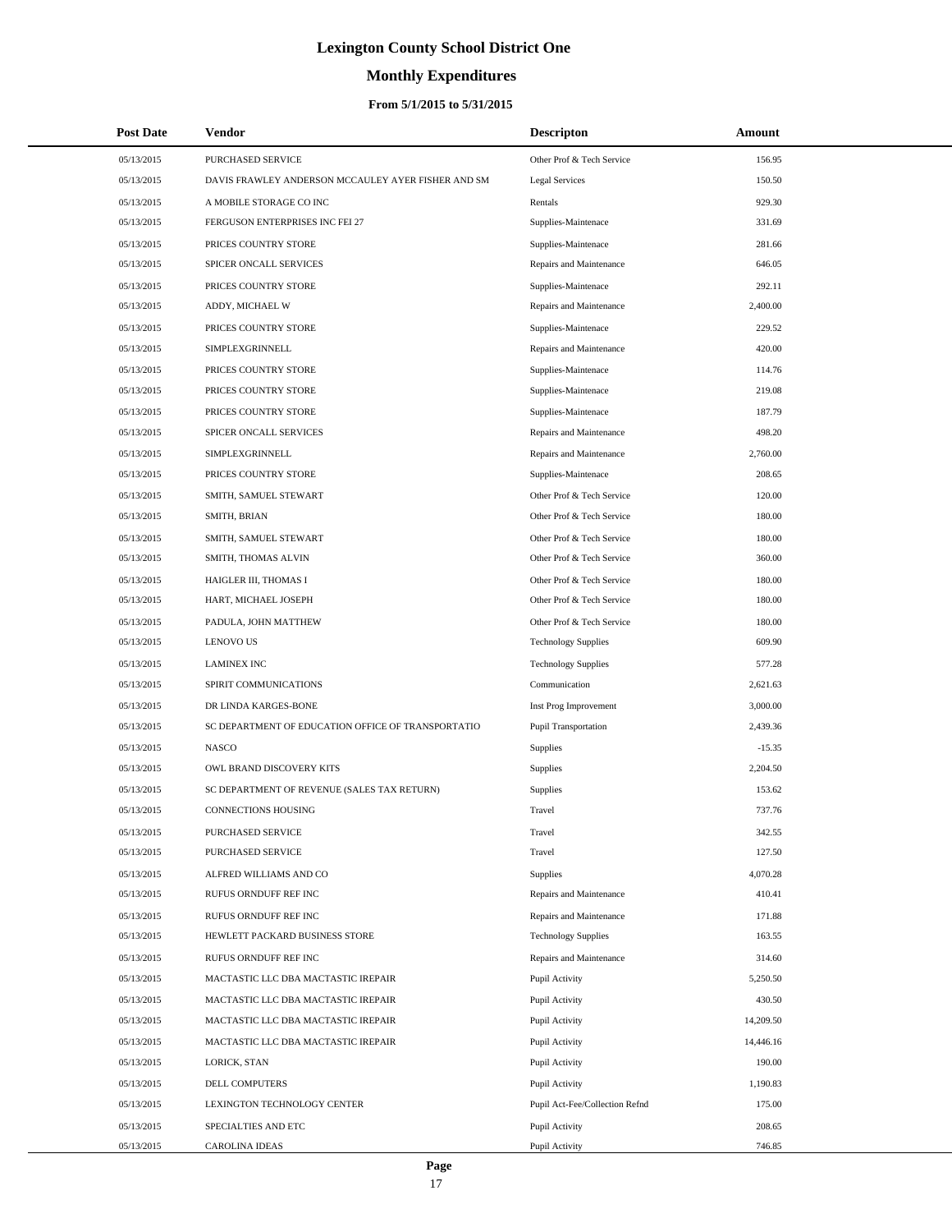# Lexington County School District One

## Monthly Expenditures

### From 5/1/2015 to 5/31/2015

| Post Date | Vendor | Descripton | Amount |
|---|---|---|---|
| 05/13/2015 | PURCHASED SERVICE | Other Prof & Tech Service | 156.95 |
| 05/13/2015 | DAVIS FRAWLEY ANDERSON MCCAULEY AYER FISHER AND SM | Legal Services | 150.50 |
| 05/13/2015 | A MOBILE STORAGE CO INC | Rentals | 929.30 |
| 05/13/2015 | FERGUSON ENTERPRISES INC FEI 27 | Supplies-Maintenace | 331.69 |
| 05/13/2015 | PRICES COUNTRY STORE | Supplies-Maintenace | 281.66 |
| 05/13/2015 | SPICER ONCALL SERVICES | Repairs and Maintenance | 646.05 |
| 05/13/2015 | PRICES COUNTRY STORE | Supplies-Maintenace | 292.11 |
| 05/13/2015 | ADDY, MICHAEL W | Repairs and Maintenance | 2,400.00 |
| 05/13/2015 | PRICES COUNTRY STORE | Supplies-Maintenace | 229.52 |
| 05/13/2015 | SIMPLEXGRINNELL | Repairs and Maintenance | 420.00 |
| 05/13/2015 | PRICES COUNTRY STORE | Supplies-Maintenace | 114.76 |
| 05/13/2015 | PRICES COUNTRY STORE | Supplies-Maintenace | 219.08 |
| 05/13/2015 | PRICES COUNTRY STORE | Supplies-Maintenace | 187.79 |
| 05/13/2015 | SPICER ONCALL SERVICES | Repairs and Maintenance | 498.20 |
| 05/13/2015 | SIMPLEXGRINNELL | Repairs and Maintenance | 2,760.00 |
| 05/13/2015 | PRICES COUNTRY STORE | Supplies-Maintenace | 208.65 |
| 05/13/2015 | SMITH, SAMUEL STEWART | Other Prof & Tech Service | 120.00 |
| 05/13/2015 | SMITH, BRIAN | Other Prof & Tech Service | 180.00 |
| 05/13/2015 | SMITH, SAMUEL STEWART | Other Prof & Tech Service | 180.00 |
| 05/13/2015 | SMITH, THOMAS ALVIN | Other Prof & Tech Service | 360.00 |
| 05/13/2015 | HAIGLER III, THOMAS I | Other Prof & Tech Service | 180.00 |
| 05/13/2015 | HART, MICHAEL JOSEPH | Other Prof & Tech Service | 180.00 |
| 05/13/2015 | PADULA, JOHN MATTHEW | Other Prof & Tech Service | 180.00 |
| 05/13/2015 | LENOVO US | Technology Supplies | 609.90 |
| 05/13/2015 | LAMINEX INC | Technology Supplies | 577.28 |
| 05/13/2015 | SPIRIT COMMUNICATIONS | Communication | 2,621.63 |
| 05/13/2015 | DR LINDA KARGES-BONE | Inst Prog Improvement | 3,000.00 |
| 05/13/2015 | SC DEPARTMENT OF EDUCATION OFFICE OF TRANSPORTATIO | Pupil Transportation | 2,439.36 |
| 05/13/2015 | NASCO | Supplies | -15.35 |
| 05/13/2015 | OWL BRAND DISCOVERY KITS | Supplies | 2,204.50 |
| 05/13/2015 | SC DEPARTMENT OF REVENUE (SALES TAX RETURN) | Supplies | 153.62 |
| 05/13/2015 | CONNECTIONS HOUSING | Travel | 737.76 |
| 05/13/2015 | PURCHASED SERVICE | Travel | 342.55 |
| 05/13/2015 | PURCHASED SERVICE | Travel | 127.50 |
| 05/13/2015 | ALFRED WILLIAMS AND CO | Supplies | 4,070.28 |
| 05/13/2015 | RUFUS ORNDUFF REF INC | Repairs and Maintenance | 410.41 |
| 05/13/2015 | RUFUS ORNDUFF REF INC | Repairs and Maintenance | 171.88 |
| 05/13/2015 | HEWLETT PACKARD BUSINESS STORE | Technology Supplies | 163.55 |
| 05/13/2015 | RUFUS ORNDUFF REF INC | Repairs and Maintenance | 314.60 |
| 05/13/2015 | MACTASTIC LLC DBA MACTASTIC IREPAIR | Pupil Activity | 5,250.50 |
| 05/13/2015 | MACTASTIC LLC DBA MACTASTIC IREPAIR | Pupil Activity | 430.50 |
| 05/13/2015 | MACTASTIC LLC DBA MACTASTIC IREPAIR | Pupil Activity | 14,209.50 |
| 05/13/2015 | MACTASTIC LLC DBA MACTASTIC IREPAIR | Pupil Activity | 14,446.16 |
| 05/13/2015 | LORICK, STAN | Pupil Activity | 190.00 |
| 05/13/2015 | DELL COMPUTERS | Pupil Activity | 1,190.83 |
| 05/13/2015 | LEXINGTON TECHNOLOGY CENTER | Pupil Act-Fee/Collection Refnd | 175.00 |
| 05/13/2015 | SPECIALTIES AND ETC | Pupil Activity | 208.65 |
| 05/13/2015 | CAROLINA IDEAS | Pupil Activity | 746.85 |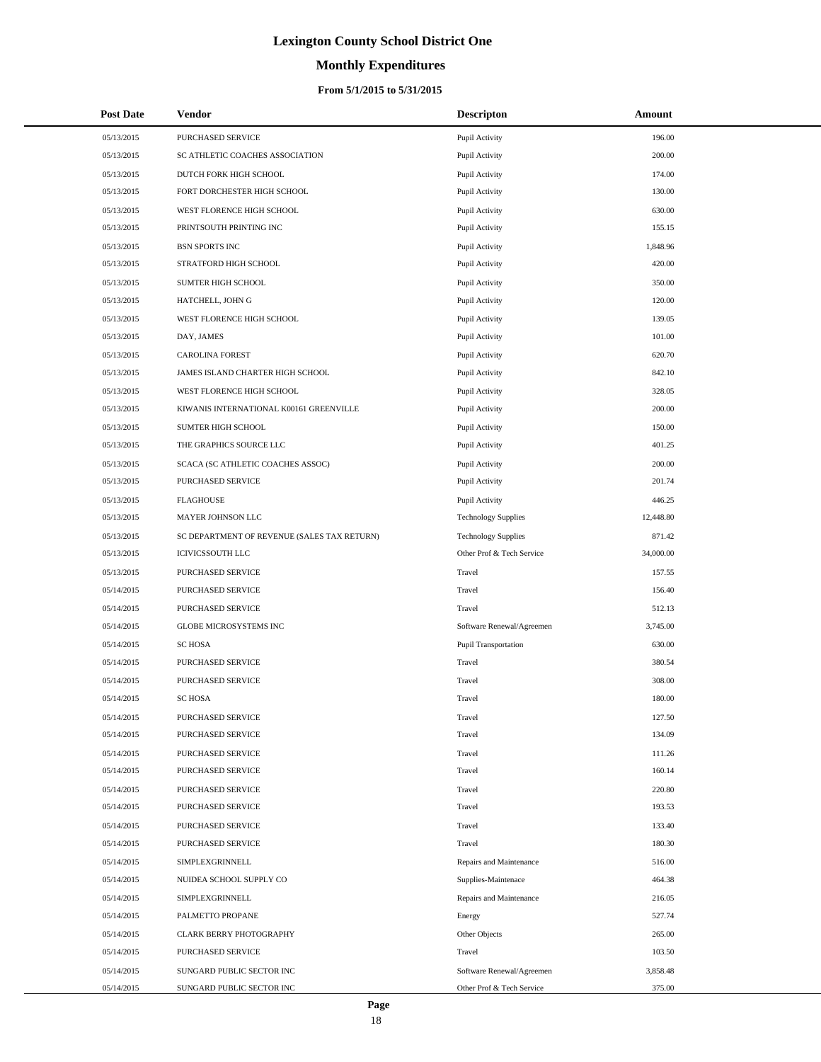# Lexington County School District One

## Monthly Expenditures

### From 5/1/2015 to 5/31/2015

| Post Date | Vendor | Descripton | Amount |
|---|---|---|---|
| 05/13/2015 | PURCHASED SERVICE | Pupil Activity | 196.00 |
| 05/13/2015 | SC ATHLETIC COACHES ASSOCIATION | Pupil Activity | 200.00 |
| 05/13/2015 | DUTCH FORK HIGH SCHOOL | Pupil Activity | 174.00 |
| 05/13/2015 | FORT DORCHESTER HIGH SCHOOL | Pupil Activity | 130.00 |
| 05/13/2015 | WEST FLORENCE HIGH SCHOOL | Pupil Activity | 630.00 |
| 05/13/2015 | PRINTSOUTH PRINTING INC | Pupil Activity | 155.15 |
| 05/13/2015 | BSN SPORTS INC | Pupil Activity | 1,848.96 |
| 05/13/2015 | STRATFORD HIGH SCHOOL | Pupil Activity | 420.00 |
| 05/13/2015 | SUMTER HIGH SCHOOL | Pupil Activity | 350.00 |
| 05/13/2015 | HATCHELL, JOHN G | Pupil Activity | 120.00 |
| 05/13/2015 | WEST FLORENCE HIGH SCHOOL | Pupil Activity | 139.05 |
| 05/13/2015 | DAY, JAMES | Pupil Activity | 101.00 |
| 05/13/2015 | CAROLINA FOREST | Pupil Activity | 620.70 |
| 05/13/2015 | JAMES ISLAND CHARTER HIGH SCHOOL | Pupil Activity | 842.10 |
| 05/13/2015 | WEST FLORENCE HIGH SCHOOL | Pupil Activity | 328.05 |
| 05/13/2015 | KIWANIS INTERNATIONAL K00161 GREENVILLE | Pupil Activity | 200.00 |
| 05/13/2015 | SUMTER HIGH SCHOOL | Pupil Activity | 150.00 |
| 05/13/2015 | THE GRAPHICS SOURCE LLC | Pupil Activity | 401.25 |
| 05/13/2015 | SCACA (SC ATHLETIC COACHES ASSOC) | Pupil Activity | 200.00 |
| 05/13/2015 | PURCHASED SERVICE | Pupil Activity | 201.74 |
| 05/13/2015 | FLAGHOUSE | Pupil Activity | 446.25 |
| 05/13/2015 | MAYER JOHNSON LLC | Technology Supplies | 12,448.80 |
| 05/13/2015 | SC DEPARTMENT OF REVENUE (SALES TAX RETURN) | Technology Supplies | 871.42 |
| 05/13/2015 | ICIVICSSOUTH LLC | Other Prof & Tech Service | 34,000.00 |
| 05/13/2015 | PURCHASED SERVICE | Travel | 157.55 |
| 05/14/2015 | PURCHASED SERVICE | Travel | 156.40 |
| 05/14/2015 | PURCHASED SERVICE | Travel | 512.13 |
| 05/14/2015 | GLOBE MICROSYSTEMS INC | Software Renewal/Agreemen | 3,745.00 |
| 05/14/2015 | SC HOSA | Pupil Transportation | 630.00 |
| 05/14/2015 | PURCHASED SERVICE | Travel | 380.54 |
| 05/14/2015 | PURCHASED SERVICE | Travel | 308.00 |
| 05/14/2015 | SC HOSA | Travel | 180.00 |
| 05/14/2015 | PURCHASED SERVICE | Travel | 127.50 |
| 05/14/2015 | PURCHASED SERVICE | Travel | 134.09 |
| 05/14/2015 | PURCHASED SERVICE | Travel | 111.26 |
| 05/14/2015 | PURCHASED SERVICE | Travel | 160.14 |
| 05/14/2015 | PURCHASED SERVICE | Travel | 220.80 |
| 05/14/2015 | PURCHASED SERVICE | Travel | 193.53 |
| 05/14/2015 | PURCHASED SERVICE | Travel | 133.40 |
| 05/14/2015 | PURCHASED SERVICE | Travel | 180.30 |
| 05/14/2015 | SIMPLEXGRINNELL | Repairs and Maintenance | 516.00 |
| 05/14/2015 | NUIDEA SCHOOL SUPPLY CO | Supplies-Maintenace | 464.38 |
| 05/14/2015 | SIMPLEXGRINNELL | Repairs and Maintenance | 216.05 |
| 05/14/2015 | PALMETTO PROPANE | Energy | 527.74 |
| 05/14/2015 | CLARK BERRY PHOTOGRAPHY | Other Objects | 265.00 |
| 05/14/2015 | PURCHASED SERVICE | Travel | 103.50 |
| 05/14/2015 | SUNGARD PUBLIC SECTOR INC | Software Renewal/Agreemen | 3,858.48 |
| 05/14/2015 | SUNGARD PUBLIC SECTOR INC | Other Prof & Tech Service | 375.00 |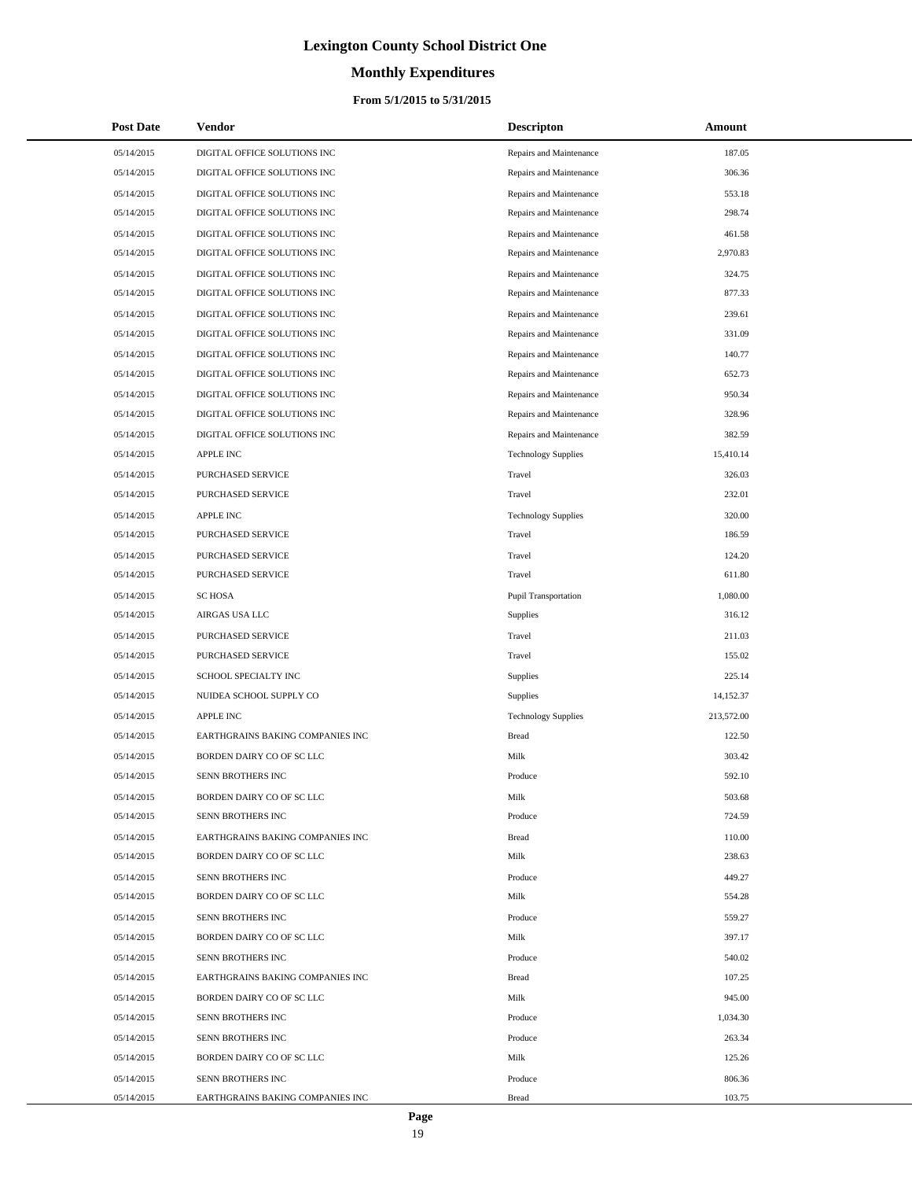# Lexington County School District One

## Monthly Expenditures

### From 5/1/2015 to 5/31/2015

| Post Date | Vendor | Descripton | Amount |
|---|---|---|---|
| 05/14/2015 | DIGITAL OFFICE SOLUTIONS INC | Repairs and Maintenance | 187.05 |
| 05/14/2015 | DIGITAL OFFICE SOLUTIONS INC | Repairs and Maintenance | 306.36 |
| 05/14/2015 | DIGITAL OFFICE SOLUTIONS INC | Repairs and Maintenance | 553.18 |
| 05/14/2015 | DIGITAL OFFICE SOLUTIONS INC | Repairs and Maintenance | 298.74 |
| 05/14/2015 | DIGITAL OFFICE SOLUTIONS INC | Repairs and Maintenance | 461.58 |
| 05/14/2015 | DIGITAL OFFICE SOLUTIONS INC | Repairs and Maintenance | 2,970.83 |
| 05/14/2015 | DIGITAL OFFICE SOLUTIONS INC | Repairs and Maintenance | 324.75 |
| 05/14/2015 | DIGITAL OFFICE SOLUTIONS INC | Repairs and Maintenance | 877.33 |
| 05/14/2015 | DIGITAL OFFICE SOLUTIONS INC | Repairs and Maintenance | 239.61 |
| 05/14/2015 | DIGITAL OFFICE SOLUTIONS INC | Repairs and Maintenance | 331.09 |
| 05/14/2015 | DIGITAL OFFICE SOLUTIONS INC | Repairs and Maintenance | 140.77 |
| 05/14/2015 | DIGITAL OFFICE SOLUTIONS INC | Repairs and Maintenance | 652.73 |
| 05/14/2015 | DIGITAL OFFICE SOLUTIONS INC | Repairs and Maintenance | 950.34 |
| 05/14/2015 | DIGITAL OFFICE SOLUTIONS INC | Repairs and Maintenance | 328.96 |
| 05/14/2015 | DIGITAL OFFICE SOLUTIONS INC | Repairs and Maintenance | 382.59 |
| 05/14/2015 | APPLE INC | Technology Supplies | 15,410.14 |
| 05/14/2015 | PURCHASED SERVICE | Travel | 326.03 |
| 05/14/2015 | PURCHASED SERVICE | Travel | 232.01 |
| 05/14/2015 | APPLE INC | Technology Supplies | 320.00 |
| 05/14/2015 | PURCHASED SERVICE | Travel | 186.59 |
| 05/14/2015 | PURCHASED SERVICE | Travel | 124.20 |
| 05/14/2015 | PURCHASED SERVICE | Travel | 611.80 |
| 05/14/2015 | SC HOSA | Pupil Transportation | 1,080.00 |
| 05/14/2015 | AIRGAS USA LLC | Supplies | 316.12 |
| 05/14/2015 | PURCHASED SERVICE | Travel | 211.03 |
| 05/14/2015 | PURCHASED SERVICE | Travel | 155.02 |
| 05/14/2015 | SCHOOL SPECIALTY INC | Supplies | 225.14 |
| 05/14/2015 | NUIDEA SCHOOL SUPPLY CO | Supplies | 14,152.37 |
| 05/14/2015 | APPLE INC | Technology Supplies | 213,572.00 |
| 05/14/2015 | EARTHGRAINS BAKING COMPANIES INC | Bread | 122.50 |
| 05/14/2015 | BORDEN DAIRY CO OF SC LLC | Milk | 303.42 |
| 05/14/2015 | SENN BROTHERS INC | Produce | 592.10 |
| 05/14/2015 | BORDEN DAIRY CO OF SC LLC | Milk | 503.68 |
| 05/14/2015 | SENN BROTHERS INC | Produce | 724.59 |
| 05/14/2015 | EARTHGRAINS BAKING COMPANIES INC | Bread | 110.00 |
| 05/14/2015 | BORDEN DAIRY CO OF SC LLC | Milk | 238.63 |
| 05/14/2015 | SENN BROTHERS INC | Produce | 449.27 |
| 05/14/2015 | BORDEN DAIRY CO OF SC LLC | Milk | 554.28 |
| 05/14/2015 | SENN BROTHERS INC | Produce | 559.27 |
| 05/14/2015 | BORDEN DAIRY CO OF SC LLC | Milk | 397.17 |
| 05/14/2015 | SENN BROTHERS INC | Produce | 540.02 |
| 05/14/2015 | EARTHGRAINS BAKING COMPANIES INC | Bread | 107.25 |
| 05/14/2015 | BORDEN DAIRY CO OF SC LLC | Milk | 945.00 |
| 05/14/2015 | SENN BROTHERS INC | Produce | 1,034.30 |
| 05/14/2015 | SENN BROTHERS INC | Produce | 263.34 |
| 05/14/2015 | BORDEN DAIRY CO OF SC LLC | Milk | 125.26 |
| 05/14/2015 | SENN BROTHERS INC | Produce | 806.36 |
| 05/14/2015 | EARTHGRAINS BAKING COMPANIES INC | Bread | 103.75 |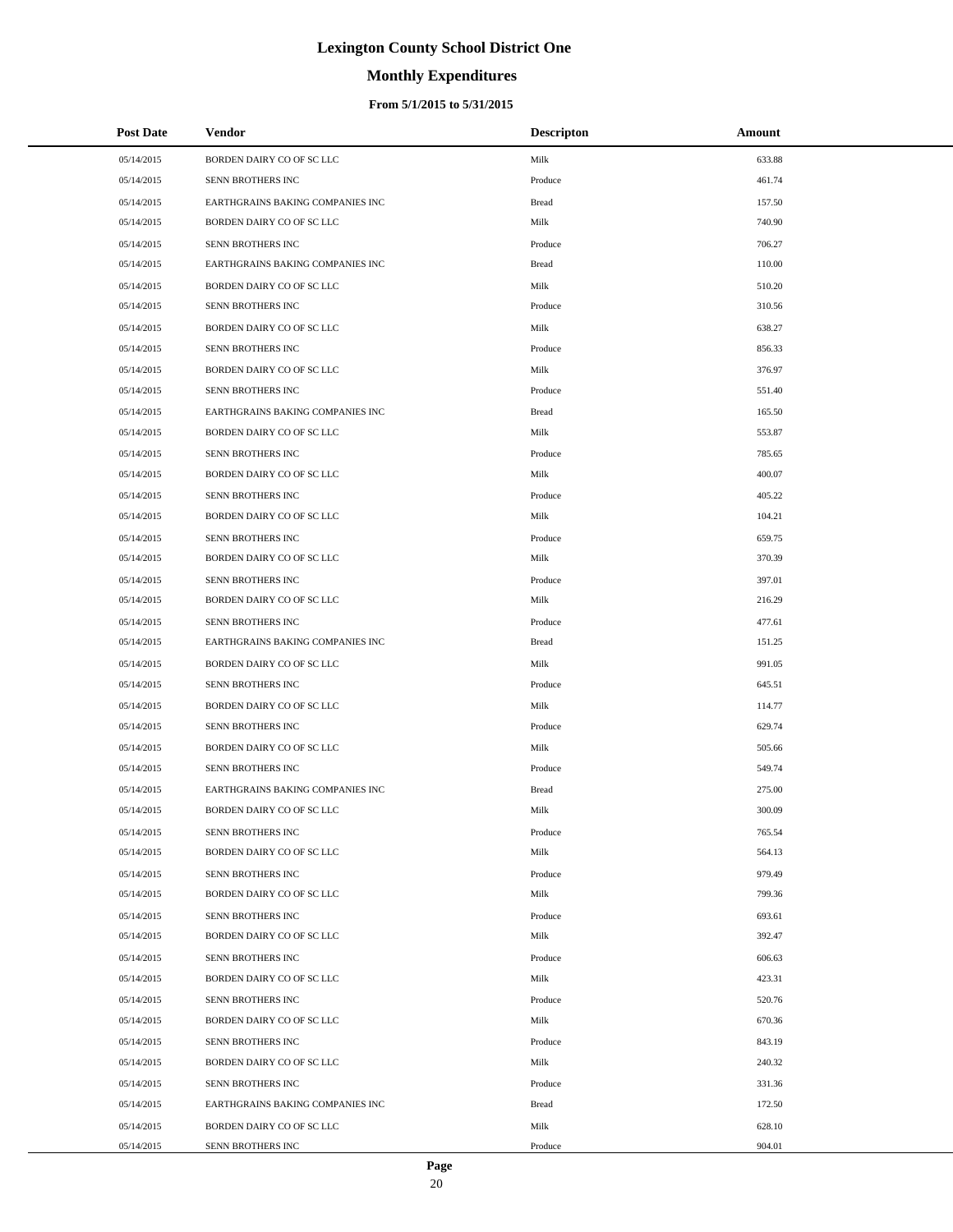# Lexington County School District One

## Monthly Expenditures

### From 5/1/2015 to 5/31/2015

| Post Date | Vendor | Descripton | Amount |
|---|---|---|---|
| 05/14/2015 | BORDEN DAIRY CO OF SC LLC | Milk | 633.88 |
| 05/14/2015 | SENN BROTHERS INC | Produce | 461.74 |
| 05/14/2015 | EARTHGRAINS BAKING COMPANIES INC | Bread | 157.50 |
| 05/14/2015 | BORDEN DAIRY CO OF SC LLC | Milk | 740.90 |
| 05/14/2015 | SENN BROTHERS INC | Produce | 706.27 |
| 05/14/2015 | EARTHGRAINS BAKING COMPANIES INC | Bread | 110.00 |
| 05/14/2015 | BORDEN DAIRY CO OF SC LLC | Milk | 510.20 |
| 05/14/2015 | SENN BROTHERS INC | Produce | 310.56 |
| 05/14/2015 | BORDEN DAIRY CO OF SC LLC | Milk | 638.27 |
| 05/14/2015 | SENN BROTHERS INC | Produce | 856.33 |
| 05/14/2015 | BORDEN DAIRY CO OF SC LLC | Milk | 376.97 |
| 05/14/2015 | SENN BROTHERS INC | Produce | 551.40 |
| 05/14/2015 | EARTHGRAINS BAKING COMPANIES INC | Bread | 165.50 |
| 05/14/2015 | BORDEN DAIRY CO OF SC LLC | Milk | 553.87 |
| 05/14/2015 | SENN BROTHERS INC | Produce | 785.65 |
| 05/14/2015 | BORDEN DAIRY CO OF SC LLC | Milk | 400.07 |
| 05/14/2015 | SENN BROTHERS INC | Produce | 405.22 |
| 05/14/2015 | BORDEN DAIRY CO OF SC LLC | Milk | 104.21 |
| 05/14/2015 | SENN BROTHERS INC | Produce | 659.75 |
| 05/14/2015 | BORDEN DAIRY CO OF SC LLC | Milk | 370.39 |
| 05/14/2015 | SENN BROTHERS INC | Produce | 397.01 |
| 05/14/2015 | BORDEN DAIRY CO OF SC LLC | Milk | 216.29 |
| 05/14/2015 | SENN BROTHERS INC | Produce | 477.61 |
| 05/14/2015 | EARTHGRAINS BAKING COMPANIES INC | Bread | 151.25 |
| 05/14/2015 | BORDEN DAIRY CO OF SC LLC | Milk | 991.05 |
| 05/14/2015 | SENN BROTHERS INC | Produce | 645.51 |
| 05/14/2015 | BORDEN DAIRY CO OF SC LLC | Milk | 114.77 |
| 05/14/2015 | SENN BROTHERS INC | Produce | 629.74 |
| 05/14/2015 | BORDEN DAIRY CO OF SC LLC | Milk | 505.66 |
| 05/14/2015 | SENN BROTHERS INC | Produce | 549.74 |
| 05/14/2015 | EARTHGRAINS BAKING COMPANIES INC | Bread | 275.00 |
| 05/14/2015 | BORDEN DAIRY CO OF SC LLC | Milk | 300.09 |
| 05/14/2015 | SENN BROTHERS INC | Produce | 765.54 |
| 05/14/2015 | BORDEN DAIRY CO OF SC LLC | Milk | 564.13 |
| 05/14/2015 | SENN BROTHERS INC | Produce | 979.49 |
| 05/14/2015 | BORDEN DAIRY CO OF SC LLC | Milk | 799.36 |
| 05/14/2015 | SENN BROTHERS INC | Produce | 693.61 |
| 05/14/2015 | BORDEN DAIRY CO OF SC LLC | Milk | 392.47 |
| 05/14/2015 | SENN BROTHERS INC | Produce | 606.63 |
| 05/14/2015 | BORDEN DAIRY CO OF SC LLC | Milk | 423.31 |
| 05/14/2015 | SENN BROTHERS INC | Produce | 520.76 |
| 05/14/2015 | BORDEN DAIRY CO OF SC LLC | Milk | 670.36 |
| 05/14/2015 | SENN BROTHERS INC | Produce | 843.19 |
| 05/14/2015 | BORDEN DAIRY CO OF SC LLC | Milk | 240.32 |
| 05/14/2015 | SENN BROTHERS INC | Produce | 331.36 |
| 05/14/2015 | EARTHGRAINS BAKING COMPANIES INC | Bread | 172.50 |
| 05/14/2015 | BORDEN DAIRY CO OF SC LLC | Milk | 628.10 |
| 05/14/2015 | SENN BROTHERS INC | Produce | 904.01 |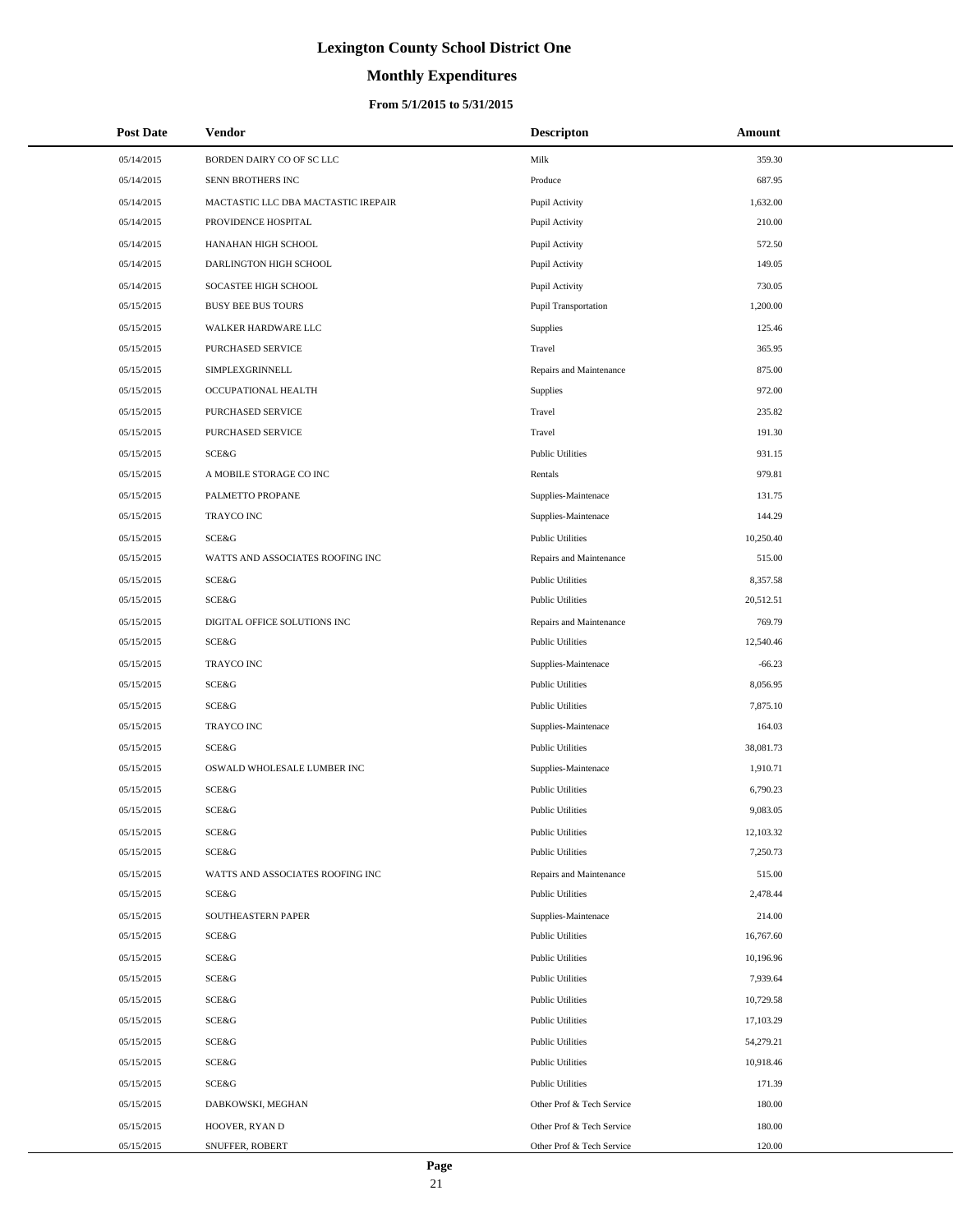# Lexington County School District One

## Monthly Expenditures

### From 5/1/2015 to 5/31/2015

| Post Date | Vendor | Descripton | Amount |
|---|---|---|---|
| 05/14/2015 | BORDEN DAIRY CO OF SC LLC | Milk | 359.30 |
| 05/14/2015 | SENN BROTHERS INC | Produce | 687.95 |
| 05/14/2015 | MACTASTIC LLC DBA MACTASTIC IREPAIR | Pupil Activity | 1,632.00 |
| 05/14/2015 | PROVIDENCE HOSPITAL | Pupil Activity | 210.00 |
| 05/14/2015 | HANAHAN HIGH SCHOOL | Pupil Activity | 572.50 |
| 05/14/2015 | DARLINGTON HIGH SCHOOL | Pupil Activity | 149.05 |
| 05/14/2015 | SOCASTEE HIGH SCHOOL | Pupil Activity | 730.05 |
| 05/15/2015 | BUSY BEE BUS TOURS | Pupil Transportation | 1,200.00 |
| 05/15/2015 | WALKER HARDWARE LLC | Supplies | 125.46 |
| 05/15/2015 | PURCHASED SERVICE | Travel | 365.95 |
| 05/15/2015 | SIMPLEXGRINNELL | Repairs and Maintenance | 875.00 |
| 05/15/2015 | OCCUPATIONAL HEALTH | Supplies | 972.00 |
| 05/15/2015 | PURCHASED SERVICE | Travel | 235.82 |
| 05/15/2015 | PURCHASED SERVICE | Travel | 191.30 |
| 05/15/2015 | SCE&G | Public Utilities | 931.15 |
| 05/15/2015 | A MOBILE STORAGE CO INC | Rentals | 979.81 |
| 05/15/2015 | PALMETTO PROPANE | Supplies-Maintenace | 131.75 |
| 05/15/2015 | TRAYCO INC | Supplies-Maintenace | 144.29 |
| 05/15/2015 | SCE&G | Public Utilities | 10,250.40 |
| 05/15/2015 | WATTS AND ASSOCIATES ROOFING INC | Repairs and Maintenance | 515.00 |
| 05/15/2015 | SCE&G | Public Utilities | 8,357.58 |
| 05/15/2015 | SCE&G | Public Utilities | 20,512.51 |
| 05/15/2015 | DIGITAL OFFICE SOLUTIONS INC | Repairs and Maintenance | 769.79 |
| 05/15/2015 | SCE&G | Public Utilities | 12,540.46 |
| 05/15/2015 | TRAYCO INC | Supplies-Maintenace | -66.23 |
| 05/15/2015 | SCE&G | Public Utilities | 8,056.95 |
| 05/15/2015 | SCE&G | Public Utilities | 7,875.10 |
| 05/15/2015 | TRAYCO INC | Supplies-Maintenace | 164.03 |
| 05/15/2015 | SCE&G | Public Utilities | 38,081.73 |
| 05/15/2015 | OSWALD WHOLESALE LUMBER INC | Supplies-Maintenace | 1,910.71 |
| 05/15/2015 | SCE&G | Public Utilities | 6,790.23 |
| 05/15/2015 | SCE&G | Public Utilities | 9,083.05 |
| 05/15/2015 | SCE&G | Public Utilities | 12,103.32 |
| 05/15/2015 | SCE&G | Public Utilities | 7,250.73 |
| 05/15/2015 | WATTS AND ASSOCIATES ROOFING INC | Repairs and Maintenance | 515.00 |
| 05/15/2015 | SCE&G | Public Utilities | 2,478.44 |
| 05/15/2015 | SOUTHEASTERN PAPER | Supplies-Maintenace | 214.00 |
| 05/15/2015 | SCE&G | Public Utilities | 16,767.60 |
| 05/15/2015 | SCE&G | Public Utilities | 10,196.96 |
| 05/15/2015 | SCE&G | Public Utilities | 7,939.64 |
| 05/15/2015 | SCE&G | Public Utilities | 10,729.58 |
| 05/15/2015 | SCE&G | Public Utilities | 17,103.29 |
| 05/15/2015 | SCE&G | Public Utilities | 54,279.21 |
| 05/15/2015 | SCE&G | Public Utilities | 10,918.46 |
| 05/15/2015 | SCE&G | Public Utilities | 171.39 |
| 05/15/2015 | DABKOWSKI, MEGHAN | Other Prof & Tech Service | 180.00 |
| 05/15/2015 | HOOVER, RYAN D | Other Prof & Tech Service | 180.00 |
| 05/15/2015 | SNUFFER, ROBERT | Other Prof & Tech Service | 120.00 |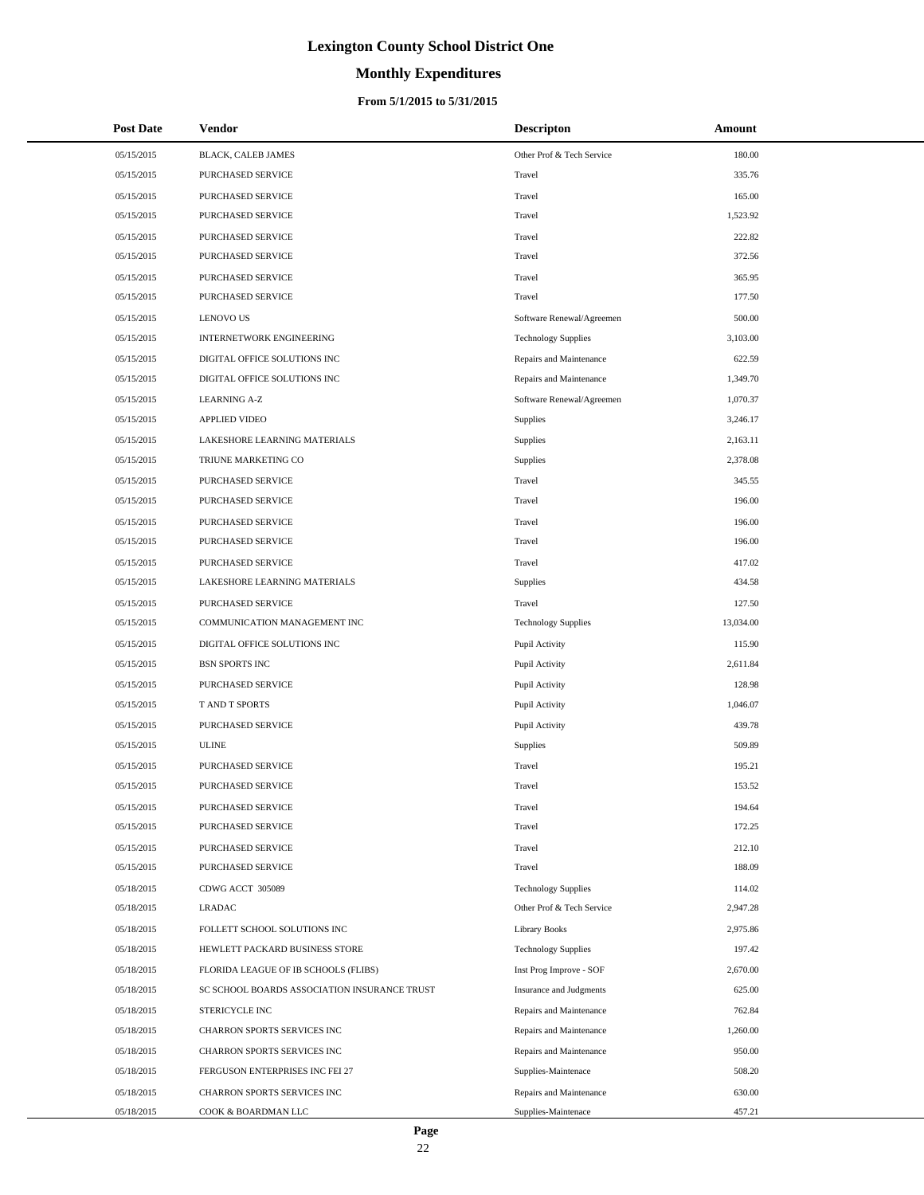# Lexington County School District One

## Monthly Expenditures

### From 5/1/2015 to 5/31/2015

| Post Date | Vendor | Descripton | Amount |
|---|---|---|---|
| 05/15/2015 | BLACK, CALEB JAMES | Other Prof & Tech Service | 180.00 |
| 05/15/2015 | PURCHASED SERVICE | Travel | 335.76 |
| 05/15/2015 | PURCHASED SERVICE | Travel | 165.00 |
| 05/15/2015 | PURCHASED SERVICE | Travel | 1,523.92 |
| 05/15/2015 | PURCHASED SERVICE | Travel | 222.82 |
| 05/15/2015 | PURCHASED SERVICE | Travel | 372.56 |
| 05/15/2015 | PURCHASED SERVICE | Travel | 365.95 |
| 05/15/2015 | PURCHASED SERVICE | Travel | 177.50 |
| 05/15/2015 | LENOVO US | Software Renewal/Agreemen | 500.00 |
| 05/15/2015 | INTERNETWORK ENGINEERING | Technology Supplies | 3,103.00 |
| 05/15/2015 | DIGITAL OFFICE SOLUTIONS INC | Repairs and Maintenance | 622.59 |
| 05/15/2015 | DIGITAL OFFICE SOLUTIONS INC | Repairs and Maintenance | 1,349.70 |
| 05/15/2015 | LEARNING A-Z | Software Renewal/Agreemen | 1,070.37 |
| 05/15/2015 | APPLIED VIDEO | Supplies | 3,246.17 |
| 05/15/2015 | LAKESHORE LEARNING MATERIALS | Supplies | 2,163.11 |
| 05/15/2015 | TRIUNE MARKETING CO | Supplies | 2,378.08 |
| 05/15/2015 | PURCHASED SERVICE | Travel | 345.55 |
| 05/15/2015 | PURCHASED SERVICE | Travel | 196.00 |
| 05/15/2015 | PURCHASED SERVICE | Travel | 196.00 |
| 05/15/2015 | PURCHASED SERVICE | Travel | 196.00 |
| 05/15/2015 | PURCHASED SERVICE | Travel | 417.02 |
| 05/15/2015 | LAKESHORE LEARNING MATERIALS | Supplies | 434.58 |
| 05/15/2015 | PURCHASED SERVICE | Travel | 127.50 |
| 05/15/2015 | COMMUNICATION MANAGEMENT INC | Technology Supplies | 13,034.00 |
| 05/15/2015 | DIGITAL OFFICE SOLUTIONS INC | Pupil Activity | 115.90 |
| 05/15/2015 | BSN SPORTS INC | Pupil Activity | 2,611.84 |
| 05/15/2015 | PURCHASED SERVICE | Pupil Activity | 128.98 |
| 05/15/2015 | T AND T SPORTS | Pupil Activity | 1,046.07 |
| 05/15/2015 | PURCHASED SERVICE | Pupil Activity | 439.78 |
| 05/15/2015 | ULINE | Supplies | 509.89 |
| 05/15/2015 | PURCHASED SERVICE | Travel | 195.21 |
| 05/15/2015 | PURCHASED SERVICE | Travel | 153.52 |
| 05/15/2015 | PURCHASED SERVICE | Travel | 194.64 |
| 05/15/2015 | PURCHASED SERVICE | Travel | 172.25 |
| 05/15/2015 | PURCHASED SERVICE | Travel | 212.10 |
| 05/15/2015 | PURCHASED SERVICE | Travel | 188.09 |
| 05/18/2015 | CDWG ACCT 305089 | Technology Supplies | 114.02 |
| 05/18/2015 | LRADAC | Other Prof & Tech Service | 2,947.28 |
| 05/18/2015 | FOLLETT SCHOOL SOLUTIONS INC | Library Books | 2,975.86 |
| 05/18/2015 | HEWLETT PACKARD BUSINESS STORE | Technology Supplies | 197.42 |
| 05/18/2015 | FLORIDA LEAGUE OF IB SCHOOLS (FLIBS) | Inst Prog Improve - SOF | 2,670.00 |
| 05/18/2015 | SC SCHOOL BOARDS ASSOCIATION INSURANCE TRUST | Insurance and Judgments | 625.00 |
| 05/18/2015 | STERICYCLE INC | Repairs and Maintenance | 762.84 |
| 05/18/2015 | CHARRON SPORTS SERVICES INC | Repairs and Maintenance | 1,260.00 |
| 05/18/2015 | CHARRON SPORTS SERVICES INC | Repairs and Maintenance | 950.00 |
| 05/18/2015 | FERGUSON ENTERPRISES INC FEI 27 | Supplies-Maintenace | 508.20 |
| 05/18/2015 | CHARRON SPORTS SERVICES INC | Repairs and Maintenance | 630.00 |
| 05/18/2015 | COOK & BOARDMAN LLC | Supplies-Maintenace | 457.21 |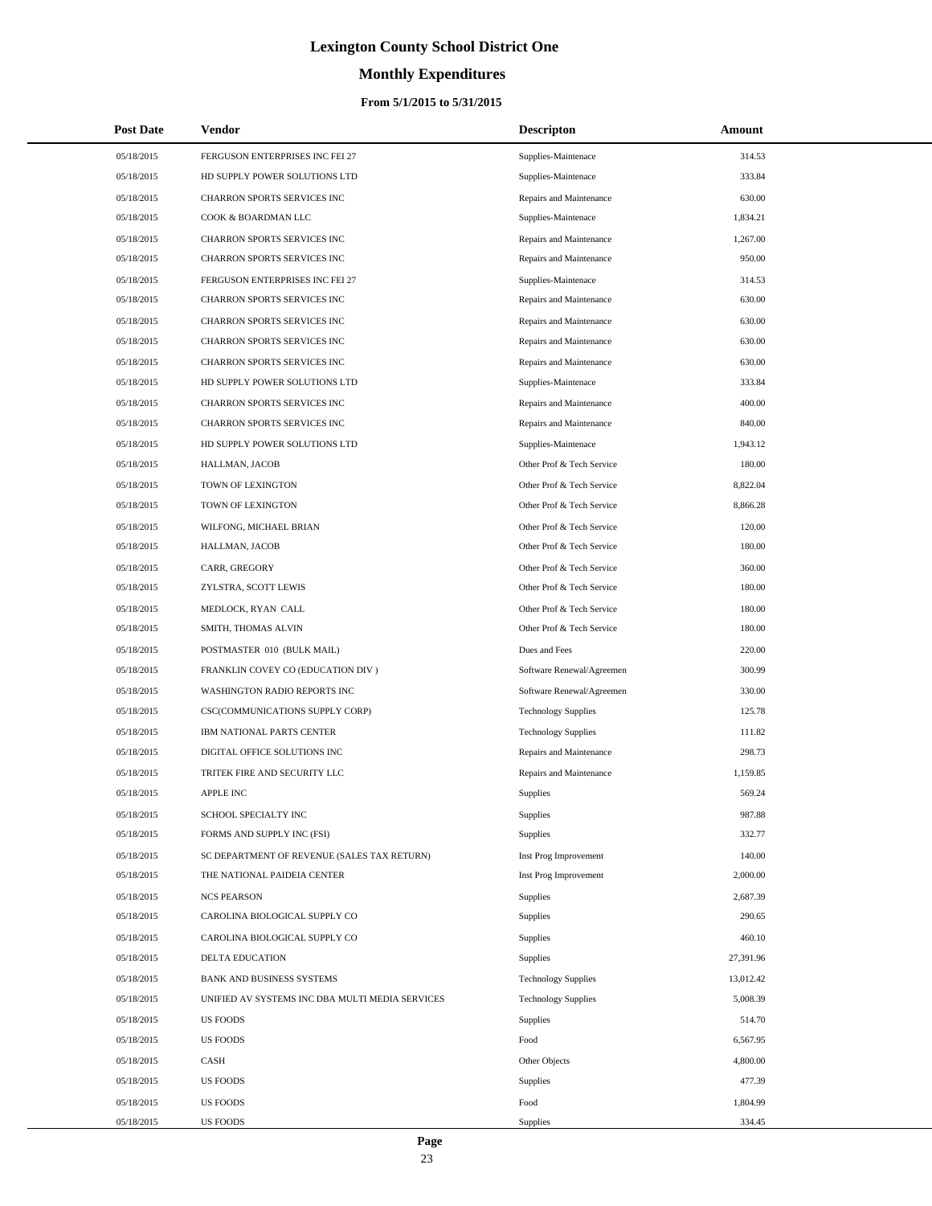# Lexington County School District One

## Monthly Expenditures

### From 5/1/2015 to 5/31/2015

| Post Date | Vendor | Descripton | Amount |
|---|---|---|---|
| 05/18/2015 | FERGUSON ENTERPRISES INC FEI 27 | Supplies-Maintenace | 314.53 |
| 05/18/2015 | HD SUPPLY POWER SOLUTIONS LTD | Supplies-Maintenace | 333.84 |
| 05/18/2015 | CHARRON SPORTS SERVICES INC | Repairs and Maintenance | 630.00 |
| 05/18/2015 | COOK & BOARDMAN LLC | Supplies-Maintenace | 1,834.21 |
| 05/18/2015 | CHARRON SPORTS SERVICES INC | Repairs and Maintenance | 1,267.00 |
| 05/18/2015 | CHARRON SPORTS SERVICES INC | Repairs and Maintenance | 950.00 |
| 05/18/2015 | FERGUSON ENTERPRISES INC FEI 27 | Supplies-Maintenace | 314.53 |
| 05/18/2015 | CHARRON SPORTS SERVICES INC | Repairs and Maintenance | 630.00 |
| 05/18/2015 | CHARRON SPORTS SERVICES INC | Repairs and Maintenance | 630.00 |
| 05/18/2015 | CHARRON SPORTS SERVICES INC | Repairs and Maintenance | 630.00 |
| 05/18/2015 | CHARRON SPORTS SERVICES INC | Repairs and Maintenance | 630.00 |
| 05/18/2015 | HD SUPPLY POWER SOLUTIONS LTD | Supplies-Maintenace | 333.84 |
| 05/18/2015 | CHARRON SPORTS SERVICES INC | Repairs and Maintenance | 400.00 |
| 05/18/2015 | CHARRON SPORTS SERVICES INC | Repairs and Maintenance | 840.00 |
| 05/18/2015 | HD SUPPLY POWER SOLUTIONS LTD | Supplies-Maintenace | 1,943.12 |
| 05/18/2015 | HALLMAN, JACOB | Other Prof & Tech Service | 180.00 |
| 05/18/2015 | TOWN OF LEXINGTON | Other Prof & Tech Service | 8,822.04 |
| 05/18/2015 | TOWN OF LEXINGTON | Other Prof & Tech Service | 8,866.28 |
| 05/18/2015 | WILFONG, MICHAEL BRIAN | Other Prof & Tech Service | 120.00 |
| 05/18/2015 | HALLMAN, JACOB | Other Prof & Tech Service | 180.00 |
| 05/18/2015 | CARR, GREGORY | Other Prof & Tech Service | 360.00 |
| 05/18/2015 | ZYLSTRA, SCOTT LEWIS | Other Prof & Tech Service | 180.00 |
| 05/18/2015 | MEDLOCK, RYAN CALL | Other Prof & Tech Service | 180.00 |
| 05/18/2015 | SMITH, THOMAS ALVIN | Other Prof & Tech Service | 180.00 |
| 05/18/2015 | POSTMASTER 010 (BULK MAIL) | Dues and Fees | 220.00 |
| 05/18/2015 | FRANKLIN COVEY CO (EDUCATION DIV ) | Software Renewal/Agreemen | 300.99 |
| 05/18/2015 | WASHINGTON RADIO REPORTS INC | Software Renewal/Agreemen | 330.00 |
| 05/18/2015 | CSC(COMMUNICATIONS SUPPLY CORP) | Technology Supplies | 125.78 |
| 05/18/2015 | IBM NATIONAL PARTS CENTER | Technology Supplies | 111.82 |
| 05/18/2015 | DIGITAL OFFICE SOLUTIONS INC | Repairs and Maintenance | 298.73 |
| 05/18/2015 | TRITEK FIRE AND SECURITY LLC | Repairs and Maintenance | 1,159.85 |
| 05/18/2015 | APPLE INC | Supplies | 569.24 |
| 05/18/2015 | SCHOOL SPECIALTY INC | Supplies | 987.88 |
| 05/18/2015 | FORMS AND SUPPLY INC (FSI) | Supplies | 332.77 |
| 05/18/2015 | SC DEPARTMENT OF REVENUE (SALES TAX RETURN) | Inst Prog Improvement | 140.00 |
| 05/18/2015 | THE NATIONAL PAIDEIA CENTER | Inst Prog Improvement | 2,000.00 |
| 05/18/2015 | NCS PEARSON | Supplies | 2,687.39 |
| 05/18/2015 | CAROLINA BIOLOGICAL SUPPLY CO | Supplies | 290.65 |
| 05/18/2015 | CAROLINA BIOLOGICAL SUPPLY CO | Supplies | 460.10 |
| 05/18/2015 | DELTA EDUCATION | Supplies | 27,391.96 |
| 05/18/2015 | BANK AND BUSINESS SYSTEMS | Technology Supplies | 13,012.42 |
| 05/18/2015 | UNIFIED AV SYSTEMS INC DBA MULTI MEDIA SERVICES | Technology Supplies | 5,008.39 |
| 05/18/2015 | US FOODS | Supplies | 514.70 |
| 05/18/2015 | US FOODS | Food | 6,567.95 |
| 05/18/2015 | CASH | Other Objects | 4,800.00 |
| 05/18/2015 | US FOODS | Supplies | 477.39 |
| 05/18/2015 | US FOODS | Food | 1,804.99 |
| 05/18/2015 | US FOODS | Supplies | 334.45 |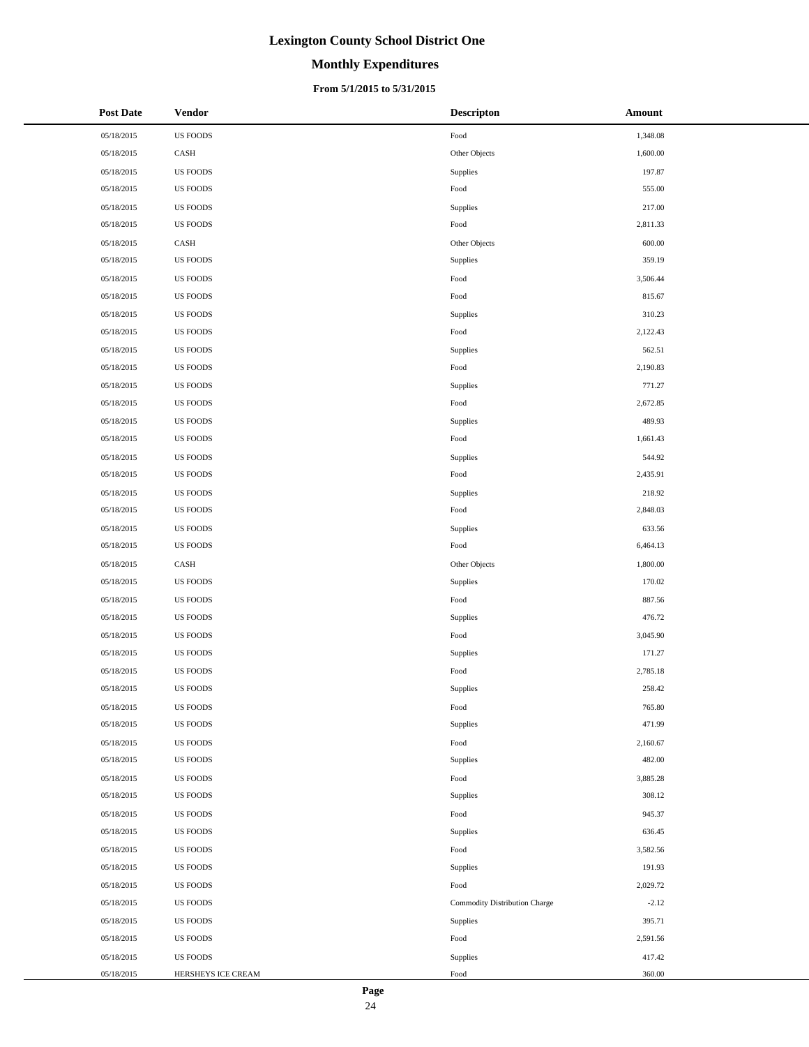# Lexington County School District One

## Monthly Expenditures

### From 5/1/2015 to 5/31/2015

| Post Date | Vendor | Descripton | Amount |
|---|---|---|---|
| 05/18/2015 | US FOODS | Food | 1,348.08 |
| 05/18/2015 | CASH | Other Objects | 1,600.00 |
| 05/18/2015 | US FOODS | Supplies | 197.87 |
| 05/18/2015 | US FOODS | Food | 555.00 |
| 05/18/2015 | US FOODS | Supplies | 217.00 |
| 05/18/2015 | US FOODS | Food | 2,811.33 |
| 05/18/2015 | CASH | Other Objects | 600.00 |
| 05/18/2015 | US FOODS | Supplies | 359.19 |
| 05/18/2015 | US FOODS | Food | 3,506.44 |
| 05/18/2015 | US FOODS | Food | 815.67 |
| 05/18/2015 | US FOODS | Supplies | 310.23 |
| 05/18/2015 | US FOODS | Food | 2,122.43 |
| 05/18/2015 | US FOODS | Supplies | 562.51 |
| 05/18/2015 | US FOODS | Food | 2,190.83 |
| 05/18/2015 | US FOODS | Supplies | 771.27 |
| 05/18/2015 | US FOODS | Food | 2,672.85 |
| 05/18/2015 | US FOODS | Supplies | 489.93 |
| 05/18/2015 | US FOODS | Food | 1,661.43 |
| 05/18/2015 | US FOODS | Supplies | 544.92 |
| 05/18/2015 | US FOODS | Food | 2,435.91 |
| 05/18/2015 | US FOODS | Supplies | 218.92 |
| 05/18/2015 | US FOODS | Food | 2,848.03 |
| 05/18/2015 | US FOODS | Supplies | 633.56 |
| 05/18/2015 | US FOODS | Food | 6,464.13 |
| 05/18/2015 | CASH | Other Objects | 1,800.00 |
| 05/18/2015 | US FOODS | Supplies | 170.02 |
| 05/18/2015 | US FOODS | Food | 887.56 |
| 05/18/2015 | US FOODS | Supplies | 476.72 |
| 05/18/2015 | US FOODS | Food | 3,045.90 |
| 05/18/2015 | US FOODS | Supplies | 171.27 |
| 05/18/2015 | US FOODS | Food | 2,785.18 |
| 05/18/2015 | US FOODS | Supplies | 258.42 |
| 05/18/2015 | US FOODS | Food | 765.80 |
| 05/18/2015 | US FOODS | Supplies | 471.99 |
| 05/18/2015 | US FOODS | Food | 2,160.67 |
| 05/18/2015 | US FOODS | Supplies | 482.00 |
| 05/18/2015 | US FOODS | Food | 3,885.28 |
| 05/18/2015 | US FOODS | Supplies | 308.12 |
| 05/18/2015 | US FOODS | Food | 945.37 |
| 05/18/2015 | US FOODS | Supplies | 636.45 |
| 05/18/2015 | US FOODS | Food | 3,582.56 |
| 05/18/2015 | US FOODS | Supplies | 191.93 |
| 05/18/2015 | US FOODS | Food | 2,029.72 |
| 05/18/2015 | US FOODS | Commodity Distribution Charge | -2.12 |
| 05/18/2015 | US FOODS | Supplies | 395.71 |
| 05/18/2015 | US FOODS | Food | 2,591.56 |
| 05/18/2015 | US FOODS | Supplies | 417.42 |
| 05/18/2015 | HERSHEYS ICE CREAM | Food | 360.00 |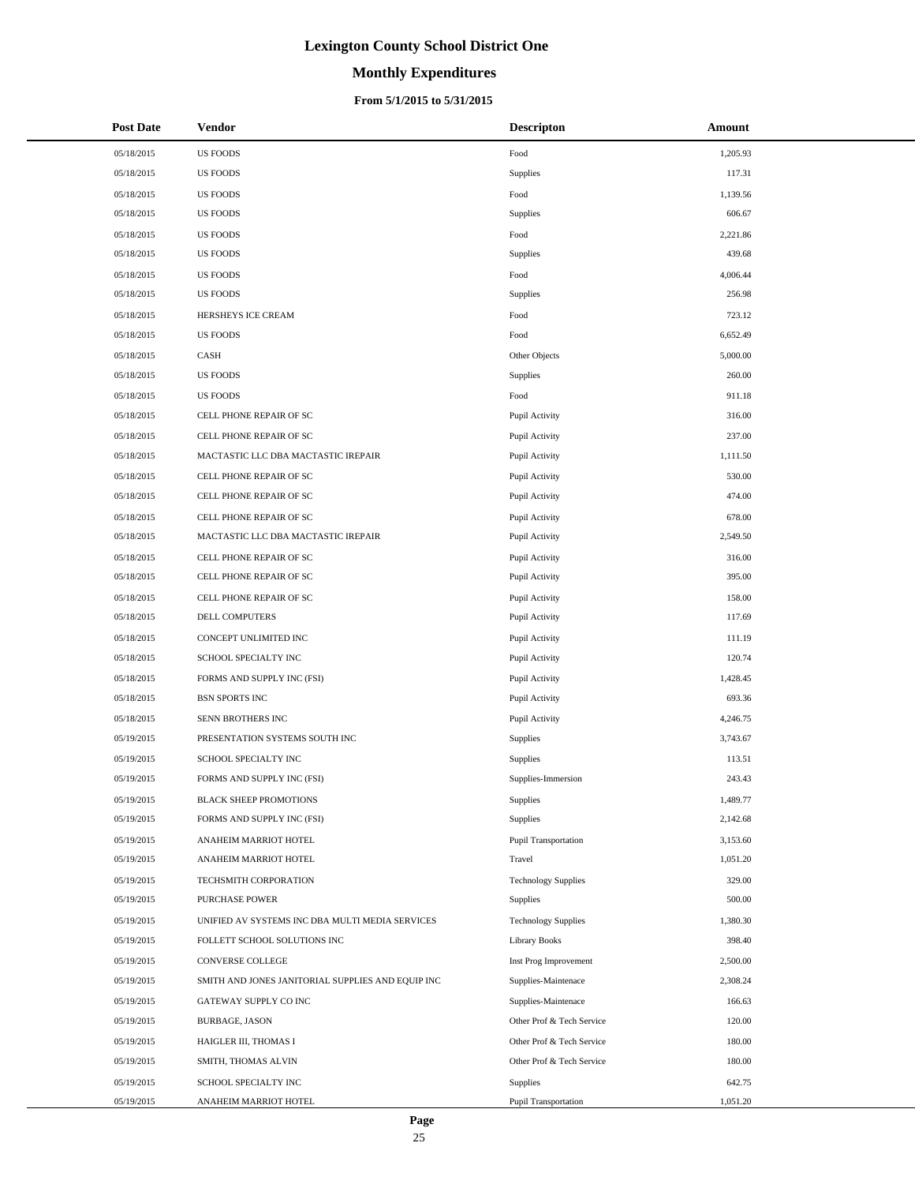# Lexington County School District One

## Monthly Expenditures

### From 5/1/2015 to 5/31/2015

| Post Date | Vendor | Descripton | Amount |
|---|---|---|---|
| 05/18/2015 | US FOODS | Food | 1,205.93 |
| 05/18/2015 | US FOODS | Supplies | 117.31 |
| 05/18/2015 | US FOODS | Food | 1,139.56 |
| 05/18/2015 | US FOODS | Supplies | 606.67 |
| 05/18/2015 | US FOODS | Food | 2,221.86 |
| 05/18/2015 | US FOODS | Supplies | 439.68 |
| 05/18/2015 | US FOODS | Food | 4,006.44 |
| 05/18/2015 | US FOODS | Supplies | 256.98 |
| 05/18/2015 | HERSHEYS ICE CREAM | Food | 723.12 |
| 05/18/2015 | US FOODS | Food | 6,652.49 |
| 05/18/2015 | CASH | Other Objects | 5,000.00 |
| 05/18/2015 | US FOODS | Supplies | 260.00 |
| 05/18/2015 | US FOODS | Food | 911.18 |
| 05/18/2015 | CELL PHONE REPAIR OF SC | Pupil Activity | 316.00 |
| 05/18/2015 | CELL PHONE REPAIR OF SC | Pupil Activity | 237.00 |
| 05/18/2015 | MACTASTIC LLC DBA MACTASTIC IREPAIR | Pupil Activity | 1,111.50 |
| 05/18/2015 | CELL PHONE REPAIR OF SC | Pupil Activity | 530.00 |
| 05/18/2015 | CELL PHONE REPAIR OF SC | Pupil Activity | 474.00 |
| 05/18/2015 | CELL PHONE REPAIR OF SC | Pupil Activity | 678.00 |
| 05/18/2015 | MACTASTIC LLC DBA MACTASTIC IREPAIR | Pupil Activity | 2,549.50 |
| 05/18/2015 | CELL PHONE REPAIR OF SC | Pupil Activity | 316.00 |
| 05/18/2015 | CELL PHONE REPAIR OF SC | Pupil Activity | 395.00 |
| 05/18/2015 | CELL PHONE REPAIR OF SC | Pupil Activity | 158.00 |
| 05/18/2015 | DELL COMPUTERS | Pupil Activity | 117.69 |
| 05/18/2015 | CONCEPT UNLIMITED INC | Pupil Activity | 111.19 |
| 05/18/2015 | SCHOOL SPECIALTY INC | Pupil Activity | 120.74 |
| 05/18/2015 | FORMS AND SUPPLY INC (FSI) | Pupil Activity | 1,428.45 |
| 05/18/2015 | BSN SPORTS INC | Pupil Activity | 693.36 |
| 05/18/2015 | SENN BROTHERS INC | Pupil Activity | 4,246.75 |
| 05/19/2015 | PRESENTATION SYSTEMS SOUTH INC | Supplies | 3,743.67 |
| 05/19/2015 | SCHOOL SPECIALTY INC | Supplies | 113.51 |
| 05/19/2015 | FORMS AND SUPPLY INC (FSI) | Supplies-Immersion | 243.43 |
| 05/19/2015 | BLACK SHEEP PROMOTIONS | Supplies | 1,489.77 |
| 05/19/2015 | FORMS AND SUPPLY INC (FSI) | Supplies | 2,142.68 |
| 05/19/2015 | ANAHEIM MARRIOT HOTEL | Pupil Transportation | 3,153.60 |
| 05/19/2015 | ANAHEIM MARRIOT HOTEL | Travel | 1,051.20 |
| 05/19/2015 | TECHSMITH CORPORATION | Technology Supplies | 329.00 |
| 05/19/2015 | PURCHASE POWER | Supplies | 500.00 |
| 05/19/2015 | UNIFIED AV SYSTEMS INC DBA MULTI MEDIA SERVICES | Technology Supplies | 1,380.30 |
| 05/19/2015 | FOLLETT SCHOOL SOLUTIONS INC | Library Books | 398.40 |
| 05/19/2015 | CONVERSE COLLEGE | Inst Prog Improvement | 2,500.00 |
| 05/19/2015 | SMITH AND JONES JANITORIAL SUPPLIES AND EQUIP INC | Supplies-Maintenace | 2,308.24 |
| 05/19/2015 | GATEWAY SUPPLY CO INC | Supplies-Maintenace | 166.63 |
| 05/19/2015 | BURBAGE, JASON | Other Prof & Tech Service | 120.00 |
| 05/19/2015 | HAIGLER III, THOMAS I | Other Prof & Tech Service | 180.00 |
| 05/19/2015 | SMITH, THOMAS ALVIN | Other Prof & Tech Service | 180.00 |
| 05/19/2015 | SCHOOL SPECIALTY INC | Supplies | 642.75 |
| 05/19/2015 | ANAHEIM MARRIOT HOTEL | Pupil Transportation | 1,051.20 |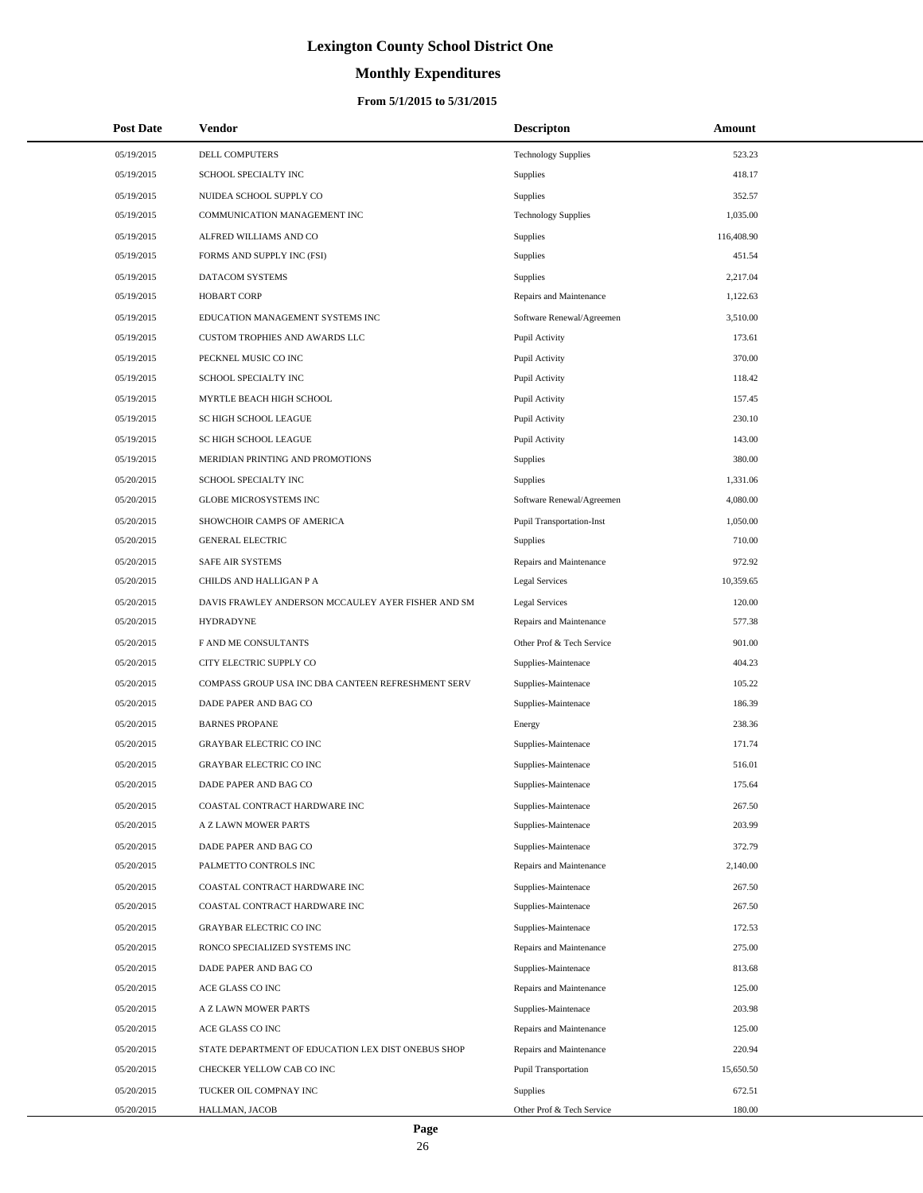# Lexington County School District One

## Monthly Expenditures

### From 5/1/2015 to 5/31/2015

| Post Date | Vendor | Descripton | Amount |
|---|---|---|---|
| 05/19/2015 | DELL COMPUTERS | Technology Supplies | 523.23 |
| 05/19/2015 | SCHOOL SPECIALTY INC | Supplies | 418.17 |
| 05/19/2015 | NUIDEA SCHOOL SUPPLY CO | Supplies | 352.57 |
| 05/19/2015 | COMMUNICATION MANAGEMENT INC | Technology Supplies | 1,035.00 |
| 05/19/2015 | ALFRED WILLIAMS AND CO | Supplies | 116,408.90 |
| 05/19/2015 | FORMS AND SUPPLY INC (FSI) | Supplies | 451.54 |
| 05/19/2015 | DATACOM SYSTEMS | Supplies | 2,217.04 |
| 05/19/2015 | HOBART CORP | Repairs and Maintenance | 1,122.63 |
| 05/19/2015 | EDUCATION MANAGEMENT SYSTEMS INC | Software Renewal/Agreemen | 3,510.00 |
| 05/19/2015 | CUSTOM TROPHIES AND AWARDS LLC | Pupil Activity | 173.61 |
| 05/19/2015 | PECKNEL MUSIC CO INC | Pupil Activity | 370.00 |
| 05/19/2015 | SCHOOL SPECIALTY INC | Pupil Activity | 118.42 |
| 05/19/2015 | MYRTLE BEACH HIGH SCHOOL | Pupil Activity | 157.45 |
| 05/19/2015 | SC HIGH SCHOOL LEAGUE | Pupil Activity | 230.10 |
| 05/19/2015 | SC HIGH SCHOOL LEAGUE | Pupil Activity | 143.00 |
| 05/19/2015 | MERIDIAN PRINTING AND PROMOTIONS | Supplies | 380.00 |
| 05/20/2015 | SCHOOL SPECIALTY INC | Supplies | 1,331.06 |
| 05/20/2015 | GLOBE MICROSYSTEMS INC | Software Renewal/Agreemen | 4,080.00 |
| 05/20/2015 | SHOWCHOIR CAMPS OF AMERICA | Pupil Transportation-Inst | 1,050.00 |
| 05/20/2015 | GENERAL ELECTRIC | Supplies | 710.00 |
| 05/20/2015 | SAFE AIR SYSTEMS | Repairs and Maintenance | 972.92 |
| 05/20/2015 | CHILDS AND HALLIGAN P A | Legal Services | 10,359.65 |
| 05/20/2015 | DAVIS FRAWLEY ANDERSON MCCAULEY AYER FISHER AND SM | Legal Services | 120.00 |
| 05/20/2015 | HYDRADYNE | Repairs and Maintenance | 577.38 |
| 05/20/2015 | F AND ME CONSULTANTS | Other Prof & Tech Service | 901.00 |
| 05/20/2015 | CITY ELECTRIC SUPPLY CO | Supplies-Maintenace | 404.23 |
| 05/20/2015 | COMPASS GROUP USA INC DBA CANTEEN REFRESHMENT SERV | Supplies-Maintenace | 105.22 |
| 05/20/2015 | DADE PAPER AND BAG CO | Supplies-Maintenace | 186.39 |
| 05/20/2015 | BARNES PROPANE | Energy | 238.36 |
| 05/20/2015 | GRAYBAR ELECTRIC CO INC | Supplies-Maintenace | 171.74 |
| 05/20/2015 | GRAYBAR ELECTRIC CO INC | Supplies-Maintenace | 516.01 |
| 05/20/2015 | DADE PAPER AND BAG CO | Supplies-Maintenace | 175.64 |
| 05/20/2015 | COASTAL CONTRACT HARDWARE INC | Supplies-Maintenace | 267.50 |
| 05/20/2015 | A Z LAWN MOWER PARTS | Supplies-Maintenace | 203.99 |
| 05/20/2015 | DADE PAPER AND BAG CO | Supplies-Maintenace | 372.79 |
| 05/20/2015 | PALMETTO CONTROLS INC | Repairs and Maintenance | 2,140.00 |
| 05/20/2015 | COASTAL CONTRACT HARDWARE INC | Supplies-Maintenace | 267.50 |
| 05/20/2015 | COASTAL CONTRACT HARDWARE INC | Supplies-Maintenace | 267.50 |
| 05/20/2015 | GRAYBAR ELECTRIC CO INC | Supplies-Maintenace | 172.53 |
| 05/20/2015 | RONCO SPECIALIZED SYSTEMS INC | Repairs and Maintenance | 275.00 |
| 05/20/2015 | DADE PAPER AND BAG CO | Supplies-Maintenace | 813.68 |
| 05/20/2015 | ACE GLASS CO INC | Repairs and Maintenance | 125.00 |
| 05/20/2015 | A Z LAWN MOWER PARTS | Supplies-Maintenace | 203.98 |
| 05/20/2015 | ACE GLASS CO INC | Repairs and Maintenance | 125.00 |
| 05/20/2015 | STATE DEPARTMENT OF EDUCATION LEX DIST ONEBUS SHOP | Repairs and Maintenance | 220.94 |
| 05/20/2015 | CHECKER YELLOW CAB CO INC | Pupil Transportation | 15,650.50 |
| 05/20/2015 | TUCKER OIL COMPNAY INC | Supplies | 672.51 |
| 05/20/2015 | HALLMAN, JACOB | Other Prof & Tech Service | 180.00 |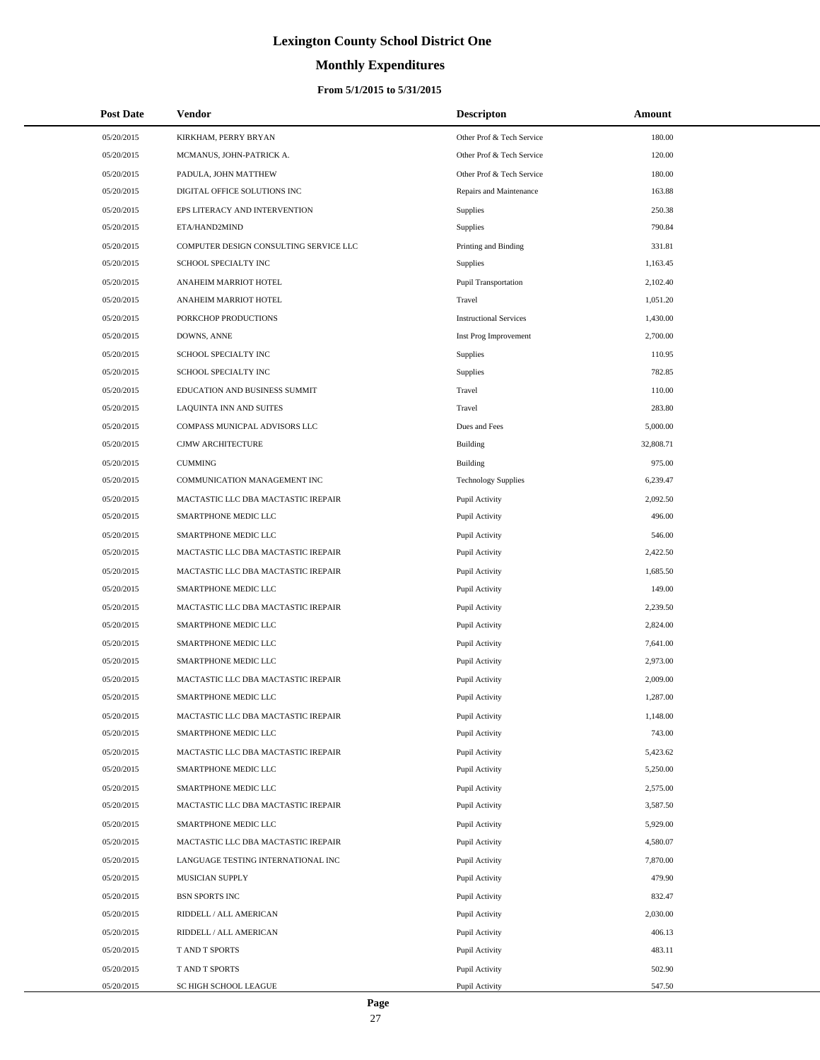# Lexington County School District One

## Monthly Expenditures

### From 5/1/2015 to 5/31/2015

| Post Date | Vendor | Descripton | Amount |
|---|---|---|---|
| 05/20/2015 | KIRKHAM, PERRY BRYAN | Other Prof & Tech Service | 180.00 |
| 05/20/2015 | MCMANUS, JOHN-PATRICK A. | Other Prof & Tech Service | 120.00 |
| 05/20/2015 | PADULA, JOHN MATTHEW | Other Prof & Tech Service | 180.00 |
| 05/20/2015 | DIGITAL OFFICE SOLUTIONS INC | Repairs and Maintenance | 163.88 |
| 05/20/2015 | EPS LITERACY AND INTERVENTION | Supplies | 250.38 |
| 05/20/2015 | ETA/HAND2MIND | Supplies | 790.84 |
| 05/20/2015 | COMPUTER DESIGN CONSULTING SERVICE LLC | Printing and Binding | 331.81 |
| 05/20/2015 | SCHOOL SPECIALTY INC | Supplies | 1,163.45 |
| 05/20/2015 | ANAHEIM MARRIOT HOTEL | Pupil Transportation | 2,102.40 |
| 05/20/2015 | ANAHEIM MARRIOT HOTEL | Travel | 1,051.20 |
| 05/20/2015 | PORKCHOP PRODUCTIONS | Instructional Services | 1,430.00 |
| 05/20/2015 | DOWNS, ANNE | Inst Prog Improvement | 2,700.00 |
| 05/20/2015 | SCHOOL SPECIALTY INC | Supplies | 110.95 |
| 05/20/2015 | SCHOOL SPECIALTY INC | Supplies | 782.85 |
| 05/20/2015 | EDUCATION AND BUSINESS SUMMIT | Travel | 110.00 |
| 05/20/2015 | LAQUINTA INN AND SUITES | Travel | 283.80 |
| 05/20/2015 | COMPASS MUNICPAL ADVISORS LLC | Dues and Fees | 5,000.00 |
| 05/20/2015 | CJMW ARCHITECTURE | Building | 32,808.71 |
| 05/20/2015 | CUMMING | Building | 975.00 |
| 05/20/2015 | COMMUNICATION MANAGEMENT INC | Technology Supplies | 6,239.47 |
| 05/20/2015 | MACTASTIC LLC DBA MACTASTIC IREPAIR | Pupil Activity | 2,092.50 |
| 05/20/2015 | SMARTPHONE MEDIC LLC | Pupil Activity | 496.00 |
| 05/20/2015 | SMARTPHONE MEDIC LLC | Pupil Activity | 546.00 |
| 05/20/2015 | MACTASTIC LLC DBA MACTASTIC IREPAIR | Pupil Activity | 2,422.50 |
| 05/20/2015 | MACTASTIC LLC DBA MACTASTIC IREPAIR | Pupil Activity | 1,685.50 |
| 05/20/2015 | SMARTPHONE MEDIC LLC | Pupil Activity | 149.00 |
| 05/20/2015 | MACTASTIC LLC DBA MACTASTIC IREPAIR | Pupil Activity | 2,239.50 |
| 05/20/2015 | SMARTPHONE MEDIC LLC | Pupil Activity | 2,824.00 |
| 05/20/2015 | SMARTPHONE MEDIC LLC | Pupil Activity | 7,641.00 |
| 05/20/2015 | SMARTPHONE MEDIC LLC | Pupil Activity | 2,973.00 |
| 05/20/2015 | MACTASTIC LLC DBA MACTASTIC IREPAIR | Pupil Activity | 2,009.00 |
| 05/20/2015 | SMARTPHONE MEDIC LLC | Pupil Activity | 1,287.00 |
| 05/20/2015 | MACTASTIC LLC DBA MACTASTIC IREPAIR | Pupil Activity | 1,148.00 |
| 05/20/2015 | SMARTPHONE MEDIC LLC | Pupil Activity | 743.00 |
| 05/20/2015 | MACTASTIC LLC DBA MACTASTIC IREPAIR | Pupil Activity | 5,423.62 |
| 05/20/2015 | SMARTPHONE MEDIC LLC | Pupil Activity | 5,250.00 |
| 05/20/2015 | SMARTPHONE MEDIC LLC | Pupil Activity | 2,575.00 |
| 05/20/2015 | MACTASTIC LLC DBA MACTASTIC IREPAIR | Pupil Activity | 3,587.50 |
| 05/20/2015 | SMARTPHONE MEDIC LLC | Pupil Activity | 5,929.00 |
| 05/20/2015 | MACTASTIC LLC DBA MACTASTIC IREPAIR | Pupil Activity | 4,580.07 |
| 05/20/2015 | LANGUAGE TESTING INTERNATIONAL INC | Pupil Activity | 7,870.00 |
| 05/20/2015 | MUSICIAN SUPPLY | Pupil Activity | 479.90 |
| 05/20/2015 | BSN SPORTS INC | Pupil Activity | 832.47 |
| 05/20/2015 | RIDDELL / ALL AMERICAN | Pupil Activity | 2,030.00 |
| 05/20/2015 | RIDDELL / ALL AMERICAN | Pupil Activity | 406.13 |
| 05/20/2015 | T AND T SPORTS | Pupil Activity | 483.11 |
| 05/20/2015 | T AND T SPORTS | Pupil Activity | 502.90 |
| 05/20/2015 | SC HIGH SCHOOL LEAGUE | Pupil Activity | 547.50 |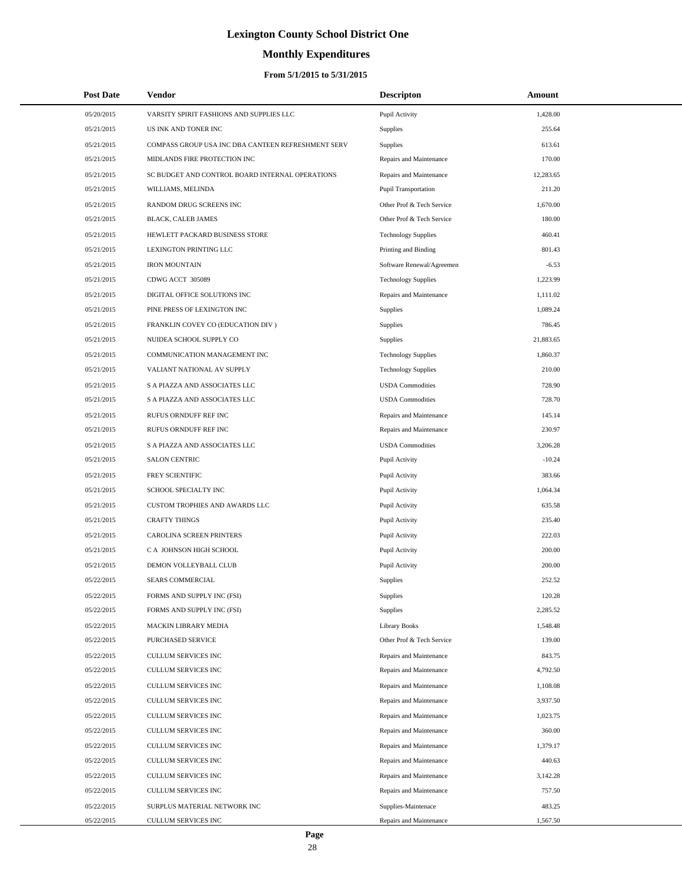# Lexington County School District One

## Monthly Expenditures

### From 5/1/2015 to 5/31/2015

| Post Date | Vendor | Descripton | Amount |
|---|---|---|---|
| 05/20/2015 | VARSITY SPIRIT FASHIONS AND SUPPLIES LLC | Pupil Activity | 1,428.00 |
| 05/21/2015 | US INK AND TONER INC | Supplies | 255.64 |
| 05/21/2015 | COMPASS GROUP USA INC DBA CANTEEN REFRESHMENT SERV | Supplies | 613.61 |
| 05/21/2015 | MIDLANDS FIRE PROTECTION INC | Repairs and Maintenance | 170.00 |
| 05/21/2015 | SC BUDGET AND CONTROL BOARD INTERNAL OPERATIONS | Repairs and Maintenance | 12,283.65 |
| 05/21/2015 | WILLIAMS, MELINDA | Pupil Transportation | 211.20 |
| 05/21/2015 | RANDOM DRUG SCREENS INC | Other Prof & Tech Service | 1,670.00 |
| 05/21/2015 | BLACK, CALEB JAMES | Other Prof & Tech Service | 180.00 |
| 05/21/2015 | HEWLETT PACKARD BUSINESS STORE | Technology Supplies | 460.41 |
| 05/21/2015 | LEXINGTON PRINTING LLC | Printing and Binding | 801.43 |
| 05/21/2015 | IRON MOUNTAIN | Software Renewal/Agreemen | -6.53 |
| 05/21/2015 | CDWG ACCT 305089 | Technology Supplies | 1,223.99 |
| 05/21/2015 | DIGITAL OFFICE SOLUTIONS INC | Repairs and Maintenance | 1,111.02 |
| 05/21/2015 | PINE PRESS OF LEXINGTON INC | Supplies | 1,089.24 |
| 05/21/2015 | FRANKLIN COVEY CO (EDUCATION DIV ) | Supplies | 786.45 |
| 05/21/2015 | NUIDEA SCHOOL SUPPLY CO | Supplies | 21,883.65 |
| 05/21/2015 | COMMUNICATION MANAGEMENT INC | Technology Supplies | 1,860.37 |
| 05/21/2015 | VALIANT NATIONAL AV SUPPLY | Technology Supplies | 210.00 |
| 05/21/2015 | S A PIAZZA AND ASSOCIATES LLC | USDA Commodities | 728.90 |
| 05/21/2015 | S A PIAZZA AND ASSOCIATES LLC | USDA Commodities | 728.70 |
| 05/21/2015 | RUFUS ORNDUFF REF INC | Repairs and Maintenance | 145.14 |
| 05/21/2015 | RUFUS ORNDUFF REF INC | Repairs and Maintenance | 230.97 |
| 05/21/2015 | S A PIAZZA AND ASSOCIATES LLC | USDA Commodities | 3,206.28 |
| 05/21/2015 | SALON CENTRIC | Pupil Activity | -10.24 |
| 05/21/2015 | FREY SCIENTIFIC | Pupil Activity | 383.66 |
| 05/21/2015 | SCHOOL SPECIALTY INC | Pupil Activity | 1,064.34 |
| 05/21/2015 | CUSTOM TROPHIES AND AWARDS LLC | Pupil Activity | 635.58 |
| 05/21/2015 | CRAFTY THINGS | Pupil Activity | 235.40 |
| 05/21/2015 | CAROLINA SCREEN PRINTERS | Pupil Activity | 222.03 |
| 05/21/2015 | C A JOHNSON HIGH SCHOOL | Pupil Activity | 200.00 |
| 05/21/2015 | DEMON VOLLEYBALL CLUB | Pupil Activity | 200.00 |
| 05/22/2015 | SEARS COMMERCIAL | Supplies | 252.52 |
| 05/22/2015 | FORMS AND SUPPLY INC (FSI) | Supplies | 120.28 |
| 05/22/2015 | FORMS AND SUPPLY INC (FSI) | Supplies | 2,285.52 |
| 05/22/2015 | MACKIN LIBRARY MEDIA | Library Books | 1,548.48 |
| 05/22/2015 | PURCHASED SERVICE | Other Prof & Tech Service | 139.00 |
| 05/22/2015 | CULLUM SERVICES INC | Repairs and Maintenance | 843.75 |
| 05/22/2015 | CULLUM SERVICES INC | Repairs and Maintenance | 4,792.50 |
| 05/22/2015 | CULLUM SERVICES INC | Repairs and Maintenance | 1,108.08 |
| 05/22/2015 | CULLUM SERVICES INC | Repairs and Maintenance | 3,937.50 |
| 05/22/2015 | CULLUM SERVICES INC | Repairs and Maintenance | 1,023.75 |
| 05/22/2015 | CULLUM SERVICES INC | Repairs and Maintenance | 360.00 |
| 05/22/2015 | CULLUM SERVICES INC | Repairs and Maintenance | 1,379.17 |
| 05/22/2015 | CULLUM SERVICES INC | Repairs and Maintenance | 440.63 |
| 05/22/2015 | CULLUM SERVICES INC | Repairs and Maintenance | 3,142.28 |
| 05/22/2015 | CULLUM SERVICES INC | Repairs and Maintenance | 757.50 |
| 05/22/2015 | SURPLUS MATERIAL NETWORK INC | Supplies-Maintenace | 483.25 |
| 05/22/2015 | CULLUM SERVICES INC | Repairs and Maintenance | 1,567.50 |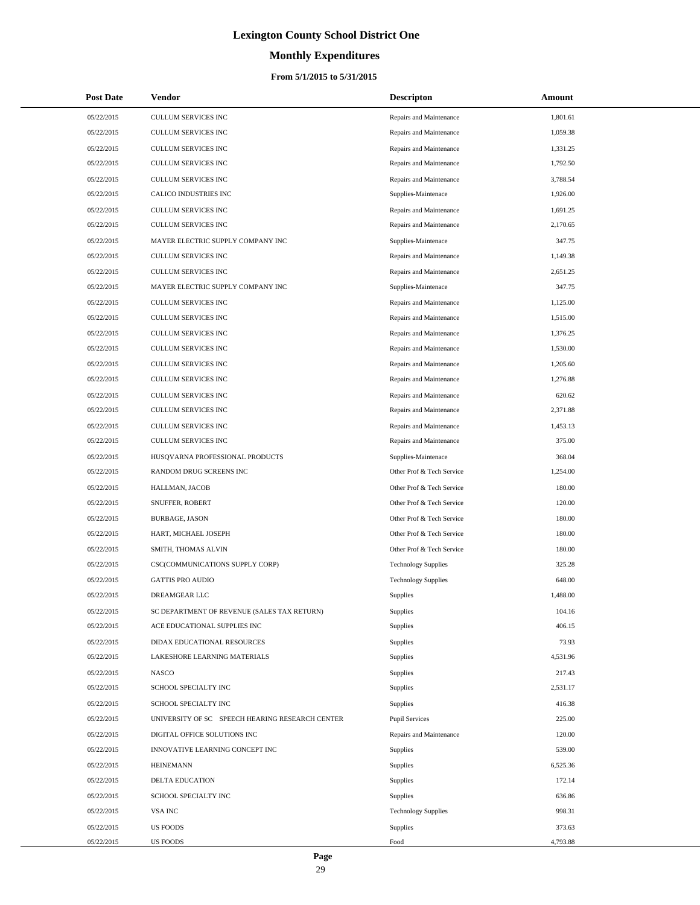# Lexington County School District One

## Monthly Expenditures

### From 5/1/2015 to 5/31/2015

| Post Date | Vendor | Descripton | Amount |
|---|---|---|---|
| 05/22/2015 | CULLUM SERVICES INC | Repairs and Maintenance | 1,801.61 |
| 05/22/2015 | CULLUM SERVICES INC | Repairs and Maintenance | 1,059.38 |
| 05/22/2015 | CULLUM SERVICES INC | Repairs and Maintenance | 1,331.25 |
| 05/22/2015 | CULLUM SERVICES INC | Repairs and Maintenance | 1,792.50 |
| 05/22/2015 | CULLUM SERVICES INC | Repairs and Maintenance | 3,788.54 |
| 05/22/2015 | CALICO INDUSTRIES INC | Supplies-Maintenace | 1,926.00 |
| 05/22/2015 | CULLUM SERVICES INC | Repairs and Maintenance | 1,691.25 |
| 05/22/2015 | CULLUM SERVICES INC | Repairs and Maintenance | 2,170.65 |
| 05/22/2015 | MAYER ELECTRIC SUPPLY COMPANY INC | Supplies-Maintenace | 347.75 |
| 05/22/2015 | CULLUM SERVICES INC | Repairs and Maintenance | 1,149.38 |
| 05/22/2015 | CULLUM SERVICES INC | Repairs and Maintenance | 2,651.25 |
| 05/22/2015 | MAYER ELECTRIC SUPPLY COMPANY INC | Supplies-Maintenace | 347.75 |
| 05/22/2015 | CULLUM SERVICES INC | Repairs and Maintenance | 1,125.00 |
| 05/22/2015 | CULLUM SERVICES INC | Repairs and Maintenance | 1,515.00 |
| 05/22/2015 | CULLUM SERVICES INC | Repairs and Maintenance | 1,376.25 |
| 05/22/2015 | CULLUM SERVICES INC | Repairs and Maintenance | 1,530.00 |
| 05/22/2015 | CULLUM SERVICES INC | Repairs and Maintenance | 1,205.60 |
| 05/22/2015 | CULLUM SERVICES INC | Repairs and Maintenance | 1,276.88 |
| 05/22/2015 | CULLUM SERVICES INC | Repairs and Maintenance | 620.62 |
| 05/22/2015 | CULLUM SERVICES INC | Repairs and Maintenance | 2,371.88 |
| 05/22/2015 | CULLUM SERVICES INC | Repairs and Maintenance | 1,453.13 |
| 05/22/2015 | CULLUM SERVICES INC | Repairs and Maintenance | 375.00 |
| 05/22/2015 | HUSQVARNA PROFESSIONAL PRODUCTS | Supplies-Maintenace | 368.04 |
| 05/22/2015 | RANDOM DRUG SCREENS INC | Other Prof & Tech Service | 1,254.00 |
| 05/22/2015 | HALLMAN, JACOB | Other Prof & Tech Service | 180.00 |
| 05/22/2015 | SNUFFER, ROBERT | Other Prof & Tech Service | 120.00 |
| 05/22/2015 | BURBAGE, JASON | Other Prof & Tech Service | 180.00 |
| 05/22/2015 | HART, MICHAEL JOSEPH | Other Prof & Tech Service | 180.00 |
| 05/22/2015 | SMITH, THOMAS ALVIN | Other Prof & Tech Service | 180.00 |
| 05/22/2015 | CSC(COMMUNICATIONS SUPPLY CORP) | Technology Supplies | 325.28 |
| 05/22/2015 | GATTIS PRO AUDIO | Technology Supplies | 648.00 |
| 05/22/2015 | DREAMGEAR LLC | Supplies | 1,488.00 |
| 05/22/2015 | SC DEPARTMENT OF REVENUE (SALES TAX RETURN) | Supplies | 104.16 |
| 05/22/2015 | ACE EDUCATIONAL SUPPLIES INC | Supplies | 406.15 |
| 05/22/2015 | DIDAX EDUCATIONAL RESOURCES | Supplies | 73.93 |
| 05/22/2015 | LAKESHORE LEARNING MATERIALS | Supplies | 4,531.96 |
| 05/22/2015 | NASCO | Supplies | 217.43 |
| 05/22/2015 | SCHOOL SPECIALTY INC | Supplies | 2,531.17 |
| 05/22/2015 | SCHOOL SPECIALTY INC | Supplies | 416.38 |
| 05/22/2015 | UNIVERSITY OF SC SPEECH HEARING RESEARCH CENTER | Pupil Services | 225.00 |
| 05/22/2015 | DIGITAL OFFICE SOLUTIONS INC | Repairs and Maintenance | 120.00 |
| 05/22/2015 | INNOVATIVE LEARNING CONCEPT INC | Supplies | 539.00 |
| 05/22/2015 | HEINEMANN | Supplies | 6,525.36 |
| 05/22/2015 | DELTA EDUCATION | Supplies | 172.14 |
| 05/22/2015 | SCHOOL SPECIALTY INC | Supplies | 636.86 |
| 05/22/2015 | VSA INC | Technology Supplies | 998.31 |
| 05/22/2015 | US FOODS | Supplies | 373.63 |
| 05/22/2015 | US FOODS | Food | 4,793.88 |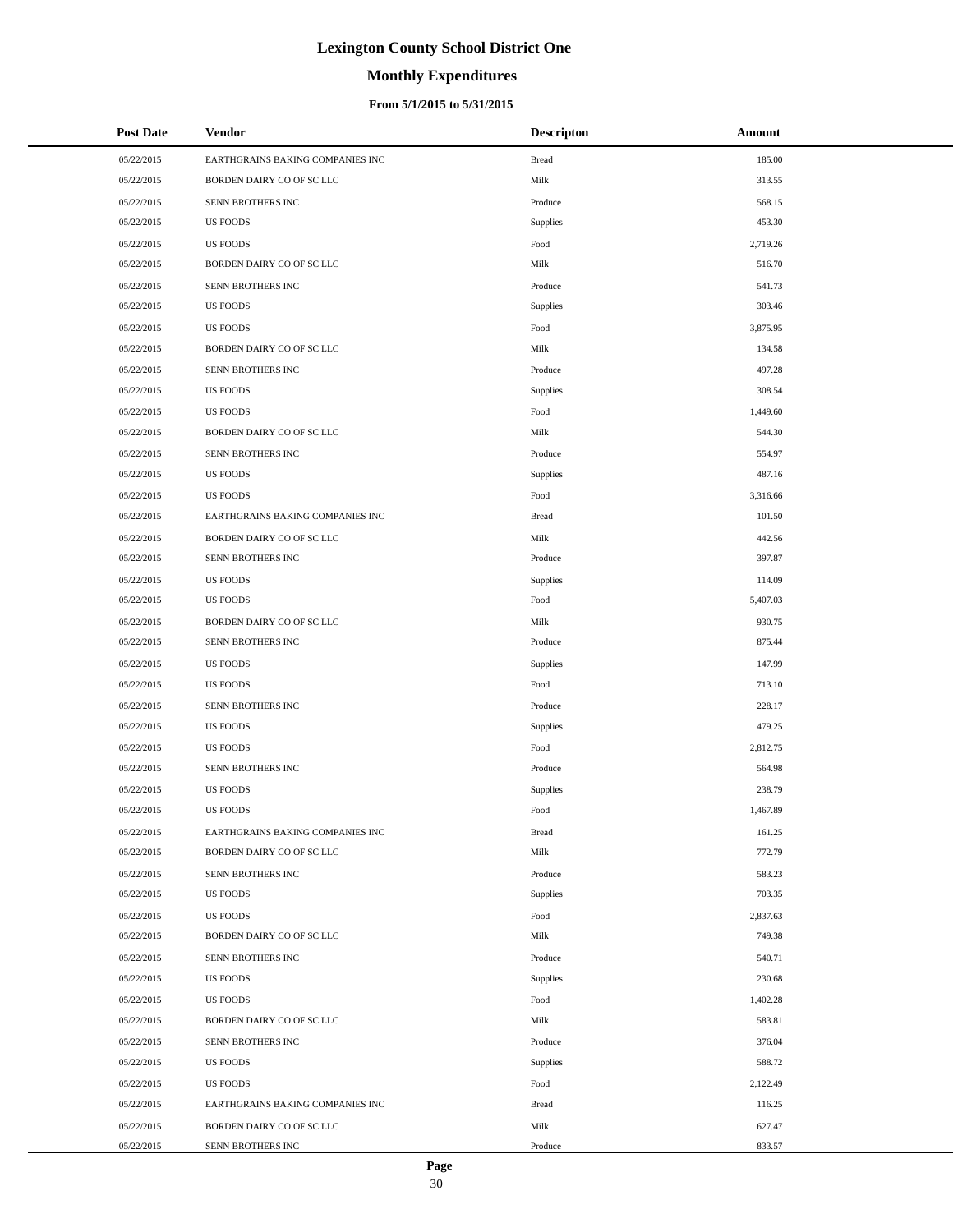# Lexington County School District One

## Monthly Expenditures

### From 5/1/2015 to 5/31/2015

| Post Date | Vendor | Descripton | Amount |
|---|---|---|---|
| 05/22/2015 | EARTHGRAINS BAKING COMPANIES INC | Bread | 185.00 |
| 05/22/2015 | BORDEN DAIRY CO OF SC LLC | Milk | 313.55 |
| 05/22/2015 | SENN BROTHERS INC | Produce | 568.15 |
| 05/22/2015 | US FOODS | Supplies | 453.30 |
| 05/22/2015 | US FOODS | Food | 2,719.26 |
| 05/22/2015 | BORDEN DAIRY CO OF SC LLC | Milk | 516.70 |
| 05/22/2015 | SENN BROTHERS INC | Produce | 541.73 |
| 05/22/2015 | US FOODS | Supplies | 303.46 |
| 05/22/2015 | US FOODS | Food | 3,875.95 |
| 05/22/2015 | BORDEN DAIRY CO OF SC LLC | Milk | 134.58 |
| 05/22/2015 | SENN BROTHERS INC | Produce | 497.28 |
| 05/22/2015 | US FOODS | Supplies | 308.54 |
| 05/22/2015 | US FOODS | Food | 1,449.60 |
| 05/22/2015 | BORDEN DAIRY CO OF SC LLC | Milk | 544.30 |
| 05/22/2015 | SENN BROTHERS INC | Produce | 554.97 |
| 05/22/2015 | US FOODS | Supplies | 487.16 |
| 05/22/2015 | US FOODS | Food | 3,316.66 |
| 05/22/2015 | EARTHGRAINS BAKING COMPANIES INC | Bread | 101.50 |
| 05/22/2015 | BORDEN DAIRY CO OF SC LLC | Milk | 442.56 |
| 05/22/2015 | SENN BROTHERS INC | Produce | 397.87 |
| 05/22/2015 | US FOODS | Supplies | 114.09 |
| 05/22/2015 | US FOODS | Food | 5,407.03 |
| 05/22/2015 | BORDEN DAIRY CO OF SC LLC | Milk | 930.75 |
| 05/22/2015 | SENN BROTHERS INC | Produce | 875.44 |
| 05/22/2015 | US FOODS | Supplies | 147.99 |
| 05/22/2015 | US FOODS | Food | 713.10 |
| 05/22/2015 | SENN BROTHERS INC | Produce | 228.17 |
| 05/22/2015 | US FOODS | Supplies | 479.25 |
| 05/22/2015 | US FOODS | Food | 2,812.75 |
| 05/22/2015 | SENN BROTHERS INC | Produce | 564.98 |
| 05/22/2015 | US FOODS | Supplies | 238.79 |
| 05/22/2015 | US FOODS | Food | 1,467.89 |
| 05/22/2015 | EARTHGRAINS BAKING COMPANIES INC | Bread | 161.25 |
| 05/22/2015 | BORDEN DAIRY CO OF SC LLC | Milk | 772.79 |
| 05/22/2015 | SENN BROTHERS INC | Produce | 583.23 |
| 05/22/2015 | US FOODS | Supplies | 703.35 |
| 05/22/2015 | US FOODS | Food | 2,837.63 |
| 05/22/2015 | BORDEN DAIRY CO OF SC LLC | Milk | 749.38 |
| 05/22/2015 | SENN BROTHERS INC | Produce | 540.71 |
| 05/22/2015 | US FOODS | Supplies | 230.68 |
| 05/22/2015 | US FOODS | Food | 1,402.28 |
| 05/22/2015 | BORDEN DAIRY CO OF SC LLC | Milk | 583.81 |
| 05/22/2015 | SENN BROTHERS INC | Produce | 376.04 |
| 05/22/2015 | US FOODS | Supplies | 588.72 |
| 05/22/2015 | US FOODS | Food | 2,122.49 |
| 05/22/2015 | EARTHGRAINS BAKING COMPANIES INC | Bread | 116.25 |
| 05/22/2015 | BORDEN DAIRY CO OF SC LLC | Milk | 627.47 |
| 05/22/2015 | SENN BROTHERS INC | Produce | 833.57 |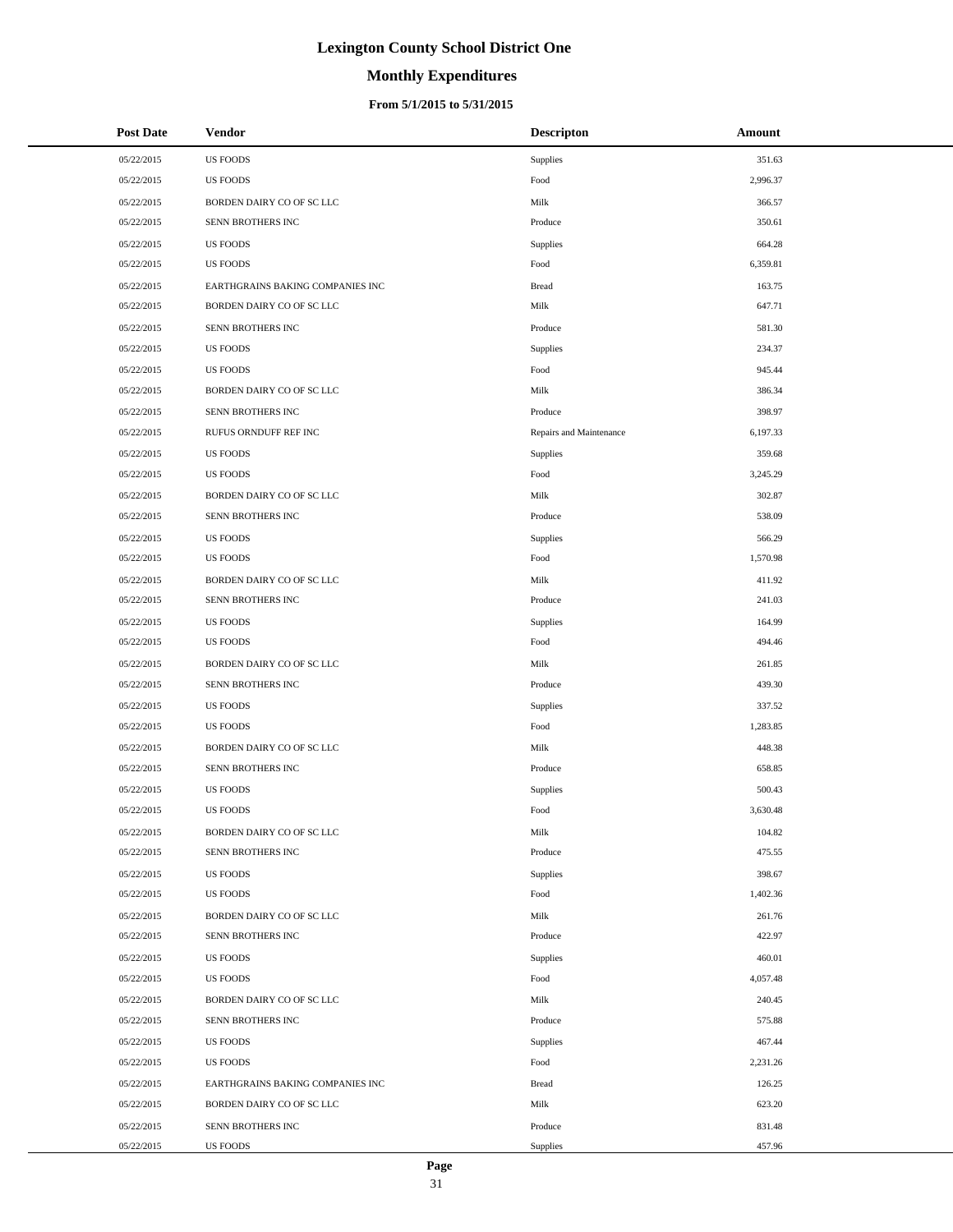# Lexington County School District One

## Monthly Expenditures

### From 5/1/2015 to 5/31/2015

| Post Date | Vendor | Descripton | Amount |
|---|---|---|---|
| 05/22/2015 | US FOODS | Supplies | 351.63 |
| 05/22/2015 | US FOODS | Food | 2,996.37 |
| 05/22/2015 | BORDEN DAIRY CO OF SC LLC | Milk | 366.57 |
| 05/22/2015 | SENN BROTHERS INC | Produce | 350.61 |
| 05/22/2015 | US FOODS | Supplies | 664.28 |
| 05/22/2015 | US FOODS | Food | 6,359.81 |
| 05/22/2015 | EARTHGRAINS BAKING COMPANIES INC | Bread | 163.75 |
| 05/22/2015 | BORDEN DAIRY CO OF SC LLC | Milk | 647.71 |
| 05/22/2015 | SENN BROTHERS INC | Produce | 581.30 |
| 05/22/2015 | US FOODS | Supplies | 234.37 |
| 05/22/2015 | US FOODS | Food | 945.44 |
| 05/22/2015 | BORDEN DAIRY CO OF SC LLC | Milk | 386.34 |
| 05/22/2015 | SENN BROTHERS INC | Produce | 398.97 |
| 05/22/2015 | RUFUS ORNDUFF REF INC | Repairs and Maintenance | 6,197.33 |
| 05/22/2015 | US FOODS | Supplies | 359.68 |
| 05/22/2015 | US FOODS | Food | 3,245.29 |
| 05/22/2015 | BORDEN DAIRY CO OF SC LLC | Milk | 302.87 |
| 05/22/2015 | SENN BROTHERS INC | Produce | 538.09 |
| 05/22/2015 | US FOODS | Supplies | 566.29 |
| 05/22/2015 | US FOODS | Food | 1,570.98 |
| 05/22/2015 | BORDEN DAIRY CO OF SC LLC | Milk | 411.92 |
| 05/22/2015 | SENN BROTHERS INC | Produce | 241.03 |
| 05/22/2015 | US FOODS | Supplies | 164.99 |
| 05/22/2015 | US FOODS | Food | 494.46 |
| 05/22/2015 | BORDEN DAIRY CO OF SC LLC | Milk | 261.85 |
| 05/22/2015 | SENN BROTHERS INC | Produce | 439.30 |
| 05/22/2015 | US FOODS | Supplies | 337.52 |
| 05/22/2015 | US FOODS | Food | 1,283.85 |
| 05/22/2015 | BORDEN DAIRY CO OF SC LLC | Milk | 448.38 |
| 05/22/2015 | SENN BROTHERS INC | Produce | 658.85 |
| 05/22/2015 | US FOODS | Supplies | 500.43 |
| 05/22/2015 | US FOODS | Food | 3,630.48 |
| 05/22/2015 | BORDEN DAIRY CO OF SC LLC | Milk | 104.82 |
| 05/22/2015 | SENN BROTHERS INC | Produce | 475.55 |
| 05/22/2015 | US FOODS | Supplies | 398.67 |
| 05/22/2015 | US FOODS | Food | 1,402.36 |
| 05/22/2015 | BORDEN DAIRY CO OF SC LLC | Milk | 261.76 |
| 05/22/2015 | SENN BROTHERS INC | Produce | 422.97 |
| 05/22/2015 | US FOODS | Supplies | 460.01 |
| 05/22/2015 | US FOODS | Food | 4,057.48 |
| 05/22/2015 | BORDEN DAIRY CO OF SC LLC | Milk | 240.45 |
| 05/22/2015 | SENN BROTHERS INC | Produce | 575.88 |
| 05/22/2015 | US FOODS | Supplies | 467.44 |
| 05/22/2015 | US FOODS | Food | 2,231.26 |
| 05/22/2015 | EARTHGRAINS BAKING COMPANIES INC | Bread | 126.25 |
| 05/22/2015 | BORDEN DAIRY CO OF SC LLC | Milk | 623.20 |
| 05/22/2015 | SENN BROTHERS INC | Produce | 831.48 |
| 05/22/2015 | US FOODS | Supplies | 457.96 |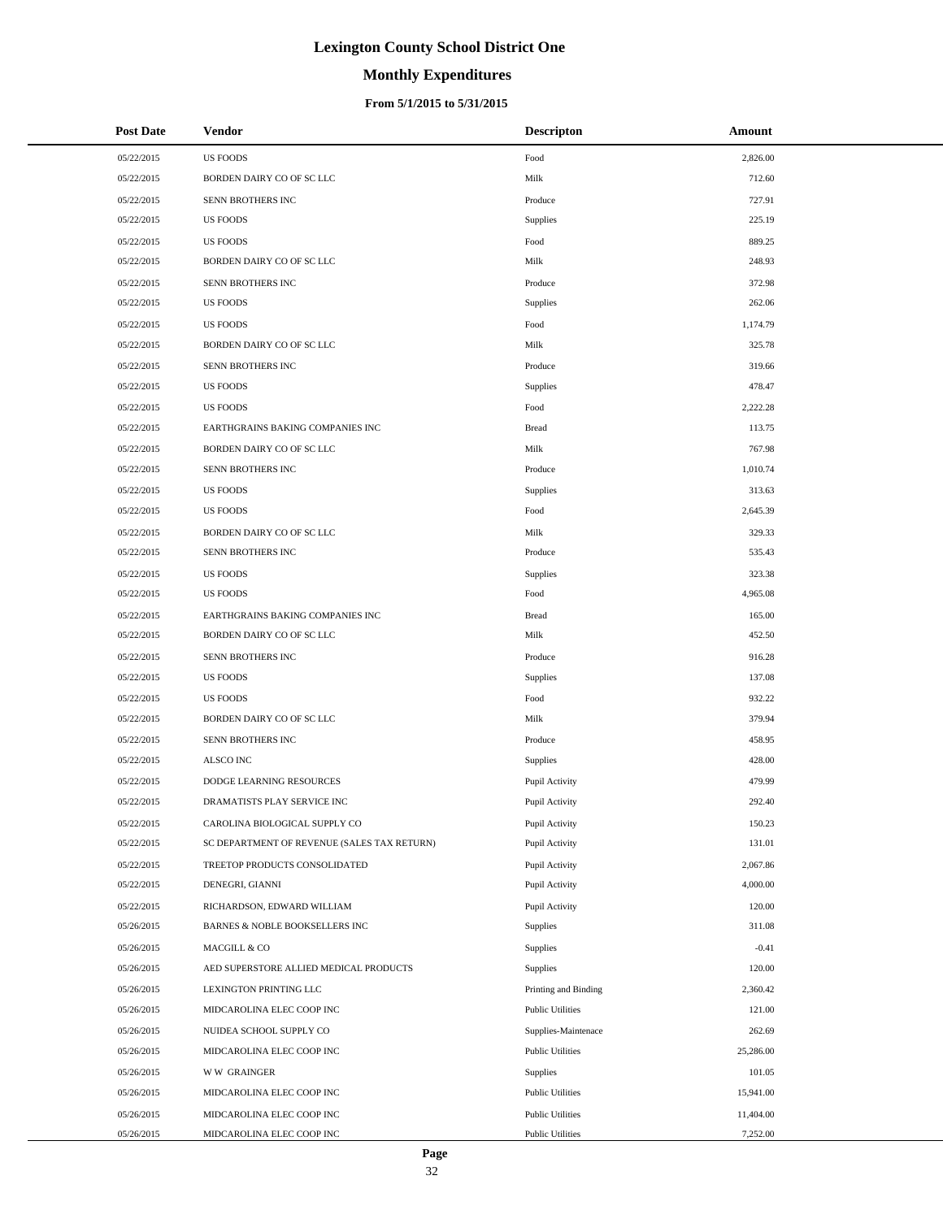# Lexington County School District One

## Monthly Expenditures

### From 5/1/2015 to 5/31/2015

| Post Date | Vendor | Descripton | Amount |
|---|---|---|---|
| 05/22/2015 | US FOODS | Food | 2,826.00 |
| 05/22/2015 | BORDEN DAIRY CO OF SC LLC | Milk | 712.60 |
| 05/22/2015 | SENN BROTHERS INC | Produce | 727.91 |
| 05/22/2015 | US FOODS | Supplies | 225.19 |
| 05/22/2015 | US FOODS | Food | 889.25 |
| 05/22/2015 | BORDEN DAIRY CO OF SC LLC | Milk | 248.93 |
| 05/22/2015 | SENN BROTHERS INC | Produce | 372.98 |
| 05/22/2015 | US FOODS | Supplies | 262.06 |
| 05/22/2015 | US FOODS | Food | 1,174.79 |
| 05/22/2015 | BORDEN DAIRY CO OF SC LLC | Milk | 325.78 |
| 05/22/2015 | SENN BROTHERS INC | Produce | 319.66 |
| 05/22/2015 | US FOODS | Supplies | 478.47 |
| 05/22/2015 | US FOODS | Food | 2,222.28 |
| 05/22/2015 | EARTHGRAINS BAKING COMPANIES INC | Bread | 113.75 |
| 05/22/2015 | BORDEN DAIRY CO OF SC LLC | Milk | 767.98 |
| 05/22/2015 | SENN BROTHERS INC | Produce | 1,010.74 |
| 05/22/2015 | US FOODS | Supplies | 313.63 |
| 05/22/2015 | US FOODS | Food | 2,645.39 |
| 05/22/2015 | BORDEN DAIRY CO OF SC LLC | Milk | 329.33 |
| 05/22/2015 | SENN BROTHERS INC | Produce | 535.43 |
| 05/22/2015 | US FOODS | Supplies | 323.38 |
| 05/22/2015 | US FOODS | Food | 4,965.08 |
| 05/22/2015 | EARTHGRAINS BAKING COMPANIES INC | Bread | 165.00 |
| 05/22/2015 | BORDEN DAIRY CO OF SC LLC | Milk | 452.50 |
| 05/22/2015 | SENN BROTHERS INC | Produce | 916.28 |
| 05/22/2015 | US FOODS | Supplies | 137.08 |
| 05/22/2015 | US FOODS | Food | 932.22 |
| 05/22/2015 | BORDEN DAIRY CO OF SC LLC | Milk | 379.94 |
| 05/22/2015 | SENN BROTHERS INC | Produce | 458.95 |
| 05/22/2015 | ALSCO INC | Supplies | 428.00 |
| 05/22/2015 | DODGE LEARNING RESOURCES | Pupil Activity | 479.99 |
| 05/22/2015 | DRAMATISTS PLAY SERVICE INC | Pupil Activity | 292.40 |
| 05/22/2015 | CAROLINA BIOLOGICAL SUPPLY CO | Pupil Activity | 150.23 |
| 05/22/2015 | SC DEPARTMENT OF REVENUE (SALES TAX RETURN) | Pupil Activity | 131.01 |
| 05/22/2015 | TREETOP PRODUCTS CONSOLIDATED | Pupil Activity | 2,067.86 |
| 05/22/2015 | DENEGRI, GIANNI | Pupil Activity | 4,000.00 |
| 05/22/2015 | RICHARDSON, EDWARD WILLIAM | Pupil Activity | 120.00 |
| 05/26/2015 | BARNES & NOBLE BOOKSELLERS INC | Supplies | 311.08 |
| 05/26/2015 | MACGILL & CO | Supplies | -0.41 |
| 05/26/2015 | AED SUPERSTORE ALLIED MEDICAL PRODUCTS | Supplies | 120.00 |
| 05/26/2015 | LEXINGTON PRINTING LLC | Printing and Binding | 2,360.42 |
| 05/26/2015 | MIDCAROLINA ELEC COOP INC | Public Utilities | 121.00 |
| 05/26/2015 | NUIDEA SCHOOL SUPPLY CO | Supplies-Maintenace | 262.69 |
| 05/26/2015 | MIDCAROLINA ELEC COOP INC | Public Utilities | 25,286.00 |
| 05/26/2015 | W W GRAINGER | Supplies | 101.05 |
| 05/26/2015 | MIDCAROLINA ELEC COOP INC | Public Utilities | 15,941.00 |
| 05/26/2015 | MIDCAROLINA ELEC COOP INC | Public Utilities | 11,404.00 |
| 05/26/2015 | MIDCAROLINA ELEC COOP INC | Public Utilities | 7,252.00 |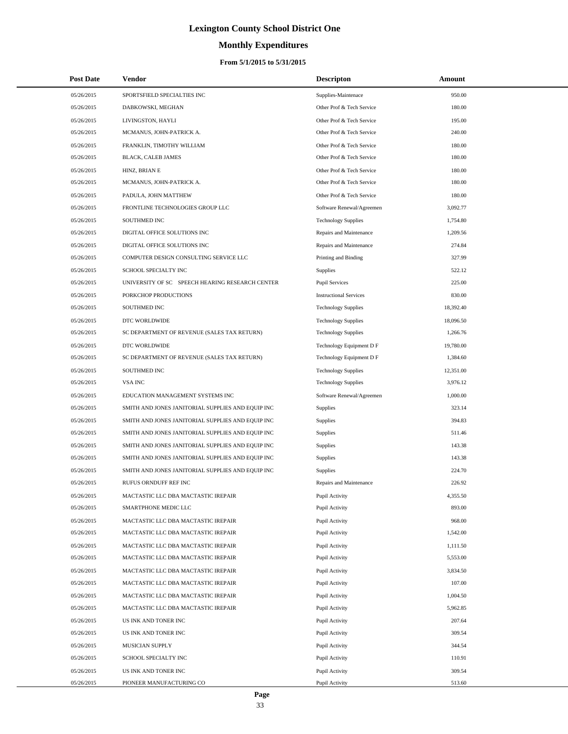# Lexington County School District One

## Monthly Expenditures

### From 5/1/2015 to 5/31/2015

| Post Date | Vendor | Descripton | Amount |
|---|---|---|---|
| 05/26/2015 | SPORTSFIELD SPECIALTIES INC | Supplies-Maintenace | 950.00 |
| 05/26/2015 | DABKOWSKI, MEGHAN | Other Prof & Tech Service | 180.00 |
| 05/26/2015 | LIVINGSTON, HAYLI | Other Prof & Tech Service | 195.00 |
| 05/26/2015 | MCMANUS, JOHN-PATRICK A. | Other Prof & Tech Service | 240.00 |
| 05/26/2015 | FRANKLIN, TIMOTHY WILLIAM | Other Prof & Tech Service | 180.00 |
| 05/26/2015 | BLACK, CALEB JAMES | Other Prof & Tech Service | 180.00 |
| 05/26/2015 | HINZ, BRIAN E | Other Prof & Tech Service | 180.00 |
| 05/26/2015 | MCMANUS, JOHN-PATRICK A. | Other Prof & Tech Service | 180.00 |
| 05/26/2015 | PADULA, JOHN MATTHEW | Other Prof & Tech Service | 180.00 |
| 05/26/2015 | FRONTLINE TECHNOLOGIES GROUP LLC | Software Renewal/Agreemen | 3,092.77 |
| 05/26/2015 | SOUTHMED INC | Technology Supplies | 1,754.80 |
| 05/26/2015 | DIGITAL OFFICE SOLUTIONS INC | Repairs and Maintenance | 1,209.56 |
| 05/26/2015 | DIGITAL OFFICE SOLUTIONS INC | Repairs and Maintenance | 274.84 |
| 05/26/2015 | COMPUTER DESIGN CONSULTING SERVICE LLC | Printing and Binding | 327.99 |
| 05/26/2015 | SCHOOL SPECIALTY INC | Supplies | 522.12 |
| 05/26/2015 | UNIVERSITY OF SC SPEECH HEARING RESEARCH CENTER | Pupil Services | 225.00 |
| 05/26/2015 | PORKCHOP PRODUCTIONS | Instructional Services | 830.00 |
| 05/26/2015 | SOUTHMED INC | Technology Supplies | 18,392.40 |
| 05/26/2015 | DTC WORLDWIDE | Technology Supplies | 18,096.50 |
| 05/26/2015 | SC DEPARTMENT OF REVENUE (SALES TAX RETURN) | Technology Supplies | 1,266.76 |
| 05/26/2015 | DTC WORLDWIDE | Technology Equipment D F | 19,780.00 |
| 05/26/2015 | SC DEPARTMENT OF REVENUE (SALES TAX RETURN) | Technology Equipment D F | 1,384.60 |
| 05/26/2015 | SOUTHMED INC | Technology Supplies | 12,351.00 |
| 05/26/2015 | VSA INC | Technology Supplies | 3,976.12 |
| 05/26/2015 | EDUCATION MANAGEMENT SYSTEMS INC | Software Renewal/Agreemen | 1,000.00 |
| 05/26/2015 | SMITH AND JONES JANITORIAL SUPPLIES AND EQUIP INC | Supplies | 323.14 |
| 05/26/2015 | SMITH AND JONES JANITORIAL SUPPLIES AND EQUIP INC | Supplies | 394.83 |
| 05/26/2015 | SMITH AND JONES JANITORIAL SUPPLIES AND EQUIP INC | Supplies | 511.46 |
| 05/26/2015 | SMITH AND JONES JANITORIAL SUPPLIES AND EQUIP INC | Supplies | 143.38 |
| 05/26/2015 | SMITH AND JONES JANITORIAL SUPPLIES AND EQUIP INC | Supplies | 143.38 |
| 05/26/2015 | SMITH AND JONES JANITORIAL SUPPLIES AND EQUIP INC | Supplies | 224.70 |
| 05/26/2015 | RUFUS ORNDUFF REF INC | Repairs and Maintenance | 226.92 |
| 05/26/2015 | MACTASTIC LLC DBA MACTASTIC IREPAIR | Pupil Activity | 4,355.50 |
| 05/26/2015 | SMARTPHONE MEDIC LLC | Pupil Activity | 893.00 |
| 05/26/2015 | MACTASTIC LLC DBA MACTASTIC IREPAIR | Pupil Activity | 968.00 |
| 05/26/2015 | MACTASTIC LLC DBA MACTASTIC IREPAIR | Pupil Activity | 1,542.00 |
| 05/26/2015 | MACTASTIC LLC DBA MACTASTIC IREPAIR | Pupil Activity | 1,111.50 |
| 05/26/2015 | MACTASTIC LLC DBA MACTASTIC IREPAIR | Pupil Activity | 5,553.00 |
| 05/26/2015 | MACTASTIC LLC DBA MACTASTIC IREPAIR | Pupil Activity | 3,834.50 |
| 05/26/2015 | MACTASTIC LLC DBA MACTASTIC IREPAIR | Pupil Activity | 107.00 |
| 05/26/2015 | MACTASTIC LLC DBA MACTASTIC IREPAIR | Pupil Activity | 1,004.50 |
| 05/26/2015 | MACTASTIC LLC DBA MACTASTIC IREPAIR | Pupil Activity | 5,962.85 |
| 05/26/2015 | US INK AND TONER INC | Pupil Activity | 207.64 |
| 05/26/2015 | US INK AND TONER INC | Pupil Activity | 309.54 |
| 05/26/2015 | MUSICIAN SUPPLY | Pupil Activity | 344.54 |
| 05/26/2015 | SCHOOL SPECIALTY INC | Pupil Activity | 110.91 |
| 05/26/2015 | US INK AND TONER INC | Pupil Activity | 309.54 |
| 05/26/2015 | PIONEER MANUFACTURING CO | Pupil Activity | 513.60 |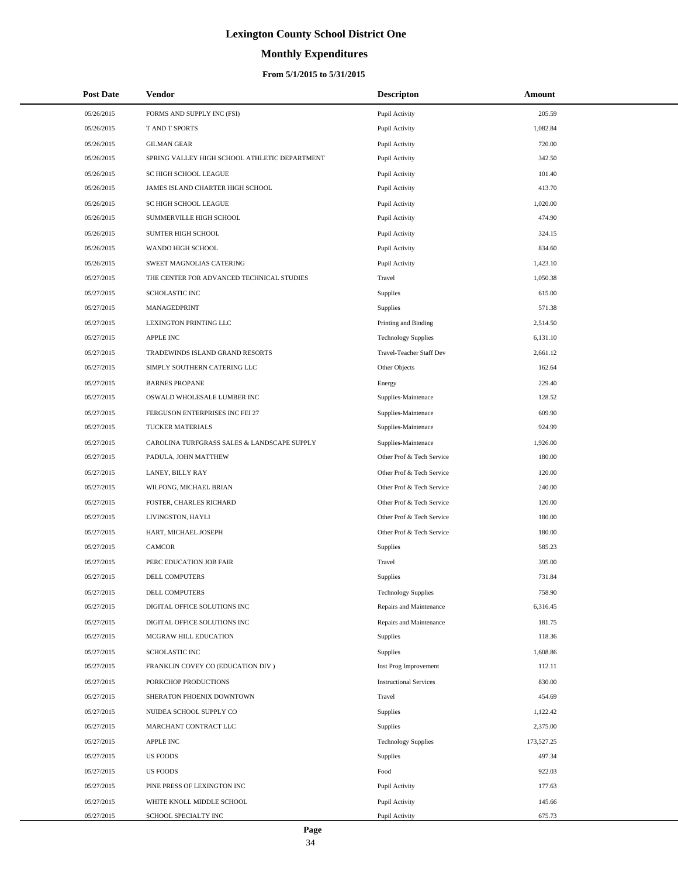# Lexington County School District One

## Monthly Expenditures

### From 5/1/2015 to 5/31/2015

| Post Date | Vendor | Descripton | Amount |
|---|---|---|---|
| 05/26/2015 | FORMS AND SUPPLY INC (FSI) | Pupil Activity | 205.59 |
| 05/26/2015 | T AND T SPORTS | Pupil Activity | 1,082.84 |
| 05/26/2015 | GILMAN GEAR | Pupil Activity | 720.00 |
| 05/26/2015 | SPRING VALLEY HIGH SCHOOL ATHLETIC DEPARTMENT | Pupil Activity | 342.50 |
| 05/26/2015 | SC HIGH SCHOOL LEAGUE | Pupil Activity | 101.40 |
| 05/26/2015 | JAMES ISLAND CHARTER HIGH SCHOOL | Pupil Activity | 413.70 |
| 05/26/2015 | SC HIGH SCHOOL LEAGUE | Pupil Activity | 1,020.00 |
| 05/26/2015 | SUMMERVILLE HIGH SCHOOL | Pupil Activity | 474.90 |
| 05/26/2015 | SUMTER HIGH SCHOOL | Pupil Activity | 324.15 |
| 05/26/2015 | WANDO HIGH SCHOOL | Pupil Activity | 834.60 |
| 05/26/2015 | SWEET MAGNOLIAS CATERING | Pupil Activity | 1,423.10 |
| 05/27/2015 | THE CENTER FOR ADVANCED TECHNICAL STUDIES | Travel | 1,050.38 |
| 05/27/2015 | SCHOLASTIC INC | Supplies | 615.00 |
| 05/27/2015 | MANAGEDPRINT | Supplies | 571.38 |
| 05/27/2015 | LEXINGTON PRINTING LLC | Printing and Binding | 2,514.50 |
| 05/27/2015 | APPLE INC | Technology Supplies | 6,131.10 |
| 05/27/2015 | TRADEWINDS ISLAND GRAND RESORTS | Travel-Teacher Staff Dev | 2,661.12 |
| 05/27/2015 | SIMPLY SOUTHERN CATERING LLC | Other Objects | 162.64 |
| 05/27/2015 | BARNES PROPANE | Energy | 229.40 |
| 05/27/2015 | OSWALD WHOLESALE LUMBER INC | Supplies-Maintenace | 128.52 |
| 05/27/2015 | FERGUSON ENTERPRISES INC FEI 27 | Supplies-Maintenace | 609.90 |
| 05/27/2015 | TUCKER MATERIALS | Supplies-Maintenace | 924.99 |
| 05/27/2015 | CAROLINA TURFGRASS SALES & LANDSCAPE SUPPLY | Supplies-Maintenace | 1,926.00 |
| 05/27/2015 | PADULA, JOHN MATTHEW | Other Prof & Tech Service | 180.00 |
| 05/27/2015 | LANEY, BILLY RAY | Other Prof & Tech Service | 120.00 |
| 05/27/2015 | WILFONG, MICHAEL BRIAN | Other Prof & Tech Service | 240.00 |
| 05/27/2015 | FOSTER, CHARLES RICHARD | Other Prof & Tech Service | 120.00 |
| 05/27/2015 | LIVINGSTON, HAYLI | Other Prof & Tech Service | 180.00 |
| 05/27/2015 | HART, MICHAEL JOSEPH | Other Prof & Tech Service | 180.00 |
| 05/27/2015 | CAMCOR | Supplies | 585.23 |
| 05/27/2015 | PERC EDUCATION JOB FAIR | Travel | 395.00 |
| 05/27/2015 | DELL COMPUTERS | Supplies | 731.84 |
| 05/27/2015 | DELL COMPUTERS | Technology Supplies | 758.90 |
| 05/27/2015 | DIGITAL OFFICE SOLUTIONS INC | Repairs and Maintenance | 6,316.45 |
| 05/27/2015 | DIGITAL OFFICE SOLUTIONS INC | Repairs and Maintenance | 181.75 |
| 05/27/2015 | MCGRAW HILL EDUCATION | Supplies | 118.36 |
| 05/27/2015 | SCHOLASTIC INC | Supplies | 1,608.86 |
| 05/27/2015 | FRANKLIN COVEY CO (EDUCATION DIV ) | Inst Prog Improvement | 112.11 |
| 05/27/2015 | PORKCHOP PRODUCTIONS | Instructional Services | 830.00 |
| 05/27/2015 | SHERATON PHOENIX DOWNTOWN | Travel | 454.69 |
| 05/27/2015 | NUIDEA SCHOOL SUPPLY CO | Supplies | 1,122.42 |
| 05/27/2015 | MARCHANT CONTRACT LLC | Supplies | 2,375.00 |
| 05/27/2015 | APPLE INC | Technology Supplies | 173,527.25 |
| 05/27/2015 | US FOODS | Supplies | 497.34 |
| 05/27/2015 | US FOODS | Food | 922.03 |
| 05/27/2015 | PINE PRESS OF LEXINGTON INC | Pupil Activity | 177.63 |
| 05/27/2015 | WHITE KNOLL MIDDLE SCHOOL | Pupil Activity | 145.66 |
| 05/27/2015 | SCHOOL SPECIALTY INC | Pupil Activity | 675.73 |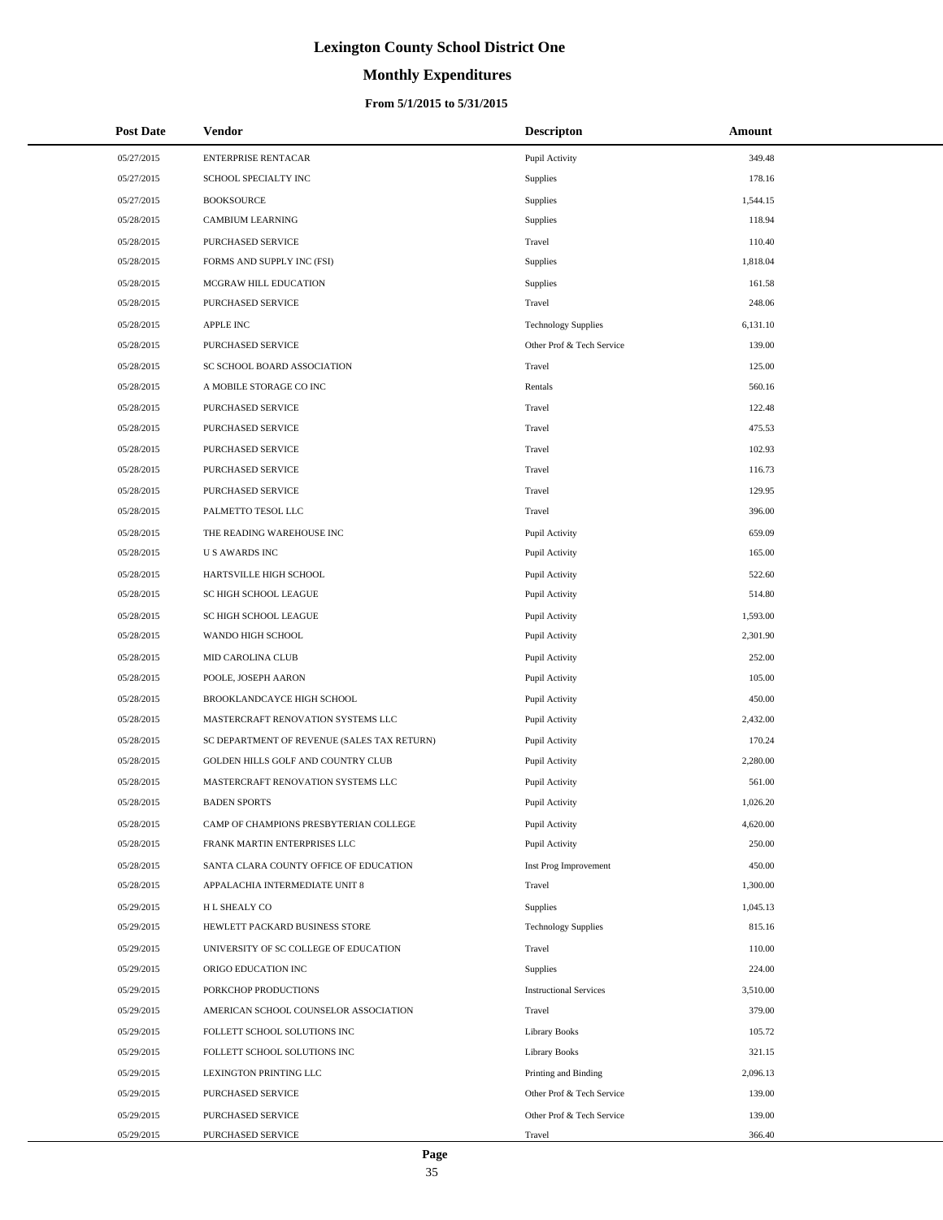# Lexington County School District One

## Monthly Expenditures

### From 5/1/2015 to 5/31/2015

| Post Date | Vendor | Descripton | Amount |
|---|---|---|---|
| 05/27/2015 | ENTERPRISE RENTACAR | Pupil Activity | 349.48 |
| 05/27/2015 | SCHOOL SPECIALTY INC | Supplies | 178.16 |
| 05/27/2015 | BOOKSOURCE | Supplies | 1,544.15 |
| 05/28/2015 | CAMBIUM LEARNING | Supplies | 118.94 |
| 05/28/2015 | PURCHASED SERVICE | Travel | 110.40 |
| 05/28/2015 | FORMS AND SUPPLY INC (FSI) | Supplies | 1,818.04 |
| 05/28/2015 | MCGRAW HILL EDUCATION | Supplies | 161.58 |
| 05/28/2015 | PURCHASED SERVICE | Travel | 248.06 |
| 05/28/2015 | APPLE INC | Technology Supplies | 6,131.10 |
| 05/28/2015 | PURCHASED SERVICE | Other Prof & Tech Service | 139.00 |
| 05/28/2015 | SC SCHOOL BOARD ASSOCIATION | Travel | 125.00 |
| 05/28/2015 | A MOBILE STORAGE CO INC | Rentals | 560.16 |
| 05/28/2015 | PURCHASED SERVICE | Travel | 122.48 |
| 05/28/2015 | PURCHASED SERVICE | Travel | 475.53 |
| 05/28/2015 | PURCHASED SERVICE | Travel | 102.93 |
| 05/28/2015 | PURCHASED SERVICE | Travel | 116.73 |
| 05/28/2015 | PURCHASED SERVICE | Travel | 129.95 |
| 05/28/2015 | PALMETTO TESOL LLC | Travel | 396.00 |
| 05/28/2015 | THE READING WAREHOUSE INC | Pupil Activity | 659.09 |
| 05/28/2015 | U S AWARDS INC | Pupil Activity | 165.00 |
| 05/28/2015 | HARTSVILLE HIGH SCHOOL | Pupil Activity | 522.60 |
| 05/28/2015 | SC HIGH SCHOOL LEAGUE | Pupil Activity | 514.80 |
| 05/28/2015 | SC HIGH SCHOOL LEAGUE | Pupil Activity | 1,593.00 |
| 05/28/2015 | WANDO HIGH SCHOOL | Pupil Activity | 2,301.90 |
| 05/28/2015 | MID CAROLINA CLUB | Pupil Activity | 252.00 |
| 05/28/2015 | POOLE, JOSEPH AARON | Pupil Activity | 105.00 |
| 05/28/2015 | BROOKLANDCAYCE HIGH SCHOOL | Pupil Activity | 450.00 |
| 05/28/2015 | MASTERCRAFT RENOVATION SYSTEMS LLC | Pupil Activity | 2,432.00 |
| 05/28/2015 | SC DEPARTMENT OF REVENUE (SALES TAX RETURN) | Pupil Activity | 170.24 |
| 05/28/2015 | GOLDEN HILLS GOLF AND COUNTRY CLUB | Pupil Activity | 2,280.00 |
| 05/28/2015 | MASTERCRAFT RENOVATION SYSTEMS LLC | Pupil Activity | 561.00 |
| 05/28/2015 | BADEN SPORTS | Pupil Activity | 1,026.20 |
| 05/28/2015 | CAMP OF CHAMPIONS PRESBYTERIAN COLLEGE | Pupil Activity | 4,620.00 |
| 05/28/2015 | FRANK MARTIN ENTERPRISES LLC | Pupil Activity | 250.00 |
| 05/28/2015 | SANTA CLARA COUNTY OFFICE OF EDUCATION | Inst Prog Improvement | 450.00 |
| 05/28/2015 | APPALACHIA INTERMEDIATE UNIT 8 | Travel | 1,300.00 |
| 05/29/2015 | H L SHEALY CO | Supplies | 1,045.13 |
| 05/29/2015 | HEWLETT PACKARD BUSINESS STORE | Technology Supplies | 815.16 |
| 05/29/2015 | UNIVERSITY OF SC COLLEGE OF EDUCATION | Travel | 110.00 |
| 05/29/2015 | ORIGO EDUCATION INC | Supplies | 224.00 |
| 05/29/2015 | PORKCHOP PRODUCTIONS | Instructional Services | 3,510.00 |
| 05/29/2015 | AMERICAN SCHOOL COUNSELOR ASSOCIATION | Travel | 379.00 |
| 05/29/2015 | FOLLETT SCHOOL SOLUTIONS INC | Library Books | 105.72 |
| 05/29/2015 | FOLLETT SCHOOL SOLUTIONS INC | Library Books | 321.15 |
| 05/29/2015 | LEXINGTON PRINTING LLC | Printing and Binding | 2,096.13 |
| 05/29/2015 | PURCHASED SERVICE | Other Prof & Tech Service | 139.00 |
| 05/29/2015 | PURCHASED SERVICE | Other Prof & Tech Service | 139.00 |
| 05/29/2015 | PURCHASED SERVICE | Travel | 366.40 |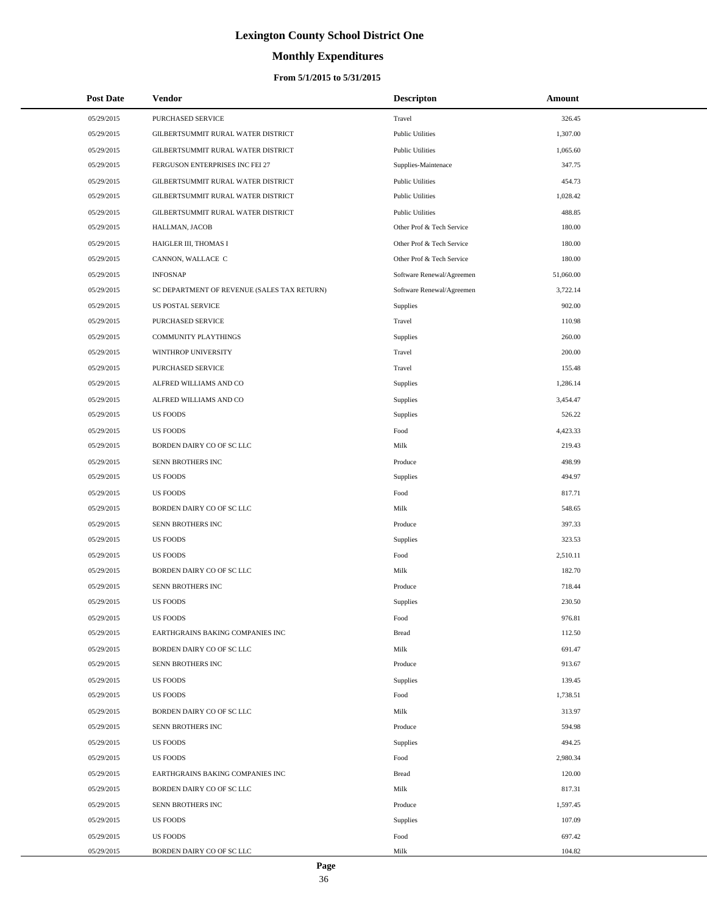# Lexington County School District One

## Monthly Expenditures

### From 5/1/2015 to 5/31/2015

| Post Date | Vendor | Descripton | Amount |
| --- | --- | --- | --- |
| 05/29/2015 | PURCHASED SERVICE | Travel | 326.45 |
| 05/29/2015 | GILBERTSUMMIT RURAL WATER DISTRICT | Public Utilities | 1,307.00 |
| 05/29/2015 | GILBERTSUMMIT RURAL WATER DISTRICT | Public Utilities | 1,065.60 |
| 05/29/2015 | FERGUSON ENTERPRISES INC FEI 27 | Supplies-Maintenace | 347.75 |
| 05/29/2015 | GILBERTSUMMIT RURAL WATER DISTRICT | Public Utilities | 454.73 |
| 05/29/2015 | GILBERTSUMMIT RURAL WATER DISTRICT | Public Utilities | 1,028.42 |
| 05/29/2015 | GILBERTSUMMIT RURAL WATER DISTRICT | Public Utilities | 488.85 |
| 05/29/2015 | HALLMAN, JACOB | Other Prof & Tech Service | 180.00 |
| 05/29/2015 | HAIGLER III, THOMAS I | Other Prof & Tech Service | 180.00 |
| 05/29/2015 | CANNON, WALLACE C | Other Prof & Tech Service | 180.00 |
| 05/29/2015 | INFOSNAP | Software Renewal/Agreemen | 51,060.00 |
| 05/29/2015 | SC DEPARTMENT OF REVENUE (SALES TAX RETURN) | Software Renewal/Agreemen | 3,722.14 |
| 05/29/2015 | US POSTAL SERVICE | Supplies | 902.00 |
| 05/29/2015 | PURCHASED SERVICE | Travel | 110.98 |
| 05/29/2015 | COMMUNITY PLAYTHINGS | Supplies | 260.00 |
| 05/29/2015 | WINTHROP UNIVERSITY | Travel | 200.00 |
| 05/29/2015 | PURCHASED SERVICE | Travel | 155.48 |
| 05/29/2015 | ALFRED WILLIAMS AND CO | Supplies | 1,286.14 |
| 05/29/2015 | ALFRED WILLIAMS AND CO | Supplies | 3,454.47 |
| 05/29/2015 | US FOODS | Supplies | 526.22 |
| 05/29/2015 | US FOODS | Food | 4,423.33 |
| 05/29/2015 | BORDEN DAIRY CO OF SC LLC | Milk | 219.43 |
| 05/29/2015 | SENN BROTHERS INC | Produce | 498.99 |
| 05/29/2015 | US FOODS | Supplies | 494.97 |
| 05/29/2015 | US FOODS | Food | 817.71 |
| 05/29/2015 | BORDEN DAIRY CO OF SC LLC | Milk | 548.65 |
| 05/29/2015 | SENN BROTHERS INC | Produce | 397.33 |
| 05/29/2015 | US FOODS | Supplies | 323.53 |
| 05/29/2015 | US FOODS | Food | 2,510.11 |
| 05/29/2015 | BORDEN DAIRY CO OF SC LLC | Milk | 182.70 |
| 05/29/2015 | SENN BROTHERS INC | Produce | 718.44 |
| 05/29/2015 | US FOODS | Supplies | 230.50 |
| 05/29/2015 | US FOODS | Food | 976.81 |
| 05/29/2015 | EARTHGRAINS BAKING COMPANIES INC | Bread | 112.50 |
| 05/29/2015 | BORDEN DAIRY CO OF SC LLC | Milk | 691.47 |
| 05/29/2015 | SENN BROTHERS INC | Produce | 913.67 |
| 05/29/2015 | US FOODS | Supplies | 139.45 |
| 05/29/2015 | US FOODS | Food | 1,738.51 |
| 05/29/2015 | BORDEN DAIRY CO OF SC LLC | Milk | 313.97 |
| 05/29/2015 | SENN BROTHERS INC | Produce | 594.98 |
| 05/29/2015 | US FOODS | Supplies | 494.25 |
| 05/29/2015 | US FOODS | Food | 2,980.34 |
| 05/29/2015 | EARTHGRAINS BAKING COMPANIES INC | Bread | 120.00 |
| 05/29/2015 | BORDEN DAIRY CO OF SC LLC | Milk | 817.31 |
| 05/29/2015 | SENN BROTHERS INC | Produce | 1,597.45 |
| 05/29/2015 | US FOODS | Supplies | 107.09 |
| 05/29/2015 | US FOODS | Food | 697.42 |
| 05/29/2015 | BORDEN DAIRY CO OF SC LLC | Milk | 104.82 |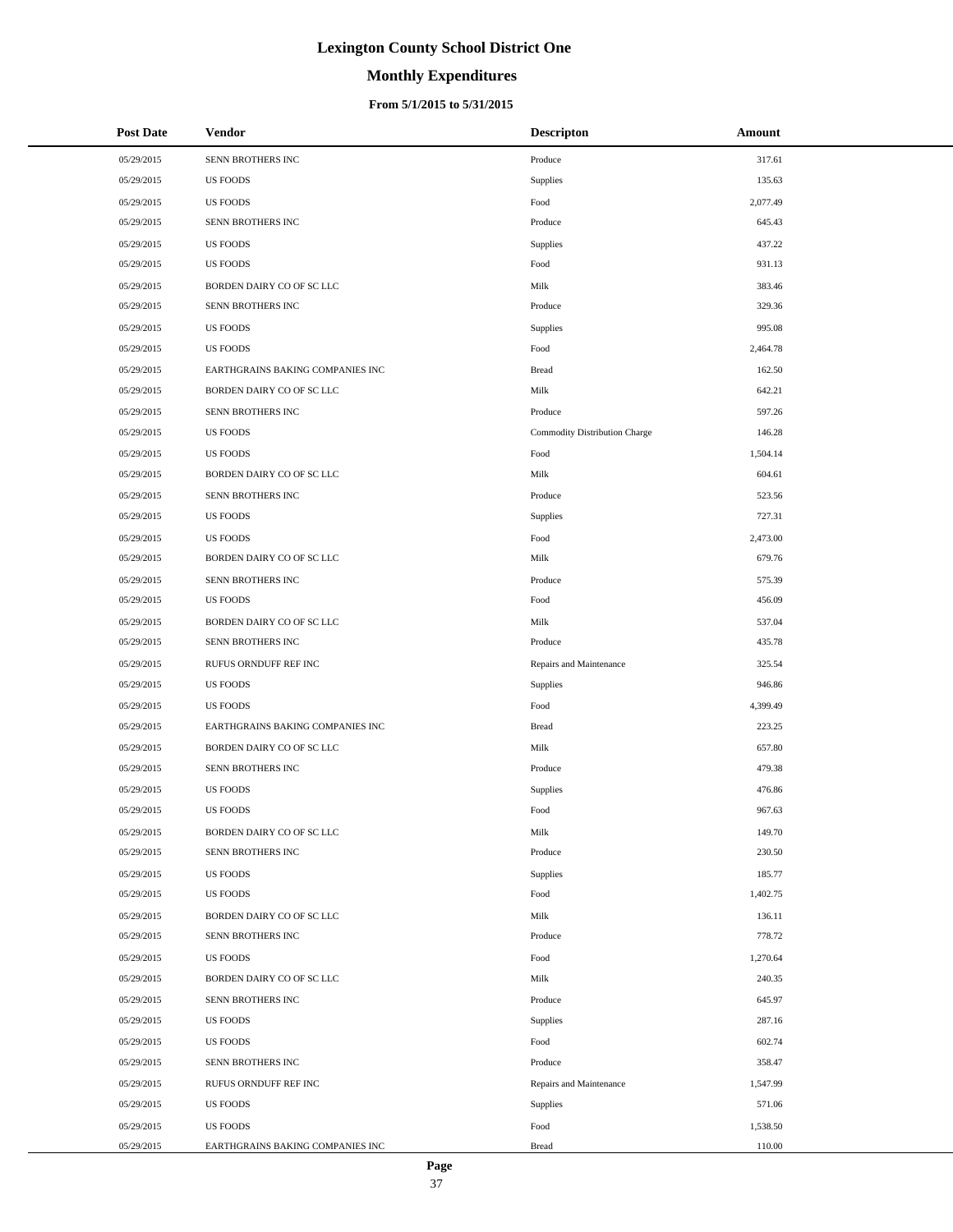# Lexington County School District One

## Monthly Expenditures

### From 5/1/2015 to 5/31/2015

| Post Date | Vendor | Descripton | Amount |
|---|---|---|---|
| 05/29/2015 | SENN BROTHERS INC | Produce | 317.61 |
| 05/29/2015 | US FOODS | Supplies | 135.63 |
| 05/29/2015 | US FOODS | Food | 2,077.49 |
| 05/29/2015 | SENN BROTHERS INC | Produce | 645.43 |
| 05/29/2015 | US FOODS | Supplies | 437.22 |
| 05/29/2015 | US FOODS | Food | 931.13 |
| 05/29/2015 | BORDEN DAIRY CO OF SC LLC | Milk | 383.46 |
| 05/29/2015 | SENN BROTHERS INC | Produce | 329.36 |
| 05/29/2015 | US FOODS | Supplies | 995.08 |
| 05/29/2015 | US FOODS | Food | 2,464.78 |
| 05/29/2015 | EARTHGRAINS BAKING COMPANIES INC | Bread | 162.50 |
| 05/29/2015 | BORDEN DAIRY CO OF SC LLC | Milk | 642.21 |
| 05/29/2015 | SENN BROTHERS INC | Produce | 597.26 |
| 05/29/2015 | US FOODS | Commodity Distribution Charge | 146.28 |
| 05/29/2015 | US FOODS | Food | 1,504.14 |
| 05/29/2015 | BORDEN DAIRY CO OF SC LLC | Milk | 604.61 |
| 05/29/2015 | SENN BROTHERS INC | Produce | 523.56 |
| 05/29/2015 | US FOODS | Supplies | 727.31 |
| 05/29/2015 | US FOODS | Food | 2,473.00 |
| 05/29/2015 | BORDEN DAIRY CO OF SC LLC | Milk | 679.76 |
| 05/29/2015 | SENN BROTHERS INC | Produce | 575.39 |
| 05/29/2015 | US FOODS | Food | 456.09 |
| 05/29/2015 | BORDEN DAIRY CO OF SC LLC | Milk | 537.04 |
| 05/29/2015 | SENN BROTHERS INC | Produce | 435.78 |
| 05/29/2015 | RUFUS ORNDUFF REF INC | Repairs and Maintenance | 325.54 |
| 05/29/2015 | US FOODS | Supplies | 946.86 |
| 05/29/2015 | US FOODS | Food | 4,399.49 |
| 05/29/2015 | EARTHGRAINS BAKING COMPANIES INC | Bread | 223.25 |
| 05/29/2015 | BORDEN DAIRY CO OF SC LLC | Milk | 657.80 |
| 05/29/2015 | SENN BROTHERS INC | Produce | 479.38 |
| 05/29/2015 | US FOODS | Supplies | 476.86 |
| 05/29/2015 | US FOODS | Food | 967.63 |
| 05/29/2015 | BORDEN DAIRY CO OF SC LLC | Milk | 149.70 |
| 05/29/2015 | SENN BROTHERS INC | Produce | 230.50 |
| 05/29/2015 | US FOODS | Supplies | 185.77 |
| 05/29/2015 | US FOODS | Food | 1,402.75 |
| 05/29/2015 | BORDEN DAIRY CO OF SC LLC | Milk | 136.11 |
| 05/29/2015 | SENN BROTHERS INC | Produce | 778.72 |
| 05/29/2015 | US FOODS | Food | 1,270.64 |
| 05/29/2015 | BORDEN DAIRY CO OF SC LLC | Milk | 240.35 |
| 05/29/2015 | SENN BROTHERS INC | Produce | 645.97 |
| 05/29/2015 | US FOODS | Supplies | 287.16 |
| 05/29/2015 | US FOODS | Food | 602.74 |
| 05/29/2015 | SENN BROTHERS INC | Produce | 358.47 |
| 05/29/2015 | RUFUS ORNDUFF REF INC | Repairs and Maintenance | 1,547.99 |
| 05/29/2015 | US FOODS | Supplies | 571.06 |
| 05/29/2015 | US FOODS | Food | 1,538.50 |
| 05/29/2015 | EARTHGRAINS BAKING COMPANIES INC | Bread | 110.00 |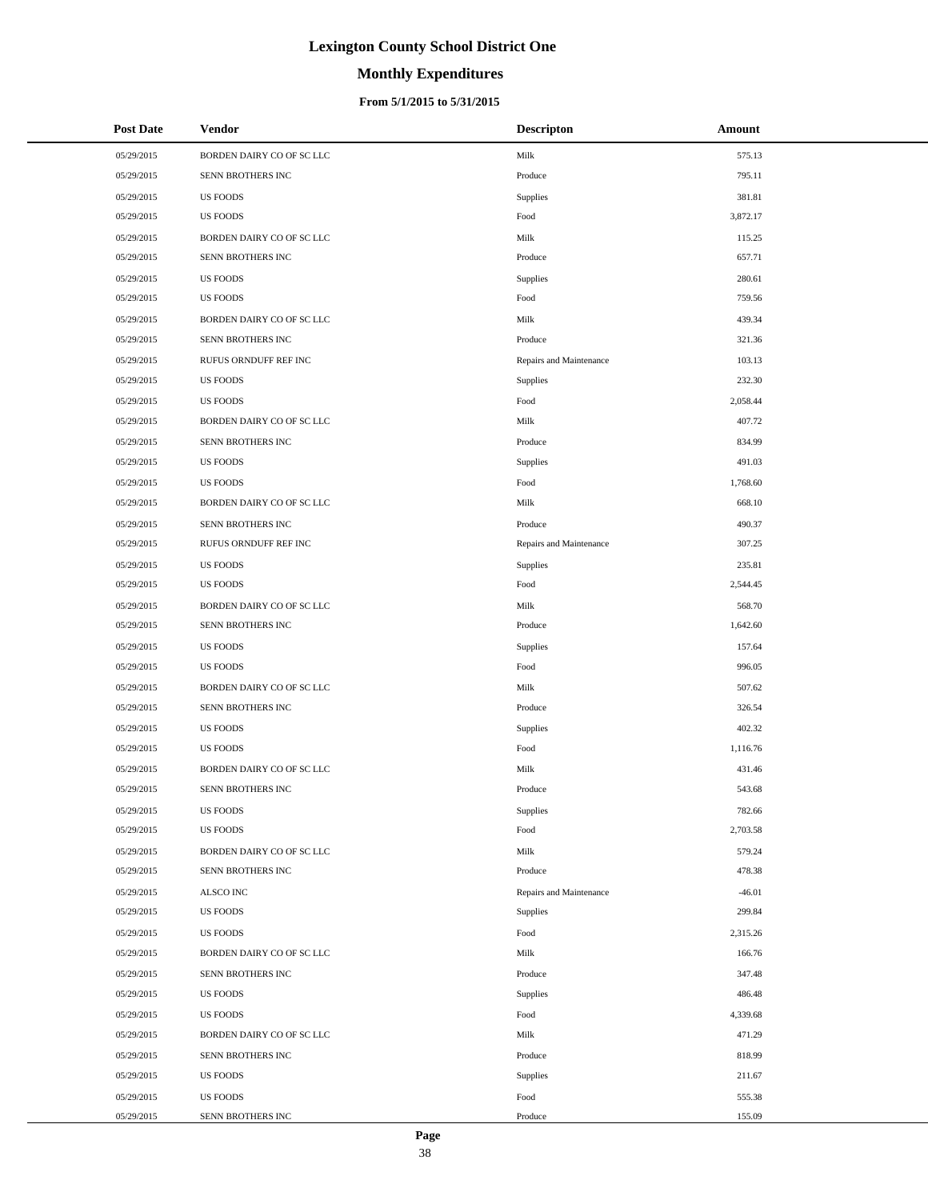# Lexington County School District One

## Monthly Expenditures

### From 5/1/2015 to 5/31/2015

| Post Date | Vendor | Descripton | Amount |
|---|---|---|---|
| 05/29/2015 | BORDEN DAIRY CO OF SC LLC | Milk | 575.13 |
| 05/29/2015 | SENN BROTHERS INC | Produce | 795.11 |
| 05/29/2015 | US FOODS | Supplies | 381.81 |
| 05/29/2015 | US FOODS | Food | 3,872.17 |
| 05/29/2015 | BORDEN DAIRY CO OF SC LLC | Milk | 115.25 |
| 05/29/2015 | SENN BROTHERS INC | Produce | 657.71 |
| 05/29/2015 | US FOODS | Supplies | 280.61 |
| 05/29/2015 | US FOODS | Food | 759.56 |
| 05/29/2015 | BORDEN DAIRY CO OF SC LLC | Milk | 439.34 |
| 05/29/2015 | SENN BROTHERS INC | Produce | 321.36 |
| 05/29/2015 | RUFUS ORNDUFF REF INC | Repairs and Maintenance | 103.13 |
| 05/29/2015 | US FOODS | Supplies | 232.30 |
| 05/29/2015 | US FOODS | Food | 2,058.44 |
| 05/29/2015 | BORDEN DAIRY CO OF SC LLC | Milk | 407.72 |
| 05/29/2015 | SENN BROTHERS INC | Produce | 834.99 |
| 05/29/2015 | US FOODS | Supplies | 491.03 |
| 05/29/2015 | US FOODS | Food | 1,768.60 |
| 05/29/2015 | BORDEN DAIRY CO OF SC LLC | Milk | 668.10 |
| 05/29/2015 | SENN BROTHERS INC | Produce | 490.37 |
| 05/29/2015 | RUFUS ORNDUFF REF INC | Repairs and Maintenance | 307.25 |
| 05/29/2015 | US FOODS | Supplies | 235.81 |
| 05/29/2015 | US FOODS | Food | 2,544.45 |
| 05/29/2015 | BORDEN DAIRY CO OF SC LLC | Milk | 568.70 |
| 05/29/2015 | SENN BROTHERS INC | Produce | 1,642.60 |
| 05/29/2015 | US FOODS | Supplies | 157.64 |
| 05/29/2015 | US FOODS | Food | 996.05 |
| 05/29/2015 | BORDEN DAIRY CO OF SC LLC | Milk | 507.62 |
| 05/29/2015 | SENN BROTHERS INC | Produce | 326.54 |
| 05/29/2015 | US FOODS | Supplies | 402.32 |
| 05/29/2015 | US FOODS | Food | 1,116.76 |
| 05/29/2015 | BORDEN DAIRY CO OF SC LLC | Milk | 431.46 |
| 05/29/2015 | SENN BROTHERS INC | Produce | 543.68 |
| 05/29/2015 | US FOODS | Supplies | 782.66 |
| 05/29/2015 | US FOODS | Food | 2,703.58 |
| 05/29/2015 | BORDEN DAIRY CO OF SC LLC | Milk | 579.24 |
| 05/29/2015 | SENN BROTHERS INC | Produce | 478.38 |
| 05/29/2015 | ALSCO INC | Repairs and Maintenance | -46.01 |
| 05/29/2015 | US FOODS | Supplies | 299.84 |
| 05/29/2015 | US FOODS | Food | 2,315.26 |
| 05/29/2015 | BORDEN DAIRY CO OF SC LLC | Milk | 166.76 |
| 05/29/2015 | SENN BROTHERS INC | Produce | 347.48 |
| 05/29/2015 | US FOODS | Supplies | 486.48 |
| 05/29/2015 | US FOODS | Food | 4,339.68 |
| 05/29/2015 | BORDEN DAIRY CO OF SC LLC | Milk | 471.29 |
| 05/29/2015 | SENN BROTHERS INC | Produce | 818.99 |
| 05/29/2015 | US FOODS | Supplies | 211.67 |
| 05/29/2015 | US FOODS | Food | 555.38 |
| 05/29/2015 | SENN BROTHERS INC | Produce | 155.09 |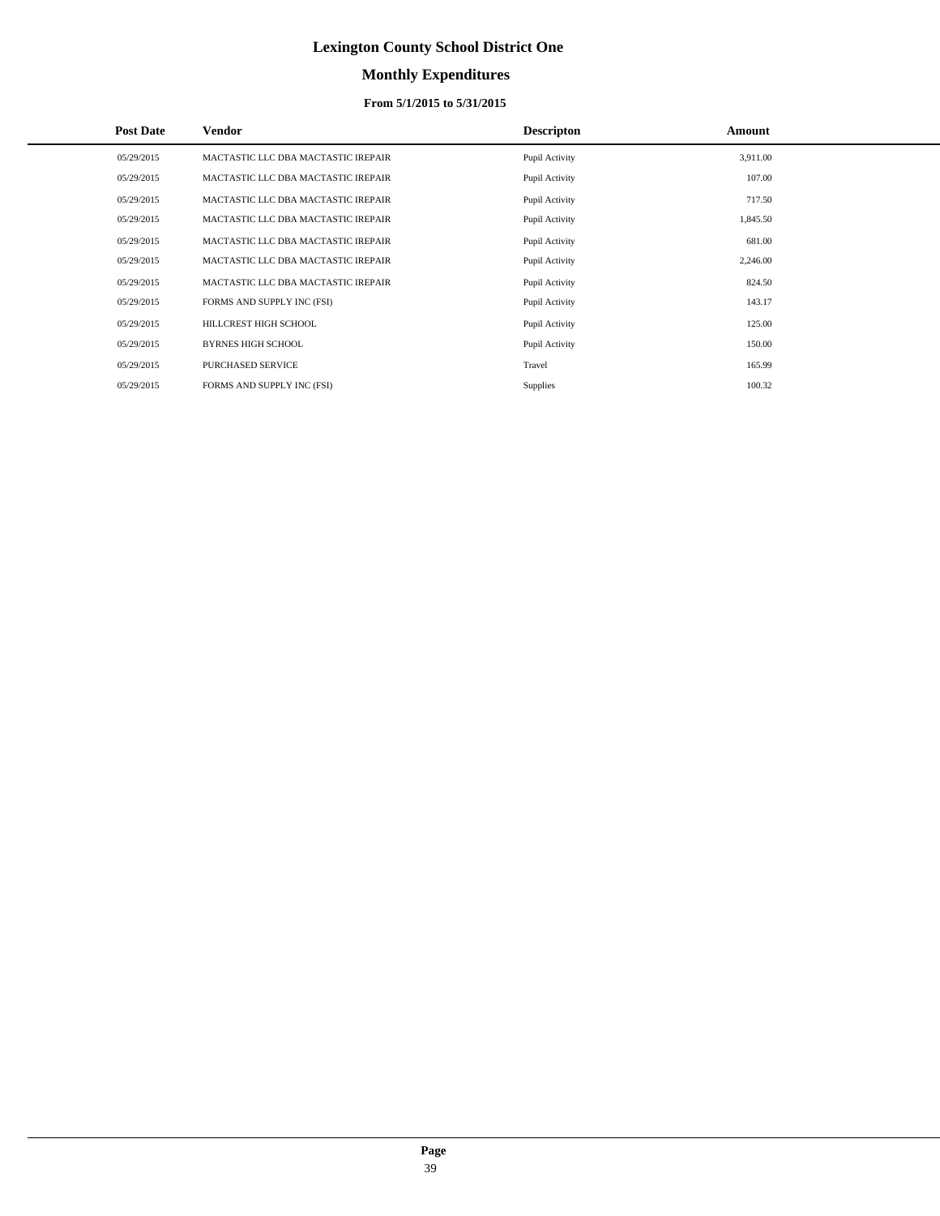# Lexington County School District One

## Monthly Expenditures

### From 5/1/2015 to 5/31/2015

| Post Date | Vendor | Descripton | Amount |
|---|---|---|---|
| 05/29/2015 | MACTASTIC LLC DBA MACTASTIC IREPAIR | Pupil Activity | 3,911.00 |
| 05/29/2015 | MACTASTIC LLC DBA MACTASTIC IREPAIR | Pupil Activity | 107.00 |
| 05/29/2015 | MACTASTIC LLC DBA MACTASTIC IREPAIR | Pupil Activity | 717.50 |
| 05/29/2015 | MACTASTIC LLC DBA MACTASTIC IREPAIR | Pupil Activity | 1,845.50 |
| 05/29/2015 | MACTASTIC LLC DBA MACTASTIC IREPAIR | Pupil Activity | 681.00 |
| 05/29/2015 | MACTASTIC LLC DBA MACTASTIC IREPAIR | Pupil Activity | 2,246.00 |
| 05/29/2015 | MACTASTIC LLC DBA MACTASTIC IREPAIR | Pupil Activity | 824.50 |
| 05/29/2015 | FORMS AND SUPPLY INC (FSI) | Pupil Activity | 143.17 |
| 05/29/2015 | HILLCREST HIGH SCHOOL | Pupil Activity | 125.00 |
| 05/29/2015 | BYRNES HIGH SCHOOL | Pupil Activity | 150.00 |
| 05/29/2015 | PURCHASED SERVICE | Travel | 165.99 |
| 05/29/2015 | FORMS AND SUPPLY INC (FSI) | Supplies | 100.32 |